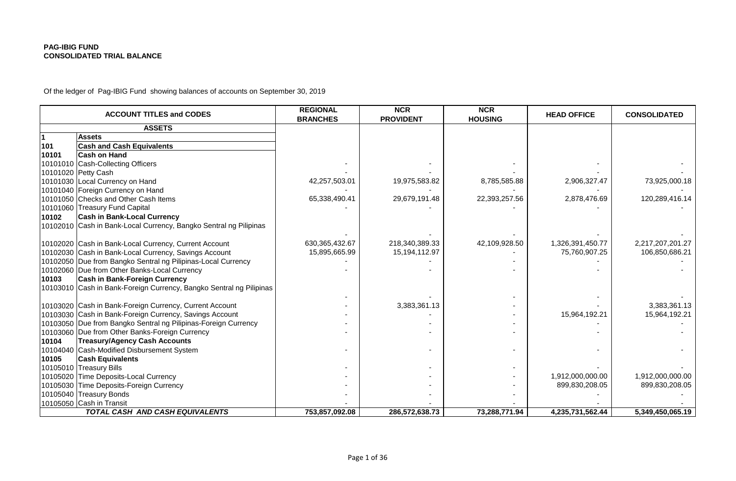**PAG-IBIG FUND**
**CONSOLIDATED TRIAL BALANCE**

Of the ledger of Pag-IBIG Fund showing balances of accounts on September 30, 2019

| ACCOUNT TITLES and CODES | | REGIONAL BRANCHES | NCR PROVIDENT | NCR HOUSING | HEAD OFFICE | CONSOLIDATED |
|---|---|---|---|---|---|---|
| **ASSETS** | | | | | | |
| **1** | **Assets** | | | | | |
| **101** | **Cash and Cash Equivalents** | | | | | |
| **10101** | **Cash on Hand** | | | | | |
| 10101010 | Cash-Collecting Officers | - | - | - | - | - |
| 10101020 | Petty Cash | - | - | - | - | - |
| 10101030 | Local Currency on Hand | 42,257,503.01 | 19,975,583.82 | 8,785,585.88 | 2,906,327.47 | 73,925,000.18 |
| 10101040 | Foreign Currency on Hand | - | - | - | - | - |
| 10101050 | Checks and Other Cash Items | 65,338,490.41 | 29,679,191.48 | 22,393,257.56 | 2,878,476.69 | 120,289,416.14 |
| 10101060 | Treasury Fund Capital | - | - | - | - | - |
| **10102** | **Cash in Bank-Local Currency** | | | | | |
| 10102010 | Cash in Bank-Local Currency, Bangko Sentral ng Pilipinas | - | - | - | - | - |
| 10102020 | Cash in Bank-Local Currency, Current Account | 630,365,432.67 | 218,340,389.33 | 42,109,928.50 | 1,326,391,450.77 | 2,217,207,201.27 |
| 10102030 | Cash in Bank-Local Currency, Savings Account | 15,895,665.99 | 15,194,112.97 | - | 75,760,907.25 | 106,850,686.21 |
| 10102050 | Due from Bangko Sentral ng Pilipinas-Local Currency | - | - | - | - | - |
| 10102060 | Due from Other Banks-Local Currency | - | - | - | - | - |
| **10103** | **Cash in Bank-Foreign Currency** | | | | | |
| 10103010 | Cash in Bank-Foreign Currency, Bangko Sentral ng Pilipinas | - | - | - | - | - |
| 10103020 | Cash in Bank-Foreign Currency, Current Account | - | 3,383,361.13 | - | - | 3,383,361.13 |
| 10103030 | Cash in Bank-Foreign Currency, Savings Account | - | - | - | 15,964,192.21 | 15,964,192.21 |
| 10103050 | Due from Bangko Sentral ng Pilipinas-Foreign Currency | - | - | - | - | - |
| 10103060 | Due from Other Banks-Foreign Currency | - | - | - | - | - |
| **10104** | **Treasury/Agency Cash Accounts** | | | | | |
| 10104040 | Cash-Modified Disbursement System | - | - | - | - | - |
| **10105** | **Cash Equivalents** | | | | | |
| 10105010 | Treasury Bills | - | - | - | - | - |
| 10105020 | Time Deposits-Local Currency | - | - | - | 1,912,000,000.00 | 1,912,000,000.00 |
| 10105030 | Time Deposits-Foreign Currency | - | - | - | 899,830,208.05 | 899,830,208.05 |
| 10105040 | Treasury Bonds | - | - | - | - | - |
| 10105050 | Cash in Transit | - | - | - | - | - |
| ***TOTAL CASH AND CASH EQUIVALENTS*** | | **753,857,092.08** | **286,572,638.73** | **73,288,771.94** | **4,235,731,562.44** | **5,349,450,065.19** |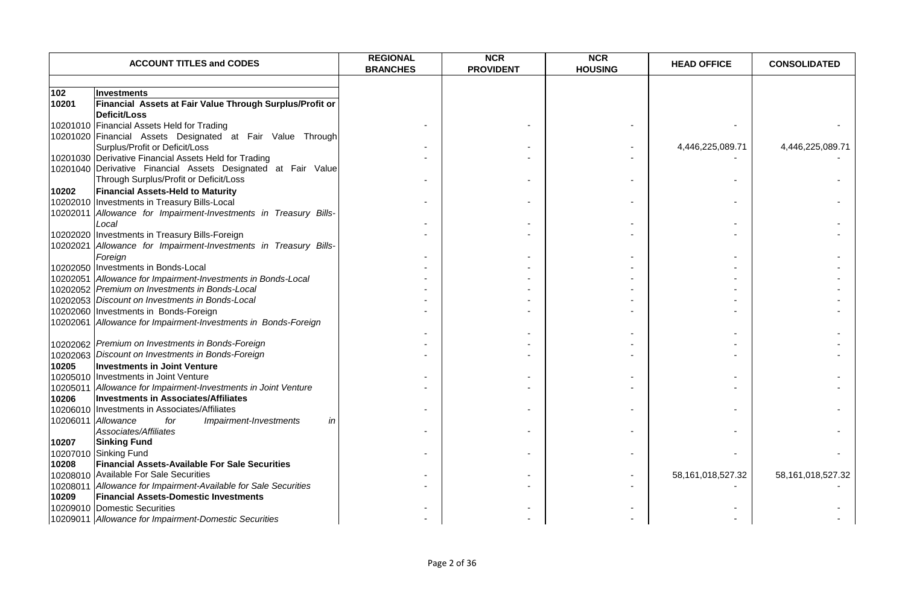| ACCOUNT TITLES and CODES | | REGIONAL BRANCHES | NCR PROVIDENT | NCR HOUSING | HEAD OFFICE | CONSOLIDATED |
|---|---|---|---|---|---|---|
| **102** | **Investments** | | | | | |
| **10201** | **Financial Assets at Fair Value Through Surplus/Profit or Deficit/Loss** | | | | | |
| 10201010 | Financial Assets Held for Trading | - | - | - | - | - |
| 10201020 | Financial Assets Designated at Fair Value Through Surplus/Profit or Deficit/Loss | - | - | - | 4,446,225,089.71 | 4,446,225,089.71 |
| 10201030 | Derivative Financial Assets Held for Trading | - | - | - | - | - |
| 10201040 | Derivative Financial Assets Designated at Fair Value Through Surplus/Profit or Deficit/Loss | - | - | - | - | - |
| **10202** | **Financial Assets-Held to Maturity** | | | | | |
| 10202010 | Investments in Treasury Bills-Local | - | - | - | - | - |
| 10202011 | *Allowance for Impairment-Investments in Treasury Bills-Local* | - | - | - | - | - |
| 10202020 | Investments in Treasury Bills-Foreign | - | - | - | - | - |
| 10202021 | *Allowance for Impairment-Investments in Treasury Bills-Foreign* | - | - | - | - | - |
| 10202050 | Investments in Bonds-Local | - | - | - | - | - |
| 10202051 | *Allowance for Impairment-Investments in Bonds-Local* | - | - | - | - | - |
| 10202052 | *Premium on Investments in Bonds-Local* | - | - | - | - | - |
| 10202053 | *Discount on Investments in Bonds-Local* | - | - | - | - | - |
| 10202060 | Investments in Bonds-Foreign | - | - | - | - | - |
| 10202061 | *Allowance for Impairment-Investments in Bonds-Foreign* | - | - | - | - | - |
| 10202062 | *Premium on Investments in Bonds-Foreign* | - | - | - | - | - |
| 10202063 | *Discount on Investments in Bonds-Foreign* | - | - | - | - | - |
| **10205** | **Investments in Joint Venture** | | | | | |
| 10205010 | Investments in Joint Venture | - | - | - | - | - |
| 10205011 | *Allowance for Impairment-Investments in Joint Venture* | - | - | - | - | - |
| **10206** | **Investments in Associates/Affiliates** | | | | | |
| 10206010 | Investments in Associates/Affiliates | - | - | - | - | - |
| 10206011 | *Allowance for Impairment-Investments in Associates/Affiliates* | - | - | - | - | - |
| **10207** | **Sinking Fund** | | | | | |
| 10207010 | Sinking Fund | - | - | - | - | - |
| **10208** | **Financial Assets-Available For Sale Securities** | | | | | |
| 10208010 | Available For Sale Securities | - | - | - | 58,161,018,527.32 | 58,161,018,527.32 |
| 10208011 | *Allowance for Impairment-Available for Sale Securities* | - | - | - | - | - |
| **10209** | **Financial Assets-Domestic Investments** | | | | | |
| 10209010 | Domestic Securities | - | - | - | - | - |
| 10209011 | *Allowance for Impairment-Domestic Securities* | - | - | - | - | - |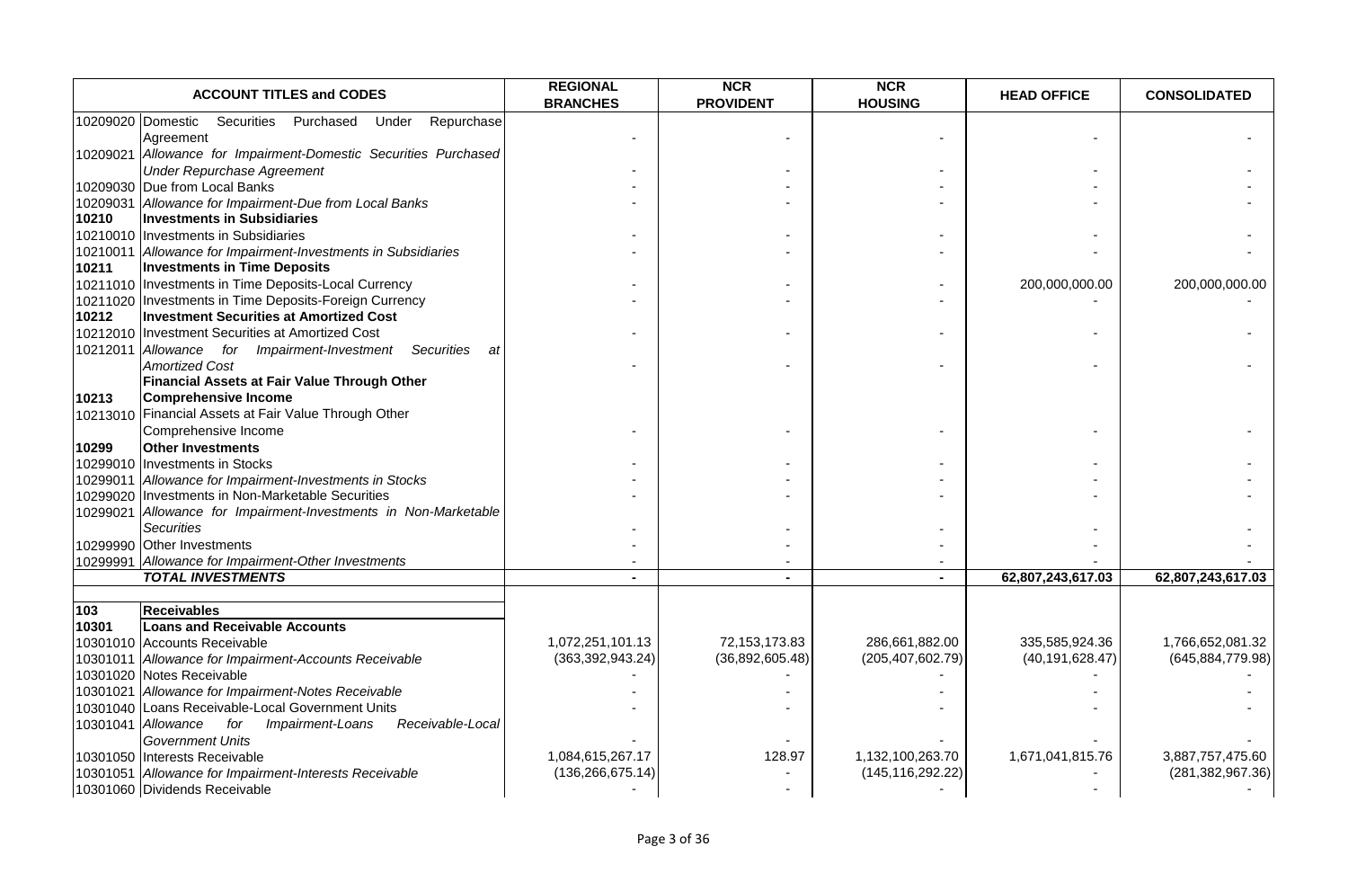| ACCOUNT TITLES and CODES | | REGIONAL BRANCHES | NCR PROVIDENT | NCR HOUSING | HEAD OFFICE | CONSOLIDATED |
|---|---|---|---|---|---|---|
| 10209020 | Domestic Securities Purchased Under Repurchase Agreement | - | - | - | - | - |
| 10209021 | *Allowance for Impairment-Domestic Securities Purchased Under Repurchase Agreement* | - | - | - | - | - |
| 10209030 | Due from Local Banks | - | - | - | - | - |
| 10209031 | *Allowance for Impairment-Due from Local Banks* | - | - | - | - | - |
| **10210** | **Investments in Subsidiaries** | | | | | |
| 10210010 | Investments in Subsidiaries | - | - | - | - | - |
| 10210011 | *Allowance for Impairment-Investments in Subsidiaries* | - | - | - | - | - |
| **10211** | **Investments in Time Deposits** | | | | | |
| 10211010 | Investments in Time Deposits-Local Currency | - | - | - | 200,000,000.00 | 200,000,000.00 |
| 10211020 | Investments in Time Deposits-Foreign Currency | - | - | - | - | - |
| **10212** | **Investment Securities at Amortized Cost** | | | | | |
| 10212010 | Investment Securities at Amortized Cost | - | - | - | - | - |
| 10212011 | *Allowance for Impairment-Investment Securities at Amortized Cost* | - | - | - | - | - |
| **10213** | **Financial Assets at Fair Value Through Other Comprehensive Income** | | | | | |
| 10213010 | Financial Assets at Fair Value Through Other Comprehensive Income | - | - | - | - | - |
| **10299** | **Other Investments** | | | | | |
| 10299010 | Investments in Stocks | - | - | - | - | - |
| 10299011 | *Allowance for Impairment-Investments in Stocks* | - | - | - | - | - |
| 10299020 | Investments in Non-Marketable Securities | - | - | - | - | - |
| 10299021 | *Allowance for Impairment-Investments in Non-Marketable Securities* | - | - | - | - | - |
| 10299990 | Other Investments | - | - | - | - | - |
| 10299991 | *Allowance for Impairment-Other Investments* | - | - | - | - | - |
| | ***TOTAL INVESTMENTS*** | **-** | **-** | **-** | **62,807,243,617.03** | **62,807,243,617.03** |
| | | | | | | |
| **103** | **Receivables** | | | | | |
| **10301** | **Loans and Receivable Accounts** | | | | | |
| 10301010 | Accounts Receivable | 1,072,251,101.13 | 72,153,173.83 | 286,661,882.00 | 335,585,924.36 | 1,766,652,081.32 |
| 10301011 | *Allowance for Impairment-Accounts Receivable* | (363,392,943.24) | (36,892,605.48) | (205,407,602.79) | (40,191,628.47) | (645,884,779.98) |
| 10301020 | Notes Receivable | - | - | - | - | - |
| 10301021 | *Allowance for Impairment-Notes Receivable* | - | - | - | - | - |
| 10301040 | Loans Receivable-Local Government Units | - | - | - | - | - |
| 10301041 | *Allowance for Impairment-Loans Receivable-Local Government Units* | - | - | - | - | - |
| 10301050 | Interests Receivable | 1,084,615,267.17 | 128.97 | 1,132,100,263.70 | 1,671,041,815.76 | 3,887,757,475.60 |
| 10301051 | *Allowance for Impairment-Interests Receivable* | (136,266,675.14) | - | (145,116,292.22) | - | (281,382,967.36) |
| 10301060 | Dividends Receivable | - | - | - | - | - |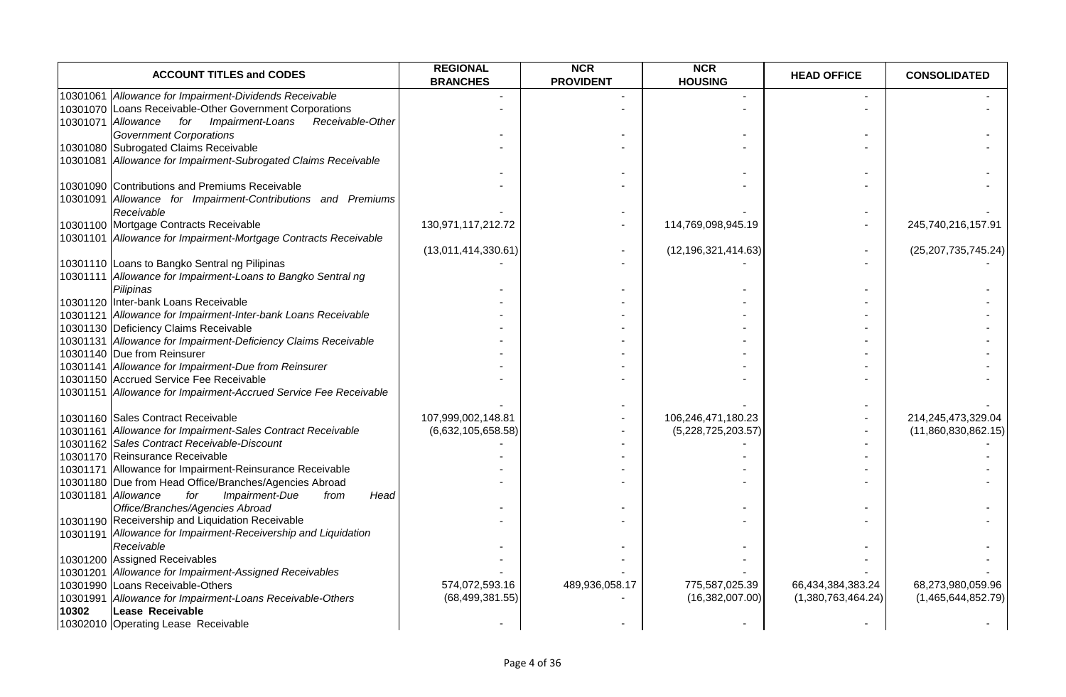| ACCOUNT TITLES and CODES | | REGIONAL BRANCHES | NCR PROVIDENT | NCR HOUSING | HEAD OFFICE | CONSOLIDATED |
|---|---|---|---|---|---|---|
| 10301061 | *Allowance for Impairment-Dividends Receivable* | - | - | - | - | - |
| 10301070 | Loans Receivable-Other Government Corporations | - | - | - | - | - |
| 10301071 | *Allowance for Impairment-Loans Receivable-Other Government Corporations* | - | - | - | - | - |
| 10301080 | Subrogated Claims Receivable | - | - | - | - | - |
| 10301081 | *Allowance for Impairment-Subrogated Claims Receivable* | - | - | - | - | - |
| 10301090 | Contributions and Premiums Receivable | - | - | - | - | - |
| 10301091 | *Allowance for Impairment-Contributions and Premiums Receivable* | - | - | - | - | - |
| 10301100 | Mortgage Contracts Receivable | 130,971,117,212.72 | - | 114,769,098,945.19 | - | 245,740,216,157.91 |
| 10301101 | *Allowance for Impairment-Mortgage Contracts Receivable* | (13,011,414,330.61) | - | (12,196,321,414.63) | - | (25,207,735,745.24) |
| 10301110 | Loans to Bangko Sentral ng Pilipinas | - | - | - | - | - |
| 10301111 | *Allowance for Impairment-Loans to Bangko Sentral ng Pilipinas* | - | - | - | - | - |
| 10301120 | Inter-bank Loans Receivable | - | - | - | - | - |
| 10301121 | *Allowance for Impairment-Inter-bank Loans Receivable* | - | - | - | - | - |
| 10301130 | Deficiency Claims Receivable | - | - | - | - | - |
| 10301131 | *Allowance for Impairment-Deficiency Claims Receivable* | - | - | - | - | - |
| 10301140 | Due from Reinsurer | - | - | - | - | - |
| 10301141 | *Allowance for Impairment-Due from Reinsurer* | - | - | - | - | - |
| 10301150 | Accrued Service Fee Receivable | - | - | - | - | - |
| 10301151 | *Allowance for Impairment-Accrued Service Fee Receivable* | - | - | - | - | - |
| 10301160 | Sales Contract Receivable | 107,999,002,148.81 | - | 106,246,471,180.23 | - | 214,245,473,329.04 |
| 10301161 | *Allowance for Impairment-Sales Contract Receivable* | (6,632,105,658.58) | - | (5,228,725,203.57) | - | (11,860,830,862.15) |
| 10301162 | *Sales Contract Receivable-Discount* | - | - | - | - | - |
| 10301170 | Reinsurance Receivable | - | - | - | - | - |
| 10301171 | Allowance for Impairment-Reinsurance Receivable | - | - | - | - | - |
| 10301180 | Due from Head Office/Branches/Agencies Abroad | - | - | - | - | - |
| 10301181 | *Allowance for Impairment-Due from Head Office/Branches/Agencies Abroad* | - | - | - | - | - |
| 10301190 | Receivership and Liquidation Receivable | - | - | - | - | - |
| 10301191 | *Allowance for Impairment-Receivership and Liquidation Receivable* | - | - | - | - | - |
| 10301200 | Assigned Receivables | - | - | - | - | - |
| 10301201 | *Allowance for Impairment-Assigned Receivables* | - | - | - | - | - |
| 10301990 | Loans Receivable-Others | 574,072,593.16 | 489,936,058.17 | 775,587,025.39 | 66,434,384,383.24 | 68,273,980,059.96 |
| 10301991 | *Allowance for Impairment-Loans Receivable-Others* | (68,499,381.55) | - | (16,382,007.00) | (1,380,763,464.24) | (1,465,644,852.79) |
| **10302** | **Lease Receivable** | | | | | |
| 10302010 | Operating Lease Receivable | - | - | - | - | - |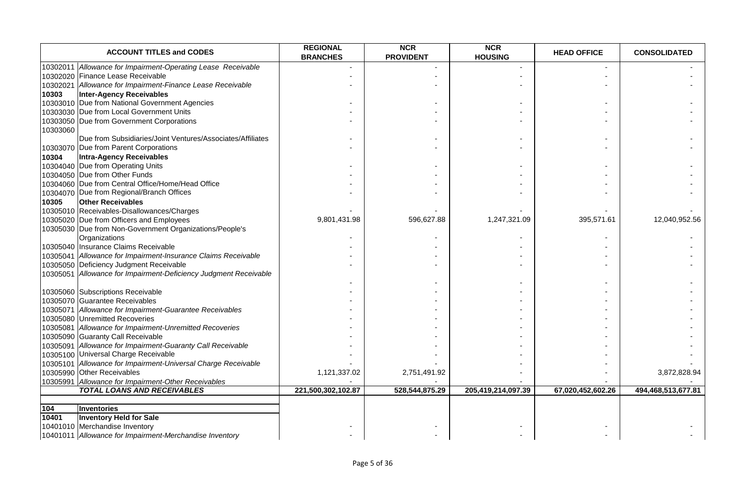| ACCOUNT TITLES and CODES | | REGIONAL BRANCHES | NCR PROVIDENT | NCR HOUSING | HEAD OFFICE | CONSOLIDATED |
|---|---|---|---|---|---|---|
| 10302011 | *Allowance for Impairment-Operating Lease Receivable* | - | - | - | - | - |
| 10302020 | Finance Lease Receivable | - | - | - | - | - |
| 10302021 | *Allowance for Impairment-Finance Lease Receivable* | - | - | - | - | - |
| **10303** | **Inter-Agency Receivables** | | | | | |
| 10303010 | Due from National Government Agencies | - | - | - | - | - |
| 10303030 | Due from Local Government Units | - | - | - | - | - |
| 10303050 | Due from Government Corporations | - | - | - | - | - |
| 10303060 | Due from Subsidiaries/Joint Ventures/Associates/Affiliates | - | - | - | - | - |
| 10303070 | Due from Parent Corporations | - | - | - | - | - |
| **10304** | **Intra-Agency Receivables** | | | | | |
| 10304040 | Due from Operating Units | - | - | - | - | - |
| 10304050 | Due from Other Funds | - | - | - | - | - |
| 10304060 | Due from Central Office/Home/Head Office | - | - | - | - | - |
| 10304070 | Due from Regional/Branch Offices | - | - | - | - | - |
| **10305** | **Other Receivables** | | | | | |
| 10305010 | Receivables-Disallowances/Charges | - | - | - | - | - |
| 10305020 | Due from Officers and Employees | 9,801,431.98 | 596,627.88 | 1,247,321.09 | 395,571.61 | 12,040,952.56 |
| 10305030 | Due from Non-Government Organizations/People's Organizations | - | - | - | - | - |
| 10305040 | Insurance Claims Receivable | - | - | - | - | - |
| 10305041 | *Allowance for Impairment-Insurance Claims Receivable* | - | - | - | - | - |
| 10305050 | Deficiency Judgment Receivable | - | - | - | - | - |
| 10305051 | *Allowance for Impairment-Deficiency Judgment Receivable* | - | - | - | - | - |
| 10305060 | Subscriptions Receivable | - | - | - | - | - |
| 10305070 | Guarantee Receivables | - | - | - | - | - |
| 10305071 | *Allowance for Impairment-Guarantee Receivables* | - | - | - | - | - |
| 10305080 | Unremitted Recoveries | - | - | - | - | - |
| 10305081 | *Allowance for Impairment-Unremitted Recoveries* | - | - | - | - | - |
| 10305090 | Guaranty Call Receivable | - | - | - | - | - |
| 10305091 | *Allowance for Impairment-Guaranty Call Receivable* | - | - | - | - | - |
| 10305100 | Universal Charge Receivable | - | - | - | - | - |
| 10305101 | *Allowance for Impairment-Universal Charge Receivable* | - | - | - | - | - |
| 10305990 | Other Receivables | 1,121,337.02 | 2,751,491.92 | - | - | 3,872,828.94 |
| 10305991 | *Allowance for Impairment-Other Receivables* | - | - | - | - | - |
| | ***TOTAL LOANS AND RECEIVABLES*** | **221,500,302,102.87** | **528,544,875.29** | **205,419,214,097.39** | **67,020,452,602.26** | **494,468,513,677.81** |
| | | | | | | |
| **104** | **Inventories** | | | | | |
| **10401** | **Inventory Held for Sale** | | | | | |
| 10401010 | Merchandise Inventory | - | - | - | - | - |
| 10401011 | *Allowance for Impairment-Merchandise Inventory* | - | - | - | - | - |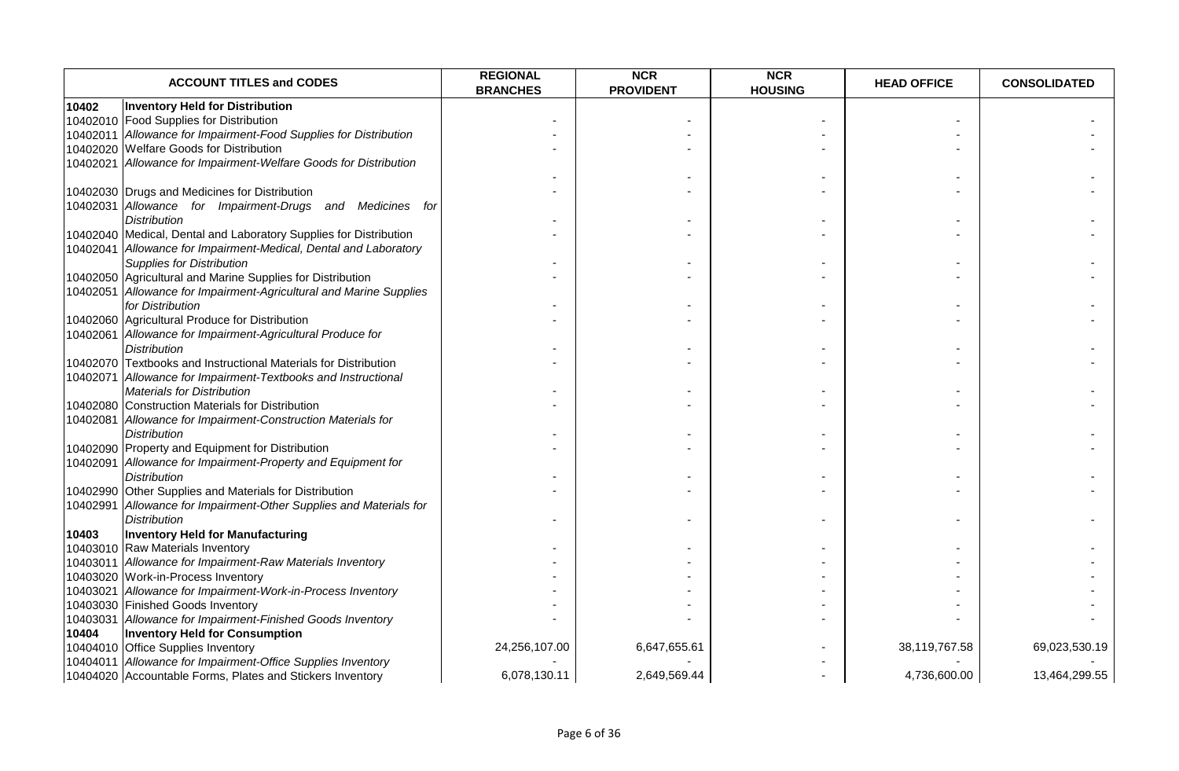| ACCOUNT TITLES and CODES | | REGIONAL BRANCHES | NCR PROVIDENT | NCR HOUSING | HEAD OFFICE | CONSOLIDATED |
|---|---|---|---|---|---|---|
| **10402** | **Inventory Held for Distribution** | | | | | |
| 10402010 | Food Supplies for Distribution | - | - | - | - | - |
| 10402011 | *Allowance for Impairment-Food Supplies for Distribution* | - | - | - | - | - |
| 10402020 | Welfare Goods for Distribution | - | - | - | - | - |
| 10402021 | *Allowance for Impairment-Welfare Goods for Distribution* | - | - | - | - | - |
| 10402030 | Drugs and Medicines for Distribution | - | - | - | - | - |
| 10402031 | *Allowance for Impairment-Drugs and Medicines for Distribution* | - | - | - | - | - |
| 10402040 | Medical, Dental and Laboratory Supplies for Distribution | - | - | - | - | - |
| 10402041 | *Allowance for Impairment-Medical, Dental and Laboratory Supplies for Distribution* | - | - | - | - | - |
| 10402050 | Agricultural and Marine Supplies for Distribution | - | - | - | - | - |
| 10402051 | *Allowance for Impairment-Agricultural and Marine Supplies for Distribution* | - | - | - | - | - |
| 10402060 | Agricultural Produce for Distribution | - | - | - | - | - |
| 10402061 | *Allowance for Impairment-Agricultural Produce for Distribution* | - | - | - | - | - |
| 10402070 | Textbooks and Instructional Materials for Distribution | - | - | - | - | - |
| 10402071 | *Allowance for Impairment-Textbooks and Instructional Materials for Distribution* | - | - | - | - | - |
| 10402080 | Construction Materials for Distribution | - | - | - | - | - |
| 10402081 | *Allowance for Impairment-Construction Materials for Distribution* | - | - | - | - | - |
| 10402090 | Property and Equipment for Distribution | - | - | - | - | - |
| 10402091 | *Allowance for Impairment-Property and Equipment for Distribution* | - | - | - | - | - |
| 10402990 | Other Supplies and Materials for Distribution | - | - | - | - | - |
| 10402991 | *Allowance for Impairment-Other Supplies and Materials for Distribution* | - | - | - | - | - |
| **10403** | **Inventory Held for Manufacturing** | | | | | |
| 10403010 | Raw Materials Inventory | - | - | - | - | - |
| 10403011 | *Allowance for Impairment-Raw Materials Inventory* | - | - | - | - | - |
| 10403020 | Work-in-Process Inventory | - | - | - | - | - |
| 10403021 | *Allowance for Impairment-Work-in-Process Inventory* | - | - | - | - | - |
| 10403030 | Finished Goods Inventory | - | - | - | - | - |
| 10403031 | *Allowance for Impairment-Finished Goods Inventory* | - | - | - | - | - |
| **10404** | **Inventory Held for Consumption** | | | | | |
| 10404010 | Office Supplies Inventory | 24,256,107.00 | 6,647,655.61 | - | 38,119,767.58 | 69,023,530.19 |
| 10404011 | *Allowance for Impairment-Office Supplies Inventory* | - | - | - | - | - |
| 10404020 | Accountable Forms, Plates and Stickers Inventory | 6,078,130.11 | 2,649,569.44 | - | 4,736,600.00 | 13,464,299.55 |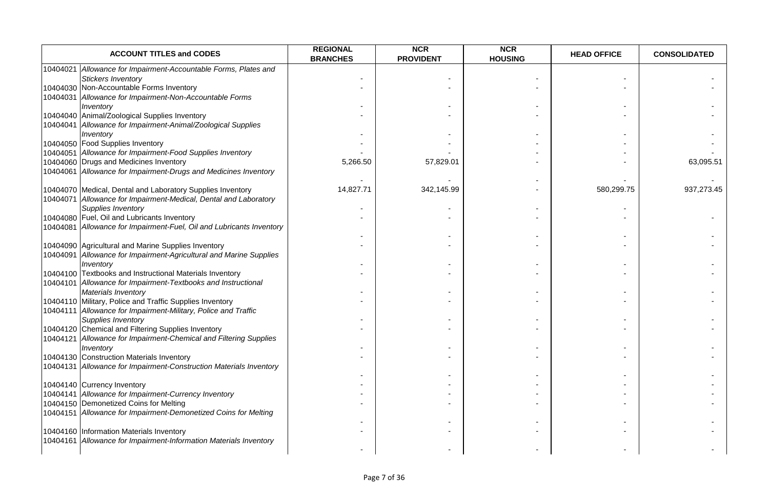| ACCOUNT TITLES and CODES | | REGIONAL BRANCHES | NCR PROVIDENT | NCR HOUSING | HEAD OFFICE | CONSOLIDATED |
|---|---|---|---|---|---|---|
| 10404021 | *Allowance for Impairment-Accountable Forms, Plates and Stickers Inventory* | - | - | - | - | - |
| 10404030 | Non-Accountable Forms Inventory | - | - | - | - | - |
| 10404031 | *Allowance for Impairment-Non-Accountable Forms Inventory* | - | - | - | - | - |
| 10404040 | Animal/Zoological Supplies Inventory | - | - | - | - | - |
| 10404041 | *Allowance for Impairment-Animal/Zoological Supplies Inventory* | - | - | - | - | - |
| 10404050 | Food Supplies Inventory | - | - | - | - | - |
| 10404051 | *Allowance for Impairment-Food Supplies Inventory* | - | - | - | - | - |
| 10404060 | Drugs and Medicines Inventory | 5,266.50 | 57,829.01 | - | - | 63,095.51 |
| 10404061 | *Allowance for Impairment-Drugs and Medicines Inventory* | - | - | - | - | - |
| 10404070 | Medical, Dental and Laboratory Supplies Inventory | 14,827.71 | 342,145.99 | - | 580,299.75 | 937,273.45 |
| 10404071 | *Allowance for Impairment-Medical, Dental and Laboratory Supplies Inventory* | - | - | - | - | |
| 10404080 | Fuel, Oil and Lubricants Inventory | - | - | - | - | - |
| 10404081 | *Allowance for Impairment-Fuel, Oil and Lubricants Inventory* | - | - | - | - | - |
| 10404090 | Agricultural and Marine Supplies Inventory | - | - | - | - | - |
| 10404091 | *Allowance for Impairment-Agricultural and Marine Supplies Inventory* | - | - | - | - | - |
| 10404100 | Textbooks and Instructional Materials Inventory | - | - | - | - | - |
| 10404101 | *Allowance for Impairment-Textbooks and Instructional Materials Inventory* | - | - | - | - | - |
| 10404110 | Military, Police and Traffic Supplies Inventory | - | - | - | - | - |
| 10404111 | *Allowance for Impairment-Military, Police and Traffic Supplies Inventory* | - | - | - | - | - |
| 10404120 | Chemical and Filtering Supplies Inventory | - | - | - | - | - |
| 10404121 | *Allowance for Impairment-Chemical and Filtering Supplies Inventory* | - | - | - | - | - |
| 10404130 | Construction Materials Inventory | - | - | - | - | - |
| 10404131 | *Allowance for Impairment-Construction Materials Inventory* | - | - | - | - | - |
| 10404140 | Currency Inventory | - | - | - | - | - |
| 10404141 | *Allowance for Impairment-Currency Inventory* | - | - | - | - | - |
| 10404150 | Demonetized Coins for Melting | - | - | - | - | - |
| 10404151 | *Allowance for Impairment-Demonetized Coins for Melting* | - | - | - | - | - |
| 10404160 | Information Materials Inventory | - | - | - | - | - |
| 10404161 | *Allowance for Impairment-Information Materials Inventory* | - | - | - | - | - |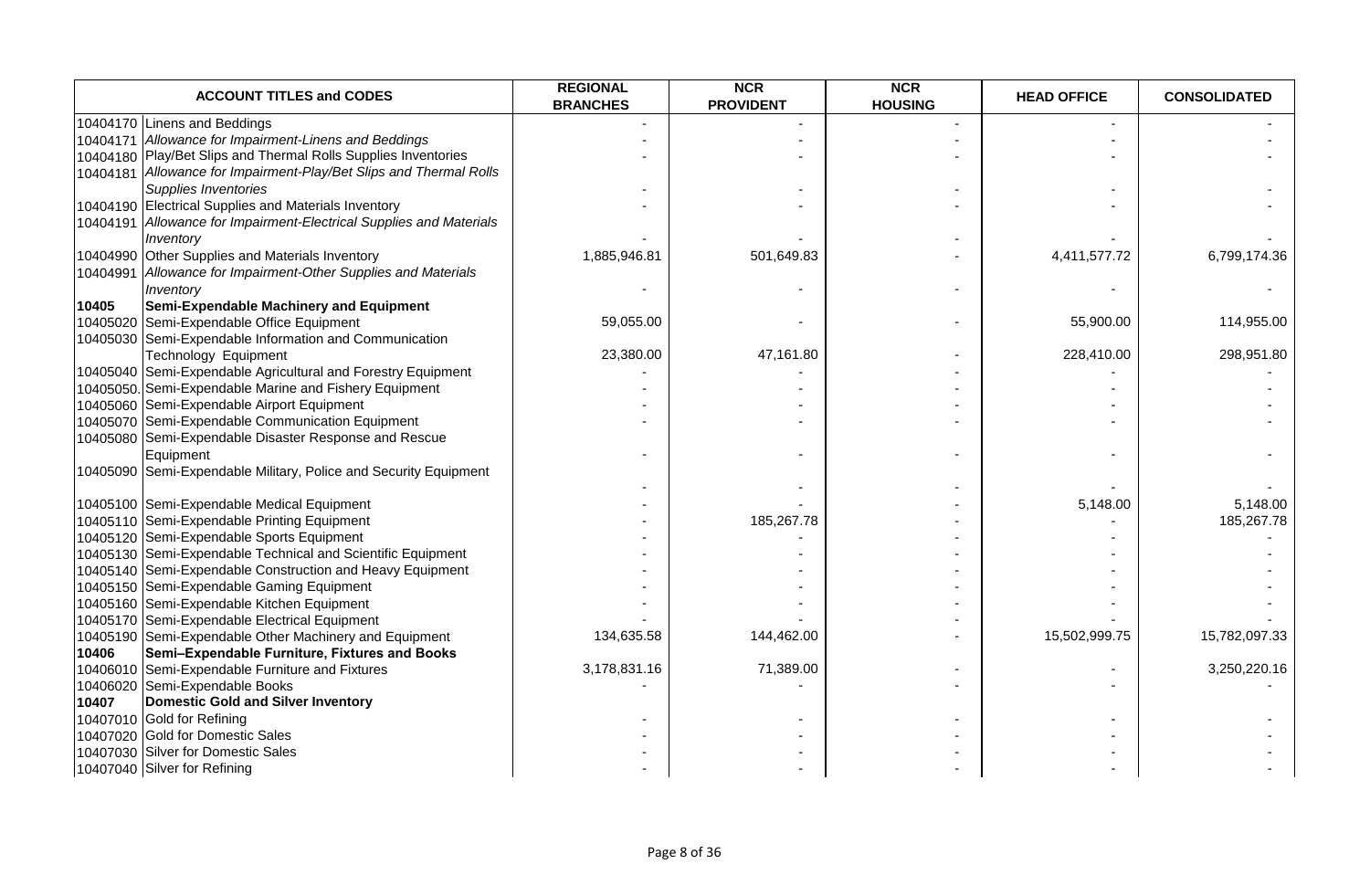| ACCOUNT TITLES and CODES | | REGIONAL BRANCHES | NCR PROVIDENT | NCR HOUSING | HEAD OFFICE | CONSOLIDATED |
|---|---|---|---|---|---|---|
| 10404170 | Linens and Beddings | - | - | - | - | - |
| 10404171 | *Allowance for Impairment-Linens and Beddings* | - | - | - | - | - |
| 10404180 | Play/Bet Slips and Thermal Rolls Supplies Inventories | - | - | - | - | - |
| 10404181 | *Allowance for Impairment-Play/Bet Slips and Thermal Rolls Supplies Inventories* | - | - | - | - | - |
| 10404190 | Electrical Supplies and Materials Inventory | - | - | - | - | - |
| 10404191 | *Allowance for Impairment-Electrical Supplies and Materials Inventory* | - | - | - | - | - |
| 10404990 | Other Supplies and Materials Inventory | 1,885,946.81 | 501,649.83 | - | 4,411,577.72 | 6,799,174.36 |
| 10404991 | *Allowance for Impairment-Other Supplies and Materials Inventory* | - | - | - | - | - |
| **10405** | **Semi-Expendable Machinery and Equipment** | | | | | |
| 10405020 | Semi-Expendable Office Equipment | 59,055.00 | - | - | 55,900.00 | 114,955.00 |
| 10405030 | Semi-Expendable Information and Communication Technology Equipment | 23,380.00 | 47,161.80 | - | 228,410.00 | 298,951.80 |
| 10405040 | Semi-Expendable Agricultural and Forestry Equipment | - | - | - | - | - |
| 10405050. | Semi-Expendable Marine and Fishery Equipment | - | - | - | - | - |
| 10405060 | Semi-Expendable Airport Equipment | - | - | - | - | - |
| 10405070 | Semi-Expendable Communication Equipment | - | - | - | - | - |
| 10405080 | Semi-Expendable Disaster Response and Rescue Equipment | - | - | - | - | - |
| 10405090 | Semi-Expendable Military, Police and Security Equipment | - | - | - | - | - |
| 10405100 | Semi-Expendable Medical Equipment | - | - | - | 5,148.00 | 5,148.00 |
| 10405110 | Semi-Expendable Printing Equipment | - | 185,267.78 | - | - | 185,267.78 |
| 10405120 | Semi-Expendable Sports Equipment | - | - | - | - | - |
| 10405130 | Semi-Expendable Technical and Scientific Equipment | - | - | - | - | - |
| 10405140 | Semi-Expendable Construction and Heavy Equipment | - | - | - | - | - |
| 10405150 | Semi-Expendable Gaming Equipment | - | - | - | - | - |
| 10405160 | Semi-Expendable Kitchen Equipment | - | - | - | - | - |
| 10405170 | Semi-Expendable Electrical Equipment | - | - | - | - | - |
| 10405190 | Semi-Expendable Other Machinery and Equipment | 134,635.58 | 144,462.00 | - | 15,502,999.75 | 15,782,097.33 |
| **10406** | **Semi–Expendable Furniture, Fixtures and Books** | | | | | |
| 10406010 | Semi-Expendable Furniture and Fixtures | 3,178,831.16 | 71,389.00 | - | - | 3,250,220.16 |
| 10406020 | Semi-Expendable Books | - | - | - | - | - |
| **10407** | **Domestic Gold and Silver Inventory** | | | | | |
| 10407010 | Gold for Refining | - | - | - | - | - |
| 10407020 | Gold for Domestic Sales | - | - | - | - | - |
| 10407030 | Silver for Domestic Sales | - | - | - | - | - |
| 10407040 | Silver for Refining | - | - | - | - | - |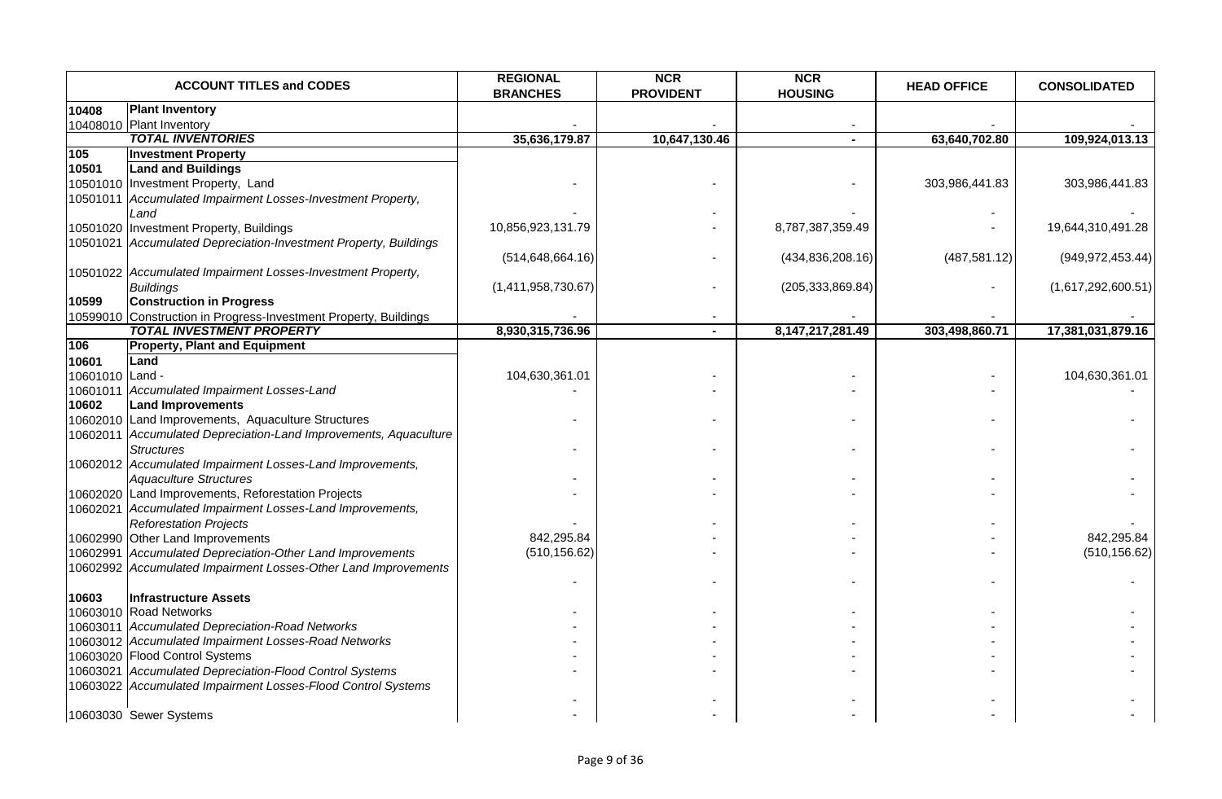| ACCOUNT TITLES and CODES | | REGIONAL BRANCHES | NCR PROVIDENT | NCR HOUSING | HEAD OFFICE | CONSOLIDATED |
|---|---|---|---|---|---|---|
| **10408** | **Plant Inventory** | | | | | |
| 10408010 | Plant Inventory | - | - | - | - | - |
| | ***TOTAL INVENTORIES*** | **35,636,179.87** | **10,647,130.46** | **-** | **63,640,702.80** | **109,924,013.13** |
| **105** | **Investment Property** | | | | | |
| **10501** | **Land and Buildings** | | | | | |
| 10501010 | Investment Property, Land | - | - | - | 303,986,441.83 | 303,986,441.83 |
| 10501011 | *Accumulated Impairment Losses-Investment Property, Land* | - | - | - | - | - |
| 10501020 | Investment Property, Buildings | 10,856,923,131.79 | - | 8,787,387,359.49 | - | 19,644,310,491.28 |
| 10501021 | *Accumulated Depreciation-Investment Property, Buildings* | (514,648,664.16) | - | (434,836,208.16) | (487,581.12) | (949,972,453.44) |
| 10501022 | *Accumulated Impairment Losses-Investment Property, Buildings* | (1,411,958,730.67) | - | (205,333,869.84) | - | (1,617,292,600.51) |
| **10599** | **Construction in Progress** | | | | | |
| 10599010 | Construction in Progress-Investment Property, Buildings | - | - | - | - | - |
| | ***TOTAL INVESTMENT PROPERTY*** | **8,930,315,736.96** | **-** | **8,147,217,281.49** | **303,498,860.71** | **17,381,031,879.16** |
| **106** | **Property, Plant and Equipment** | | | | | |
| **10601** | **Land** | | | | | |
| 10601010 | Land - | 104,630,361.01 | - | - | - | 104,630,361.01 |
| 10601011 | *Accumulated Impairment Losses-Land* | - | - | - | - | - |
| **10602** | **Land Improvements** | | | | | |
| 10602010 | Land Improvements, Aquaculture Structures | - | - | - | - | - |
| 10602011 | *Accumulated Depreciation-Land Improvements, Aquaculture Structures* | - | - | - | - | - |
| 10602012 | *Accumulated Impairment Losses-Land Improvements, Aquaculture Structures* | - | - | - | - | - |
| 10602020 | Land Improvements, Reforestation Projects | - | - | - | - | - |
| 10602021 | *Accumulated Impairment Losses-Land Improvements, Reforestation Projects* | - | - | - | - | - |
| 10602990 | Other Land Improvements | 842,295.84 | - | - | - | 842,295.84 |
| 10602991 | *Accumulated Depreciation-Other Land Improvements* | (510,156.62) | - | - | - | (510,156.62) |
| 10602992 | *Accumulated Impairment Losses-Other Land Improvements* | - | - | - | - | - |
| **10603** | **Infrastructure Assets** | | | | | |
| 10603010 | Road Networks | - | - | - | - | - |
| 10603011 | *Accumulated Depreciation-Road Networks* | - | - | - | - | - |
| 10603012 | *Accumulated Impairment Losses-Road Networks* | - | - | - | - | - |
| 10603020 | Flood Control Systems | - | - | - | - | - |
| 10603021 | *Accumulated Depreciation-Flood Control Systems* | - | - | - | - | - |
| 10603022 | *Accumulated Impairment Losses-Flood Control Systems* | - | - | - | - | - |
| 10603030 | Sewer Systems | - | - | - | - | - |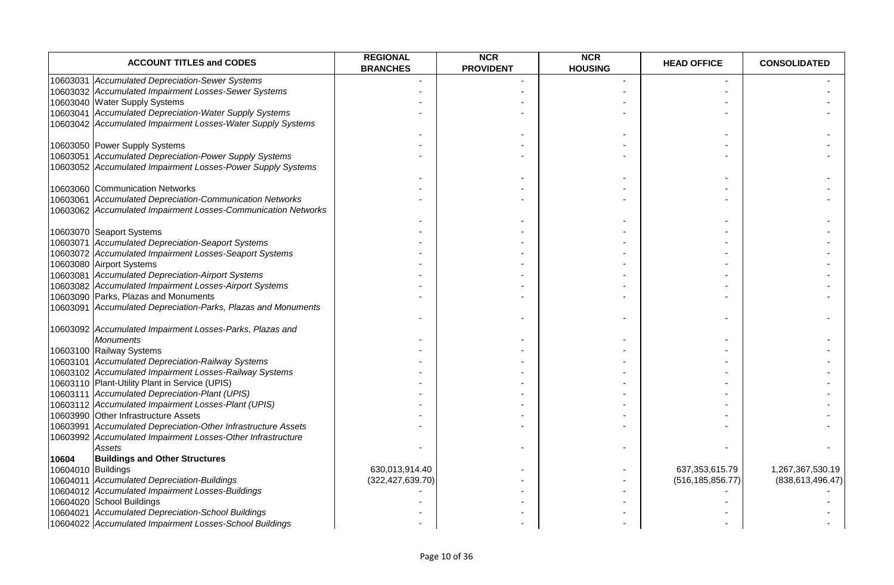| ACCOUNT TITLES and CODES | | REGIONAL BRANCHES | NCR PROVIDENT | NCR HOUSING | HEAD OFFICE | CONSOLIDATED |
|---|---|---|---|---|---|---|
| 10603031 | *Accumulated Depreciation-Sewer Systems* | - | - | - | - | - |
| 10603032 | *Accumulated Impairment Losses-Sewer Systems* | - | - | - | - | - |
| 10603040 | Water Supply Systems | - | - | - | - | - |
| 10603041 | *Accumulated Depreciation-Water Supply Systems* | - | - | - | - | - |
| 10603042 | *Accumulated Impairment Losses-Water Supply Systems* | - | - | - | - | - |
| 10603050 | Power Supply Systems | - | - | - | - | - |
| 10603051 | *Accumulated Depreciation-Power Supply Systems* | - | - | - | - | - |
| 10603052 | *Accumulated Impairment Losses-Power Supply Systems* | - | - | - | - | - |
| 10603060 | Communication Networks | - | - | - | - | - |
| 10603061 | *Accumulated Depreciation-Communication Networks* | - | - | - | - | - |
| 10603062 | *Accumulated Impairment Losses-Communication Networks* | - | - | - | - | - |
| 10603070 | Seaport Systems | - | - | - | - | - |
| 10603071 | *Accumulated Depreciation-Seaport Systems* | - | - | - | - | - |
| 10603072 | *Accumulated Impairment Losses-Seaport Systems* | - | - | - | - | - |
| 10603080 | Airport Systems | - | - | - | - | - |
| 10603081 | *Accumulated Depreciation-Airport Systems* | - | - | - | - | - |
| 10603082 | *Accumulated Impairment Losses-Airport Systems* | - | - | - | - | - |
| 10603090 | Parks, Plazas and Monuments | - | - | - | - | - |
| 10603091 | *Accumulated Depreciation-Parks, Plazas and Monuments* | - | - | - | - | - |
| 10603092 | *Accumulated Impairment Losses-Parks, Plazas and Monuments* | - | - | - | - | - |
| 10603100 | Railway Systems | - | - | - | - | - |
| 10603101 | *Accumulated Depreciation-Railway Systems* | - | - | - | - | - |
| 10603102 | *Accumulated Impairment Losses-Railway Systems* | - | - | - | - | - |
| 10603110 | Plant-Utility Plant in Service (UPIS) | - | - | - | - | - |
| 10603111 | *Accumulated Depreciation-Plant (UPIS)* | - | - | - | - | - |
| 10603112 | *Accumulated Impairment Losses-Plant (UPIS)* | - | - | - | - | - |
| 10603990 | Other Infrastructure Assets | - | - | - | - | - |
| 10603991 | *Accumulated Depreciation-Other Infrastructure Assets* | - | - | - | - | - |
| 10603992 | *Accumulated Impairment Losses-Other Infrastructure Assets* | - | - | - | - | - |
| **10604** | **Buildings and Other Structures** | | | | | |
| 10604010 | Buildings | 630,013,914.40 | - | - | 637,353,615.79 | 1,267,367,530.19 |
| 10604011 | *Accumulated Depreciation-Buildings* | (322,427,639.70) | - | - | (516,185,856.77) | (838,613,496.47) |
| 10604012 | *Accumulated Impairment Losses-Buildings* | - | - | - | - | - |
| 10604020 | School Buildings | - | - | - | - | - |
| 10604021 | *Accumulated Depreciation-School Buildings* | - | - | - | - | - |
| 10604022 | *Accumulated Impairment Losses-School Buildings* | - | - | - | - | - |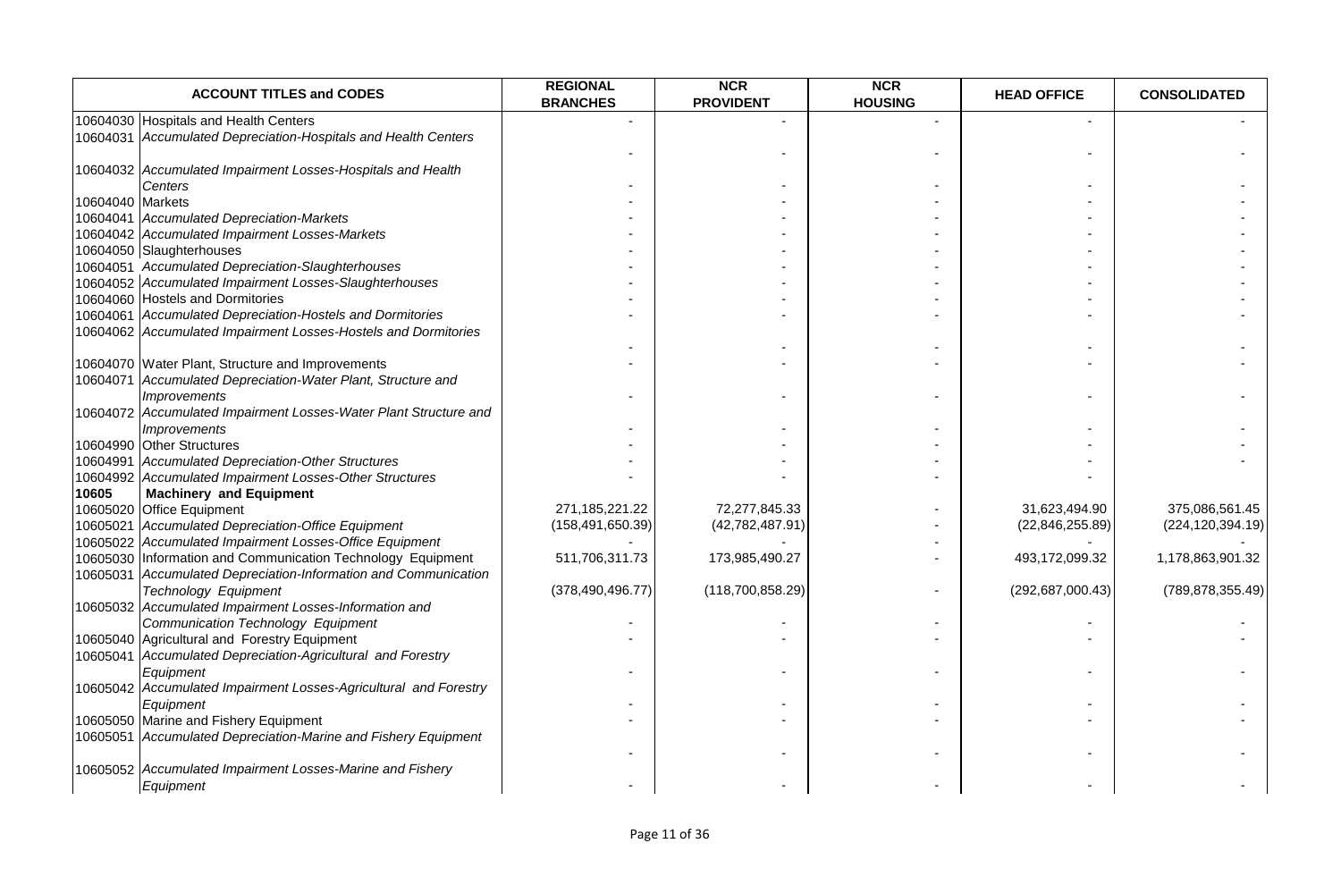| ACCOUNT TITLES and CODES | | REGIONAL BRANCHES | NCR PROVIDENT | NCR HOUSING | HEAD OFFICE | CONSOLIDATED |
|---|---|---|---|---|---|---|
| 10604030 | Hospitals and Health Centers | - | - | - | - | - |
| 10604031 | *Accumulated Depreciation-Hospitals and Health Centers* | - | - | - | - | - |
| 10604032 | *Accumulated Impairment Losses-Hospitals and Health Centers* | - | - | - | - | - |
| 10604040 | Markets | - | - | - | - | - |
| 10604041 | *Accumulated Depreciation-Markets* | - | - | - | - | - |
| 10604042 | *Accumulated Impairment Losses-Markets* | - | - | - | - | - |
| 10604050 | Slaughterhouses | - | - | - | - | - |
| 10604051 | *Accumulated Depreciation-Slaughterhouses* | - | - | - | - | - |
| 10604052 | *Accumulated Impairment Losses-Slaughterhouses* | - | - | - | - | - |
| 10604060 | Hostels and Dormitories | - | - | - | - | - |
| 10604061 | *Accumulated Depreciation-Hostels and Dormitories* | - | - | - | - | - |
| 10604062 | *Accumulated Impairment Losses-Hostels and Dormitories* | - | - | - | - | - |
| 10604070 | Water Plant, Structure and Improvements | - | - | - | - | - |
| 10604071 | *Accumulated Depreciation-Water Plant, Structure and Improvements* | - | - | - | - | - |
| 10604072 | *Accumulated Impairment Losses-Water Plant Structure and Improvements* | - | - | - | - | - |
| 10604990 | Other Structures | - | - | - | - | - |
| 10604991 | *Accumulated Depreciation-Other Structures* | - | - | - | - | - |
| 10604992 | *Accumulated Impairment Losses-Other Structures* | - | - | - | - | |
| **10605** | **Machinery and Equipment** | | | | | |
| 10605020 | Office Equipment | 271,185,221.22 | 72,277,845.33 | - | 31,623,494.90 | 375,086,561.45 |
| 10605021 | *Accumulated Depreciation-Office Equipment* | (158,491,650.39) | (42,782,487.91) | - | (22,846,255.89) | (224,120,394.19) |
| 10605022 | *Accumulated Impairment Losses-Office Equipment* | - | - | - | - | - |
| 10605030 | Information and Communication Technology Equipment | 511,706,311.73 | 173,985,490.27 | - | 493,172,099.32 | 1,178,863,901.32 |
| 10605031 | *Accumulated Depreciation-Information and Communication Technology Equipment* | (378,490,496.77) | (118,700,858.29) | - | (292,687,000.43) | (789,878,355.49) |
| 10605032 | *Accumulated Impairment Losses-Information and Communication Technology Equipment* | - | - | - | - | - |
| 10605040 | Agricultural and Forestry Equipment | - | - | - | - | - |
| 10605041 | *Accumulated Depreciation-Agricultural and Forestry Equipment* | - | - | - | - | - |
| 10605042 | *Accumulated Impairment Losses-Agricultural and Forestry Equipment* | - | - | - | - | - |
| 10605050 | Marine and Fishery Equipment | - | - | - | - | - |
| 10605051 | *Accumulated Depreciation-Marine and Fishery Equipment* | - | - | - | - | - |
| 10605052 | *Accumulated Impairment Losses-Marine and Fishery Equipment* | - | - | - | - | - |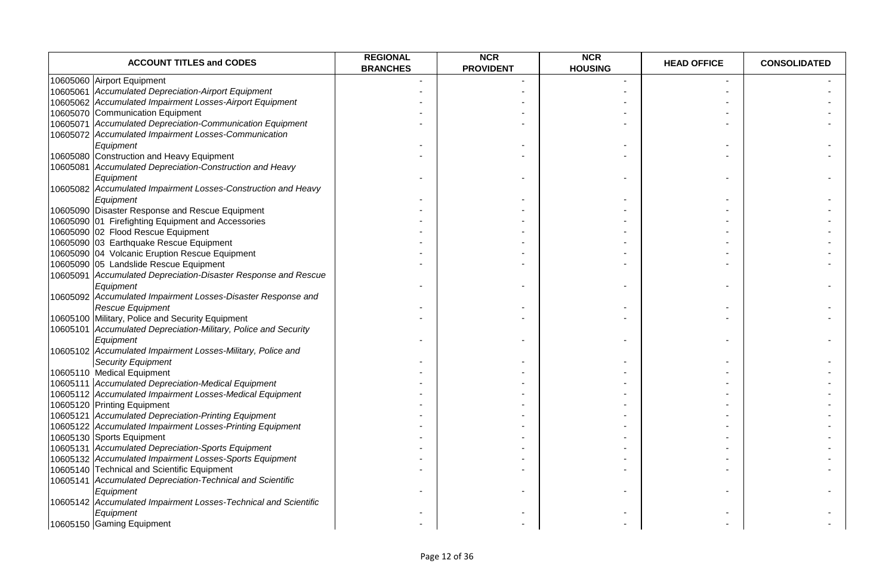| ACCOUNT TITLES and CODES | | REGIONAL BRANCHES | NCR PROVIDENT | NCR HOUSING | HEAD OFFICE | CONSOLIDATED |
|---|---|---|---|---|---|---|
| 10605060 | Airport Equipment | - | - | - | - | - |
| 10605061 | *Accumulated Depreciation-Airport Equipment* | - | - | - | - | - |
| 10605062 | *Accumulated Impairment Losses-Airport Equipment* | - | - | - | - | - |
| 10605070 | Communication Equipment | - | - | - | - | - |
| 10605071 | *Accumulated Depreciation-Communication Equipment* | - | - | - | - | - |
| 10605072 | *Accumulated Impairment Losses-Communication Equipment* | - | - | - | - | - |
| 10605080 | Construction and Heavy Equipment | - | - | - | - | - |
| 10605081 | *Accumulated Depreciation-Construction and Heavy Equipment* | - | - | - | - | - |
| 10605082 | *Accumulated Impairment Losses-Construction and Heavy Equipment* | - | - | - | - | - |
| 10605090 | Disaster Response and Rescue Equipment | - | - | - | - | - |
| 10605090 | 01 Firefighting Equipment and Accessories | - | - | - | - | - |
| 10605090 | 02 Flood Rescue Equipment | - | - | - | - | - |
| 10605090 | 03 Earthquake Rescue Equipment | - | - | - | - | - |
| 10605090 | 04 Volcanic Eruption Rescue Equipment | - | - | - | - | - |
| 10605090 | 05 Landslide Rescue Equipment | - | - | - | - | - |
| 10605091 | *Accumulated Depreciation-Disaster Response and Rescue Equipment* | - | - | - | - | - |
| 10605092 | *Accumulated Impairment Losses-Disaster Response and Rescue Equipment* | - | - | - | - | - |
| 10605100 | Military, Police and Security Equipment | - | - | - | - | - |
| 10605101 | *Accumulated Depreciation-Military, Police and Security Equipment* | - | - | - | - | - |
| 10605102 | *Accumulated Impairment Losses-Military, Police and Security Equipment* | - | - | - | - | - |
| 10605110 | Medical Equipment | - | - | - | - | - |
| 10605111 | *Accumulated Depreciation-Medical Equipment* | - | - | - | - | - |
| 10605112 | *Accumulated Impairment Losses-Medical Equipment* | - | - | - | - | - |
| 10605120 | Printing Equipment | - | - | - | - | - |
| 10605121 | *Accumulated Depreciation-Printing Equipment* | - | - | - | - | - |
| 10605122 | *Accumulated Impairment Losses-Printing Equipment* | - | - | - | - | - |
| 10605130 | Sports Equipment | - | - | - | - | - |
| 10605131 | *Accumulated Depreciation-Sports Equipment* | - | - | - | - | - |
| 10605132 | *Accumulated Impairment Losses-Sports Equipment* | - | - | - | - | - |
| 10605140 | Technical and Scientific Equipment | - | - | - | - | - |
| 10605141 | *Accumulated Depreciation-Technical and Scientific Equipment* | - | - | - | - | - |
| 10605142 | *Accumulated Impairment Losses-Technical and Scientific Equipment* | - | - | - | - | - |
| 10605150 | Gaming Equipment | - | - | - | - | - |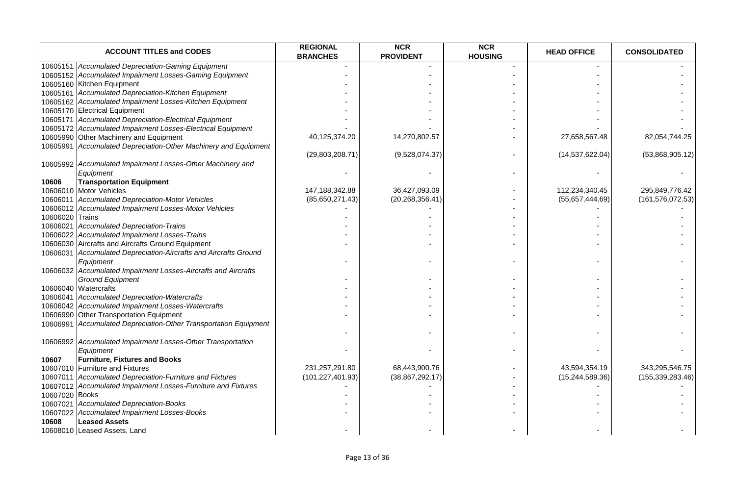| ACCOUNT TITLES and CODES | | REGIONAL BRANCHES | NCR PROVIDENT | NCR HOUSING | HEAD OFFICE | CONSOLIDATED |
|---|---|---|---|---|---|---|
| 10605151 | *Accumulated Depreciation-Gaming Equipment* | - | - | - | - | - |
| 10605152 | *Accumulated Impairment Losses-Gaming Equipment* | - | - | - | - | - |
| 10605160 | Kitchen Equipment | - | - | - | - | - |
| 10605161 | *Accumulated Depreciation-Kitchen Equipment* | - | - | - | - | - |
| 10605162 | *Accumulated Impairment Losses-Kitchen Equipment* | - | - | - | - | - |
| 10605170 | Electrical Equipment | - | - | - | - | - |
| 10605171 | *Accumulated Depreciation-Electrical Equipment* | - | - | - | - | - |
| 10605172 | *Accumulated Impairment Losses-Electrical Equipment* | - | - | - | - | - |
| 10605990 | Other Machinery and Equipment | 40,125,374.20 | 14,270,802.57 | - | 27,658,567.48 | 82,054,744.25 |
| 10605991 | *Accumulated Depreciation-Other Machinery and Equipment* | (29,803,208.71) | (9,528,074.37) | - | (14,537,622.04) | (53,868,905.12) |
| 10605992 | *Accumulated Impairment Losses-Other Machinery and Equipment* | - | - | - | - | - |
| **10606** | **Transportation Equipment** | | | | | |
| 10606010 | Motor Vehicles | 147,188,342.88 | 36,427,093.09 | - | 112,234,340.45 | 295,849,776.42 |
| 10606011 | *Accumulated Depreciation-Motor Vehicles* | (85,650,271.43) | (20,268,356.41) | - | (55,657,444.69) | (161,576,072.53) |
| 10606012 | *Accumulated Impairment Losses-Motor Vehicles* | - | - | - | - | - |
| 10606020 | Trains | - | - | - | - | - |
| 10606021 | *Accumulated Depreciation-Trains* | - | - | - | - | - |
| 10606022 | *Accumulated Impairment Losses-Trains* | - | - | - | - | - |
| 10606030 | Aircrafts and Aircrafts Ground Equipment | - | - | - | - | - |
| 10606031 | *Accumulated Depreciation-Aircrafts and Aircrafts Ground Equipment* | - | - | - | - | - |
| 10606032 | *Accumulated Impairment Losses-Aircrafts and Aircrafts Ground Equipment* | - | - | - | - | - |
| 10606040 | Watercrafts | - | - | - | - | - |
| 10606041 | *Accumulated Depreciation-Watercrafts* | - | - | - | - | - |
| 10606042 | *Accumulated Impairment Losses-Watercrafts* | - | - | - | - | - |
| 10606990 | Other Transportation Equipment | - | - | - | - | - |
| 10606991 | *Accumulated Depreciation-Other Transportation Equipment* | - | - | - | - | - |
| 10606992 | *Accumulated Impairment Losses-Other Transportation Equipment* | - | - | - | - | - |
| **10607** | **Furniture, Fixtures and Books** | | | | | |
| 10607010 | Furniture and Fixtures | 231,257,291.80 | 68,443,900.76 | - | 43,594,354.19 | 343,295,546.75 |
| 10607011 | *Accumulated Depreciation-Furniture and Fixtures* | (101,227,401.93) | (38,867,292.17) | - | (15,244,589.36) | (155,339,283.46) |
| 10607012 | *Accumulated Impairment Losses-Furniture and Fixtures* | - | - | - | - | - |
| 10607020 | Books | - | - | - | - | - |
| 10607021 | *Accumulated Depreciation-Books* | - | - | - | - | - |
| 10607022 | *Accumulated Impairment Losses-Books* | - | - | - | - | - |
| **10608** | **Leased Assets** | | | | | |
| 10608010 | Leased Assets, Land | - | - | - | - | - |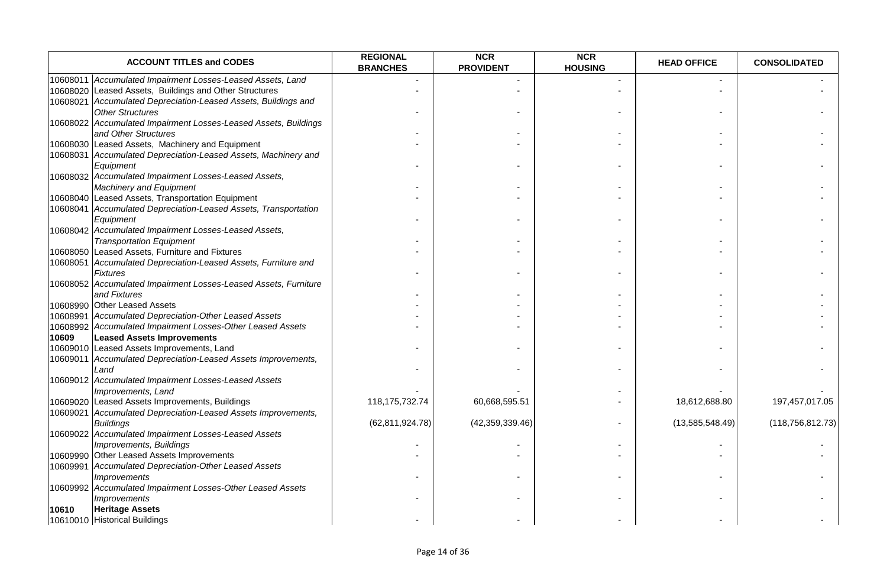| ACCOUNT TITLES and CODES | | REGIONAL BRANCHES | NCR PROVIDENT | NCR HOUSING | HEAD OFFICE | CONSOLIDATED |
|---|---|---|---|---|---|---|
| 10608011 | *Accumulated Impairment Losses-Leased Assets, Land* | - | - | - | - | - |
| 10608020 | Leased Assets, Buildings and Other Structures | - | - | - | - | - |
| 10608021 | *Accumulated Depreciation-Leased Assets, Buildings and Other Structures* | - | - | - | - | - |
| 10608022 | *Accumulated Impairment Losses-Leased Assets, Buildings and Other Structures* | - | - | - | - | - |
| 10608030 | Leased Assets, Machinery and Equipment | - | - | - | - | - |
| 10608031 | *Accumulated Depreciation-Leased Assets, Machinery and Equipment* | - | - | - | - | - |
| 10608032 | *Accumulated Impairment Losses-Leased Assets, Machinery and Equipment* | - | - | - | - | - |
| 10608040 | Leased Assets, Transportation Equipment | - | - | - | - | - |
| 10608041 | *Accumulated Depreciation-Leased Assets, Transportation Equipment* | - | - | - | - | - |
| 10608042 | *Accumulated Impairment Losses-Leased Assets, Transportation Equipment* | - | - | - | - | - |
| 10608050 | Leased Assets, Furniture and Fixtures | - | - | - | - | - |
| 10608051 | *Accumulated Depreciation-Leased Assets, Furniture and Fixtures* | - | - | - | - | - |
| 10608052 | *Accumulated Impairment Losses-Leased Assets, Furniture and Fixtures* | - | - | - | - | - |
| 10608990 | Other Leased Assets | - | - | - | - | - |
| 10608991 | *Accumulated Depreciation-Other Leased Assets* | - | - | - | - | - |
| 10608992 | *Accumulated Impairment Losses-Other Leased Assets* | - | - | - | - | - |
| **10609** | **Leased Assets Improvements** | | | | | |
| 10609010 | Leased Assets Improvements, Land | - | - | - | - | - |
| 10609011 | *Accumulated Depreciation-Leased Assets Improvements, Land* | - | - | - | - | - |
| 10609012 | *Accumulated Impairment Losses-Leased Assets Improvements, Land* | - | - | - | - | - |
| 10609020 | Leased Assets Improvements, Buildings | 118,175,732.74 | 60,668,595.51 | - | 18,612,688.80 | 197,457,017.05 |
| 10609021 | *Accumulated Depreciation-Leased Assets Improvements, Buildings* | (62,811,924.78) | (42,359,339.46) | - | (13,585,548.49) | (118,756,812.73) |
| 10609022 | *Accumulated Impairment Losses-Leased Assets Improvements, Buildings* | - | - | - | - | - |
| 10609990 | Other Leased Assets Improvements | - | - | - | - | - |
| 10609991 | *Accumulated Depreciation-Other Leased Assets Improvements* | - | - | - | - | - |
| 10609992 | *Accumulated Impairment Losses-Other Leased Assets Improvements* | - | - | - | - | - |
| **10610** | **Heritage Assets** | | | | | |
| 10610010 | Historical Buildings | - | - | - | - | - |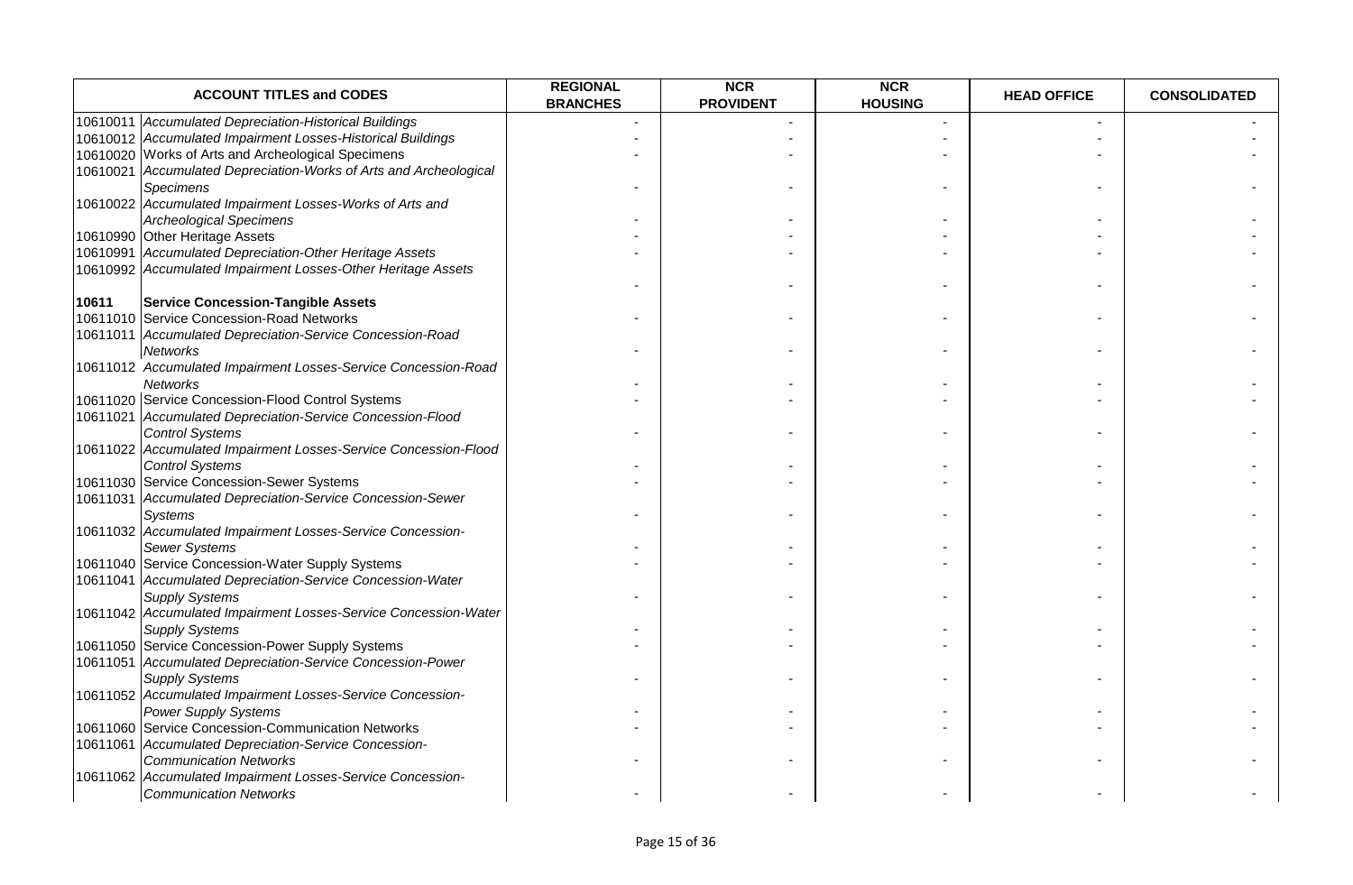| ACCOUNT TITLES and CODES | | REGIONAL BRANCHES | NCR PROVIDENT | NCR HOUSING | HEAD OFFICE | CONSOLIDATED |
|---|---|---|---|---|---|---|
| 10610011 | *Accumulated Depreciation-Historical Buildings* | - | - | - | - | - |
| 10610012 | *Accumulated Impairment Losses-Historical Buildings* | - | - | - | - | - |
| 10610020 | Works of Arts and Archeological Specimens | - | - | - | - | - |
| 10610021 | *Accumulated Depreciation-Works of Arts and Archeological Specimens* | - | - | - | - | - |
| 10610022 | *Accumulated Impairment Losses-Works of Arts and Archeological Specimens* | - | - | - | - | - |
| 10610990 | Other Heritage Assets | - | - | - | - | - |
| 10610991 | *Accumulated Depreciation-Other Heritage Assets* | - | - | - | - | - |
| 10610992 | *Accumulated Impairment Losses-Other Heritage Assets* | - | - | - | - | - |
| **10611** | **Service Concession-Tangible Assets** | | | | | |
| 10611010 | Service Concession-Road Networks | - | - | - | - | - |
| 10611011 | *Accumulated Depreciation-Service Concession-Road Networks* | - | - | - | - | - |
| 10611012 | *Accumulated Impairment Losses-Service Concession-Road Networks* | - | - | - | - | - |
| 10611020 | Service Concession-Flood Control Systems | - | - | - | - | - |
| 10611021 | *Accumulated Depreciation-Service Concession-Flood Control Systems* | - | - | - | - | - |
| 10611022 | *Accumulated Impairment Losses-Service Concession-Flood Control Systems* | - | - | - | - | - |
| 10611030 | Service Concession-Sewer Systems | - | - | - | - | - |
| 10611031 | *Accumulated Depreciation-Service Concession-Sewer Systems* | - | - | - | - | - |
| 10611032 | *Accumulated Impairment Losses-Service Concession-Sewer Systems* | - | - | - | - | - |
| 10611040 | Service Concession-Water Supply Systems | - | - | - | - | - |
| 10611041 | *Accumulated Depreciation-Service Concession-Water Supply Systems* | - | - | - | - | - |
| 10611042 | *Accumulated Impairment Losses-Service Concession-Water Supply Systems* | - | - | - | - | - |
| 10611050 | Service Concession-Power Supply Systems | - | - | - | - | - |
| 10611051 | *Accumulated Depreciation-Service Concession-Power Supply Systems* | - | - | - | - | - |
| 10611052 | *Accumulated Impairment Losses-Service Concession-Power Supply Systems* | - | - | - | - | - |
| 10611060 | Service Concession-Communication Networks | - | - | - | - | - |
| 10611061 | *Accumulated Depreciation-Service Concession-Communication Networks* | - | - | - | - | - |
| 10611062 | *Accumulated Impairment Losses-Service Concession-Communication Networks* | - | - | - | - | - |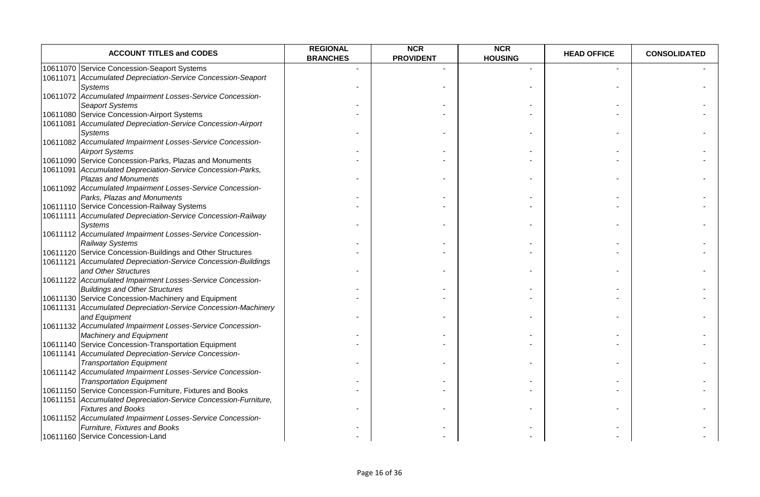| ACCOUNT TITLES and CODES | | REGIONAL BRANCHES | NCR PROVIDENT | NCR HOUSING | HEAD OFFICE | CONSOLIDATED |
|---|---|---|---|---|---|---|
| 10611070 | Service Concession-Seaport Systems | - | - | - | - | - |
| 10611071 | *Accumulated Depreciation-Service Concession-Seaport Systems* | - | - | - | - | - |
| 10611072 | *Accumulated Impairment Losses-Service Concession-Seaport Systems* | - | - | - | - | - |
| 10611080 | Service Concession-Airport Systems | - | - | - | - | - |
| 10611081 | *Accumulated Depreciation-Service Concession-Airport Systems* | - | - | - | - | - |
| 10611082 | *Accumulated Impairment Losses-Service Concession-Airport Systems* | - | - | - | - | - |
| 10611090 | Service Concession-Parks, Plazas and Monuments | - | - | - | - | - |
| 10611091 | *Accumulated Depreciation-Service Concession-Parks, Plazas and Monuments* | - | - | - | - | - |
| 10611092 | *Accumulated Impairment Losses-Service Concession-Parks, Plazas and Monuments* | - | - | - | - | - |
| 10611110 | Service Concession-Railway Systems | - | - | - | - | - |
| 10611111 | *Accumulated Depreciation-Service Concession-Railway Systems* | - | - | - | - | - |
| 10611112 | *Accumulated Impairment Losses-Service Concession-Railway Systems* | - | - | - | - | - |
| 10611120 | Service Concession-Buildings and Other Structures | - | - | - | - | - |
| 10611121 | *Accumulated Depreciation-Service Concession-Buildings and Other Structures* | - | - | - | - | - |
| 10611122 | *Accumulated Impairment Losses-Service Concession-Buildings and Other Structures* | - | - | - | - | - |
| 10611130 | Service Concession-Machinery and Equipment | - | - | - | - | - |
| 10611131 | *Accumulated Depreciation-Service Concession-Machinery and Equipment* | - | - | - | - | - |
| 10611132 | *Accumulated Impairment Losses-Service Concession-Machinery and Equipment* | - | - | - | - | - |
| 10611140 | Service Concession-Transportation Equipment | - | - | - | - | - |
| 10611141 | *Accumulated Depreciation-Service Concession-Transportation Equipment* | - | - | - | - | - |
| 10611142 | *Accumulated Impairment Losses-Service Concession-Transportation Equipment* | - | - | - | - | - |
| 10611150 | Service Concession-Furniture, Fixtures and Books | - | - | - | - | - |
| 10611151 | *Accumulated Depreciation-Service Concession-Furniture, Fixtures and Books* | - | - | - | - | - |
| 10611152 | *Accumulated Impairment Losses-Service Concession-Furniture, Fixtures and Books* | - | - | - | - | - |
| 10611160 | Service Concession-Land | - | - | - | - | - |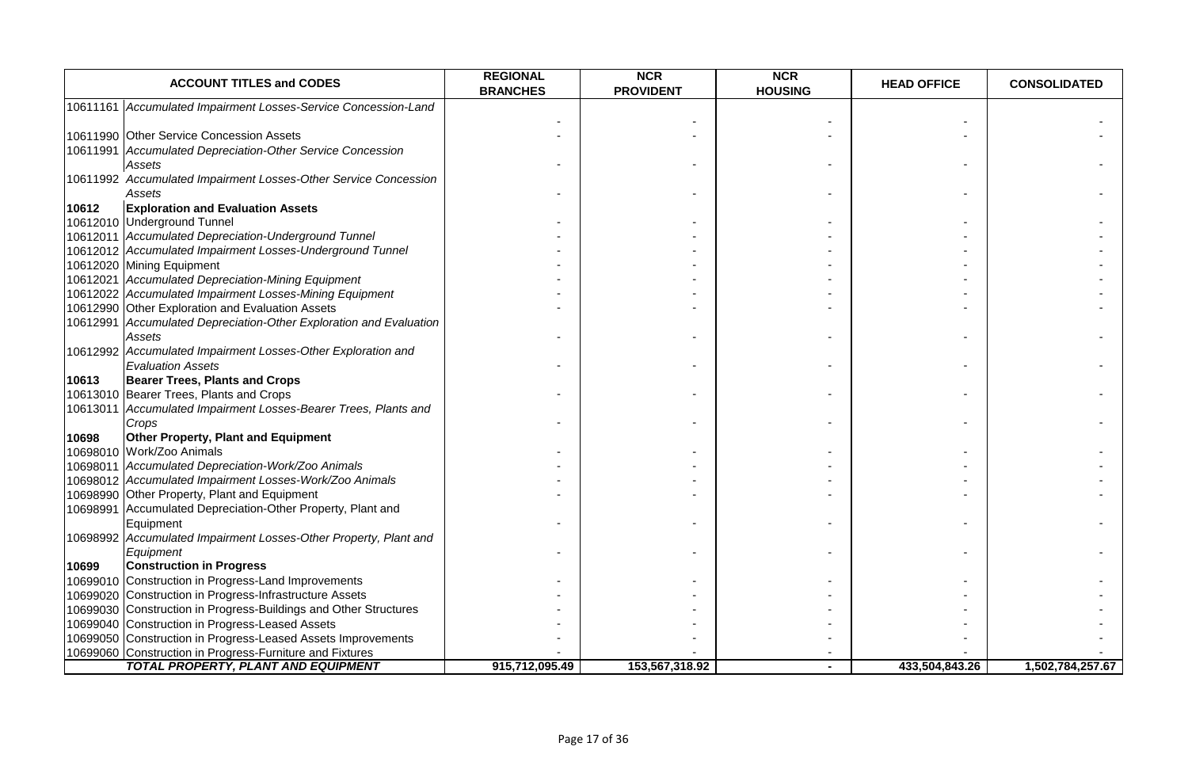| ACCOUNT TITLES and CODES | | REGIONAL BRANCHES | NCR PROVIDENT | NCR HOUSING | HEAD OFFICE | CONSOLIDATED |
|---|---|---|---|---|---|---|
| 10611161 | *Accumulated Impairment Losses-Service Concession-Land* | - | - | - | - | - |
| 10611990 | Other Service Concession Assets | - | - | - | - | - |
| 10611991 | *Accumulated Depreciation-Other Service Concession Assets* | - | - | - | - | - |
| 10611992 | *Accumulated Impairment Losses-Other Service Concession Assets* | - | - | - | - | - |
| **10612** | **Exploration and Evaluation Assets** | | | | | |
| 10612010 | Underground Tunnel | - | - | - | - | - |
| 10612011 | *Accumulated Depreciation-Underground Tunnel* | - | - | - | - | - |
| 10612012 | *Accumulated Impairment Losses-Underground Tunnel* | - | - | - | - | - |
| 10612020 | Mining Equipment | - | - | - | - | - |
| 10612021 | *Accumulated Depreciation-Mining Equipment* | - | - | - | - | - |
| 10612022 | *Accumulated Impairment Losses-Mining Equipment* | - | - | - | - | - |
| 10612990 | Other Exploration and Evaluation Assets | - | - | - | - | - |
| 10612991 | *Accumulated Depreciation-Other Exploration and Evaluation Assets* | - | - | - | - | - |
| 10612992 | *Accumulated Impairment Losses-Other Exploration and Evaluation Assets* | - | - | - | - | - |
| **10613** | **Bearer Trees, Plants and Crops** | | | | | |
| 10613010 | Bearer Trees, Plants and Crops | - | - | - | - | - |
| 10613011 | *Accumulated Impairment Losses-Bearer Trees, Plants and Crops* | - | - | - | - | - |
| **10698** | **Other Property, Plant and Equipment** | | | | | |
| 10698010 | Work/Zoo Animals | - | - | - | - | - |
| 10698011 | *Accumulated Depreciation-Work/Zoo Animals* | - | - | - | - | - |
| 10698012 | *Accumulated Impairment Losses-Work/Zoo Animals* | - | - | - | - | - |
| 10698990 | Other Property, Plant and Equipment | - | - | - | - | - |
| 10698991 | Accumulated Depreciation-Other Property, Plant and Equipment | - | - | - | - | - |
| 10698992 | *Accumulated Impairment Losses-Other Property, Plant and Equipment* | - | - | - | - | - |
| **10699** | **Construction in Progress** | | | | | |
| 10699010 | Construction in Progress-Land Improvements | - | - | - | - | - |
| 10699020 | Construction in Progress-Infrastructure Assets | - | - | - | - | - |
| 10699030 | Construction in Progress-Buildings and Other Structures | - | - | - | - | - |
| 10699040 | Construction in Progress-Leased Assets | - | - | - | - | - |
| 10699050 | Construction in Progress-Leased Assets Improvements | - | - | - | - | - |
| 10699060 | Construction in Progress-Furniture and Fixtures | - | - | - | - | - |
| | ***TOTAL PROPERTY, PLANT AND EQUIPMENT*** | **915,712,095.49** | **153,567,318.92** | **-** | **433,504,843.26** | **1,502,784,257.67** |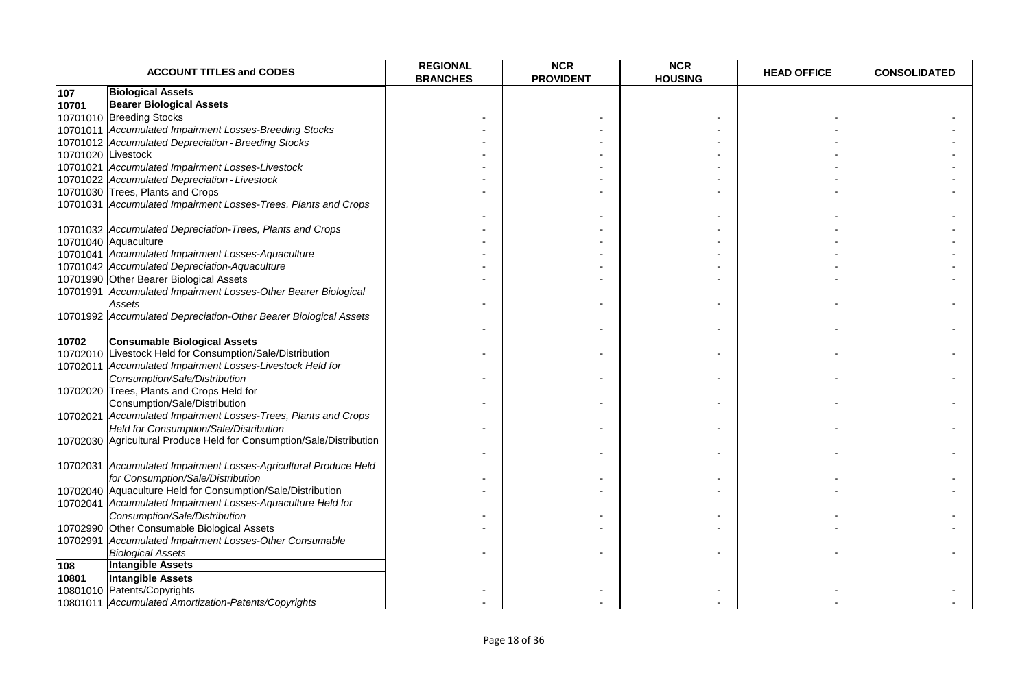| ACCOUNT TITLES and CODES | | REGIONAL BRANCHES | NCR PROVIDENT | NCR HOUSING | HEAD OFFICE | CONSOLIDATED |
|---|---|---|---|---|---|---|
| **107** | **Biological Assets** | | | | | |
| **10701** | **Bearer Biological Assets** | | | | | |
| 10701010 | Breeding Stocks | - | - | - | - | - |
| 10701011 | *Accumulated Impairment Losses-Breeding Stocks* | - | - | - | - | - |
| 10701012 | *Accumulated Depreciation - Breeding Stocks* | - | - | - | - | - |
| 10701020 | Livestock | - | - | - | - | - |
| 10701021 | *Accumulated Impairment Losses-Livestock* | - | - | - | - | - |
| 10701022 | *Accumulated Depreciation - Livestock* | - | - | - | - | - |
| 10701030 | Trees, Plants and Crops | - | - | - | - | - |
| 10701031 | *Accumulated Impairment Losses-Trees, Plants and Crops* | - | - | - | - | - |
| 10701032 | *Accumulated Depreciation-Trees, Plants and Crops* | - | - | - | - | - |
| 10701040 | Aquaculture | - | - | - | - | - |
| 10701041 | *Accumulated Impairment Losses-Aquaculture* | - | - | - | - | - |
| 10701042 | *Accumulated Depreciation-Aquaculture* | - | - | - | - | - |
| 10701990 | Other Bearer Biological Assets | - | - | - | - | - |
| 10701991 | *Accumulated Impairment Losses-Other Bearer Biological Assets* | - | - | - | - | - |
| 10701992 | *Accumulated Depreciation-Other Bearer Biological Assets* | - | - | - | - | - |
| **10702** | **Consumable Biological Assets** | | | | | |
| 10702010 | Livestock Held for Consumption/Sale/Distribution | - | - | - | - | - |
| 10702011 | *Accumulated Impairment Losses-Livestock Held for Consumption/Sale/Distribution* | - | - | - | - | - |
| 10702020 | Trees, Plants and Crops Held for Consumption/Sale/Distribution | - | - | - | - | - |
| 10702021 | *Accumulated Impairment Losses-Trees, Plants and Crops Held for Consumption/Sale/Distribution* | - | - | - | - | - |
| 10702030 | Agricultural Produce Held for Consumption/Sale/Distribution | - | - | - | - | - |
| 10702031 | *Accumulated Impairment Losses-Agricultural Produce Held for Consumption/Sale/Distribution* | - | - | - | - | - |
| 10702040 | Aquaculture Held for Consumption/Sale/Distribution | - | - | - | - | - |
| 10702041 | *Accumulated Impairment Losses-Aquaculture Held for Consumption/Sale/Distribution* | - | - | - | - | - |
| 10702990 | Other Consumable Biological Assets | - | - | - | - | - |
| 10702991 | *Accumulated Impairment Losses-Other Consumable Biological Assets* | - | - | - | - | - |
| **108** | **Intangible Assets** | | | | | |
| **10801** | **Intangible Assets** | | | | | |
| 10801010 | Patents/Copyrights | - | - | - | - | - |
| 10801011 | *Accumulated Amortization-Patents/Copyrights* | - | - | - | - | - |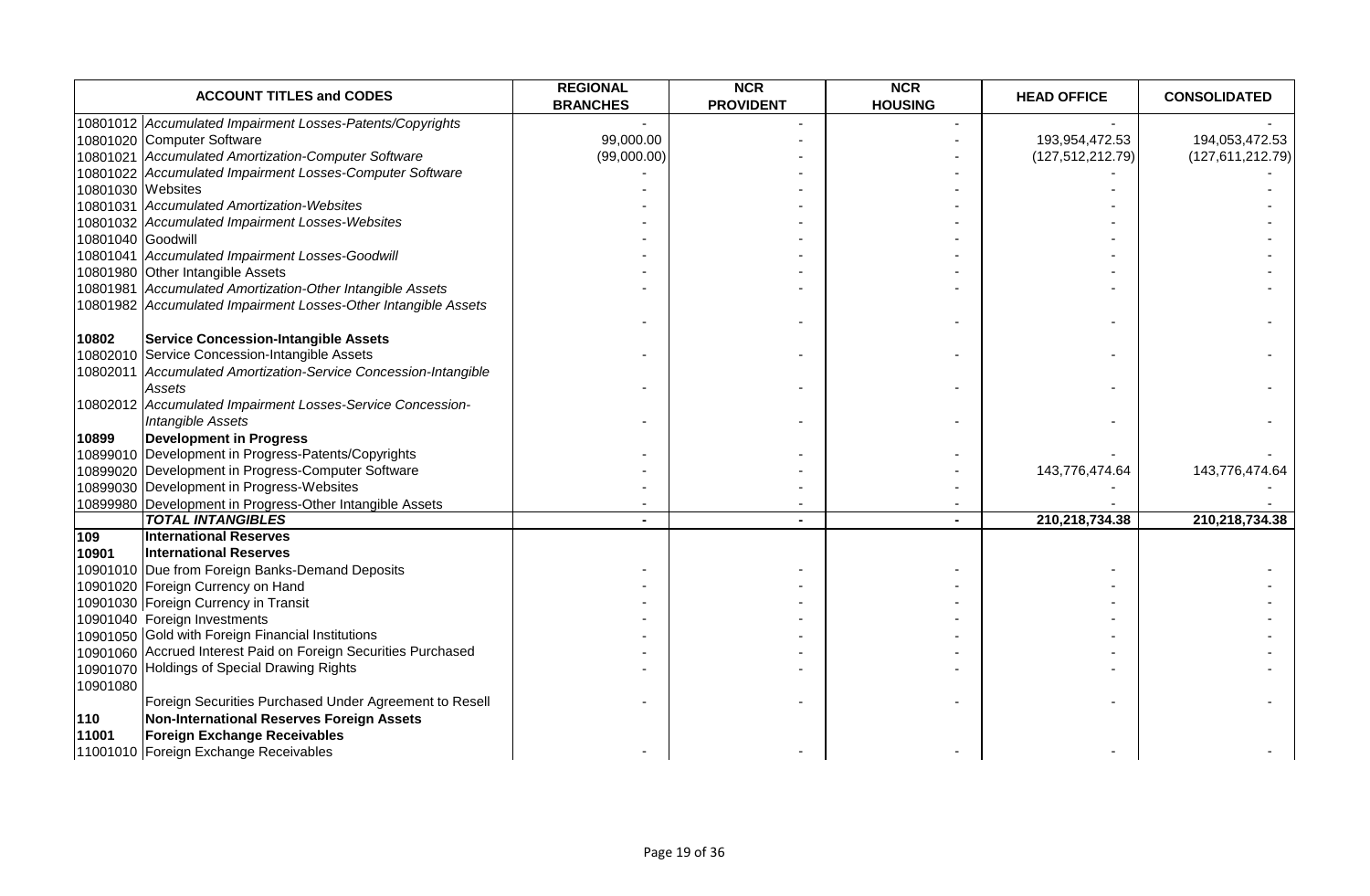| ACCOUNT TITLES and CODES | | REGIONAL BRANCHES | NCR PROVIDENT | NCR HOUSING | HEAD OFFICE | CONSOLIDATED |
|---|---|---|---|---|---|---|
| 10801012 | *Accumulated Impairment Losses-Patents/Copyrights* | - | - | - | - | - |
| 10801020 | Computer Software | 99,000.00 | - | - | 193,954,472.53 | 194,053,472.53 |
| 10801021 | *Accumulated Amortization-Computer Software* | (99,000.00) | - | - | (127,512,212.79) | (127,611,212.79) |
| 10801022 | *Accumulated Impairment Losses-Computer Software* | - | - | - | - | - |
| 10801030 | Websites | - | - | - | - | - |
| 10801031 | *Accumulated Amortization-Websites* | - | - | - | - | - |
| 10801032 | *Accumulated Impairment Losses-Websites* | - | - | - | - | - |
| 10801040 | Goodwill | - | - | - | - | - |
| 10801041 | *Accumulated Impairment Losses-Goodwill* | - | - | - | - | - |
| 10801980 | Other Intangible Assets | - | - | - | - | - |
| 10801981 | *Accumulated Amortization-Other Intangible Assets* | - | - | - | - | - |
| 10801982 | *Accumulated Impairment Losses-Other Intangible Assets* | - | - | - | - | - |
| **10802** | **Service Concession-Intangible Assets** | | | | | |
| 10802010 | Service Concession-Intangible Assets | - | - | - | - | - |
| 10802011 | *Accumulated Amortization-Service Concession-Intangible Assets* | - | - | - | - | - |
| 10802012 | *Accumulated Impairment Losses-Service Concession-Intangible Assets* | - | - | - | - | - |
| **10899** | **Development in Progress** | | | | | |
| 10899010 | Development in Progress-Patents/Copyrights | - | - | - | - | - |
| 10899020 | Development in Progress-Computer Software | - | - | - | 143,776,474.64 | 143,776,474.64 |
| 10899030 | Development in Progress-Websites | - | - | - | - | - |
| 10899980 | Development in Progress-Other Intangible Assets | - | - | - | - | - |
| | ***TOTAL INTANGIBLES*** | **-** | **-** | **-** | **210,218,734.38** | **210,218,734.38** |
| **109** | **International Reserves** | | | | | |
| **10901** | **International Reserves** | | | | | |
| 10901010 | Due from Foreign Banks-Demand Deposits | - | - | - | - | - |
| 10901020 | Foreign Currency on Hand | - | - | - | - | - |
| 10901030 | Foreign Currency in Transit | - | - | - | - | - |
| 10901040 | Foreign Investments | - | - | - | - | - |
| 10901050 | Gold with Foreign Financial Institutions | - | - | - | - | - |
| 10901060 | Accrued Interest Paid on Foreign Securities Purchased | - | - | - | - | - |
| 10901070 | Holdings of Special Drawing Rights | - | - | - | - | - |
| 10901080 | Foreign Securities Purchased Under Agreement to Resell | - | - | - | - | - |
| **110** | **Non-International Reserves Foreign Assets** | | | | | |
| **11001** | **Foreign Exchange Receivables** | | | | | |
| 11001010 | Foreign Exchange Receivables | - | - | - | - | - |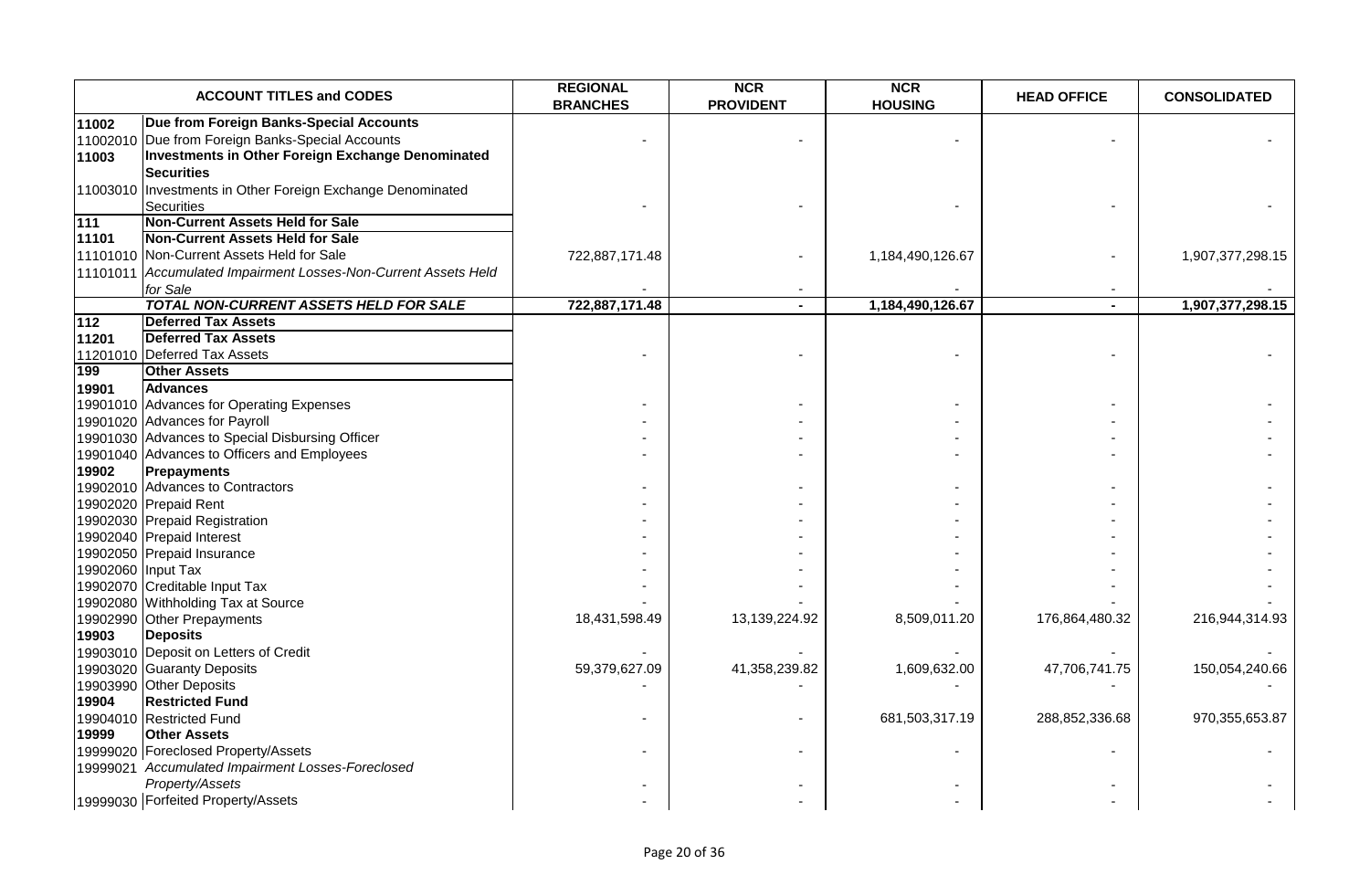| ACCOUNT TITLES and CODES | | REGIONAL BRANCHES | NCR PROVIDENT | NCR HOUSING | HEAD OFFICE | CONSOLIDATED |
|---|---|---|---|---|---|---|
| **11002** | **Due from Foreign Banks-Special Accounts** | | | | | |
| 11002010 | Due from Foreign Banks-Special Accounts | - | - | - | - | - |
| **11003** | **Investments in Other Foreign Exchange Denominated Securities** | | | | | |
| 11003010 | Investments in Other Foreign Exchange Denominated Securities | - | - | - | - | - |
| **111** | **Non-Current Assets Held for Sale** | | | | | |
| **11101** | **Non-Current Assets Held for Sale** | | | | | |
| 11101010 | Non-Current Assets Held for Sale | 722,887,171.48 | - | 1,184,490,126.67 | - | 1,907,377,298.15 |
| 11101011 | *Accumulated Impairment Losses-Non-Current Assets Held for Sale* | - | - | - | - | - |
| | ***TOTAL NON-CURRENT ASSETS HELD FOR SALE*** | **722,887,171.48** | **-** | **1,184,490,126.67** | **-** | **1,907,377,298.15** |
| **112** | **Deferred Tax Assets** | | | | | |
| **11201** | **Deferred Tax Assets** | | | | | |
| 11201010 | Deferred Tax Assets | - | - | - | - | - |
| **199** | **Other Assets** | | | | | |
| **19901** | **Advances** | | | | | |
| 19901010 | Advances for Operating Expenses | - | - | - | - | - |
| 19901020 | Advances for Payroll | - | - | - | - | - |
| 19901030 | Advances to Special Disbursing Officer | - | - | - | - | - |
| 19901040 | Advances to Officers and Employees | - | - | - | - | - |
| **19902** | **Prepayments** | | | | | |
| 19902010 | Advances to Contractors | - | - | - | - | - |
| 19902020 | Prepaid Rent | - | - | - | - | - |
| 19902030 | Prepaid Registration | - | - | - | - | - |
| 19902040 | Prepaid Interest | - | - | - | - | - |
| 19902050 | Prepaid Insurance | - | - | - | - | - |
| 19902060 | Input Tax | - | - | - | - | - |
| 19902070 | Creditable Input Tax | - | - | - | - | - |
| 19902080 | Withholding Tax at Source | - | - | - | - | - |
| 19902990 | Other Prepayments | 18,431,598.49 | 13,139,224.92 | 8,509,011.20 | 176,864,480.32 | 216,944,314.93 |
| **19903** | **Deposits** | | | | | |
| 19903010 | Deposit on Letters of Credit | - | - | - | - | - |
| 19903020 | Guaranty Deposits | 59,379,627.09 | 41,358,239.82 | 1,609,632.00 | 47,706,741.75 | 150,054,240.66 |
| 19903990 | Other Deposits | - | - | - | - | - |
| **19904** | **Restricted Fund** | | | | | |
| 19904010 | Restricted Fund | - | - | 681,503,317.19 | 288,852,336.68 | 970,355,653.87 |
| **19999** | **Other Assets** | | | | | |
| 19999020 | Foreclosed Property/Assets | - | - | - | - | - |
| 19999021 | *Accumulated Impairment Losses-Foreclosed Property/Assets* | - | - | - | - | - |
| 19999030 | Forfeited Property/Assets | - | - | - | - | - |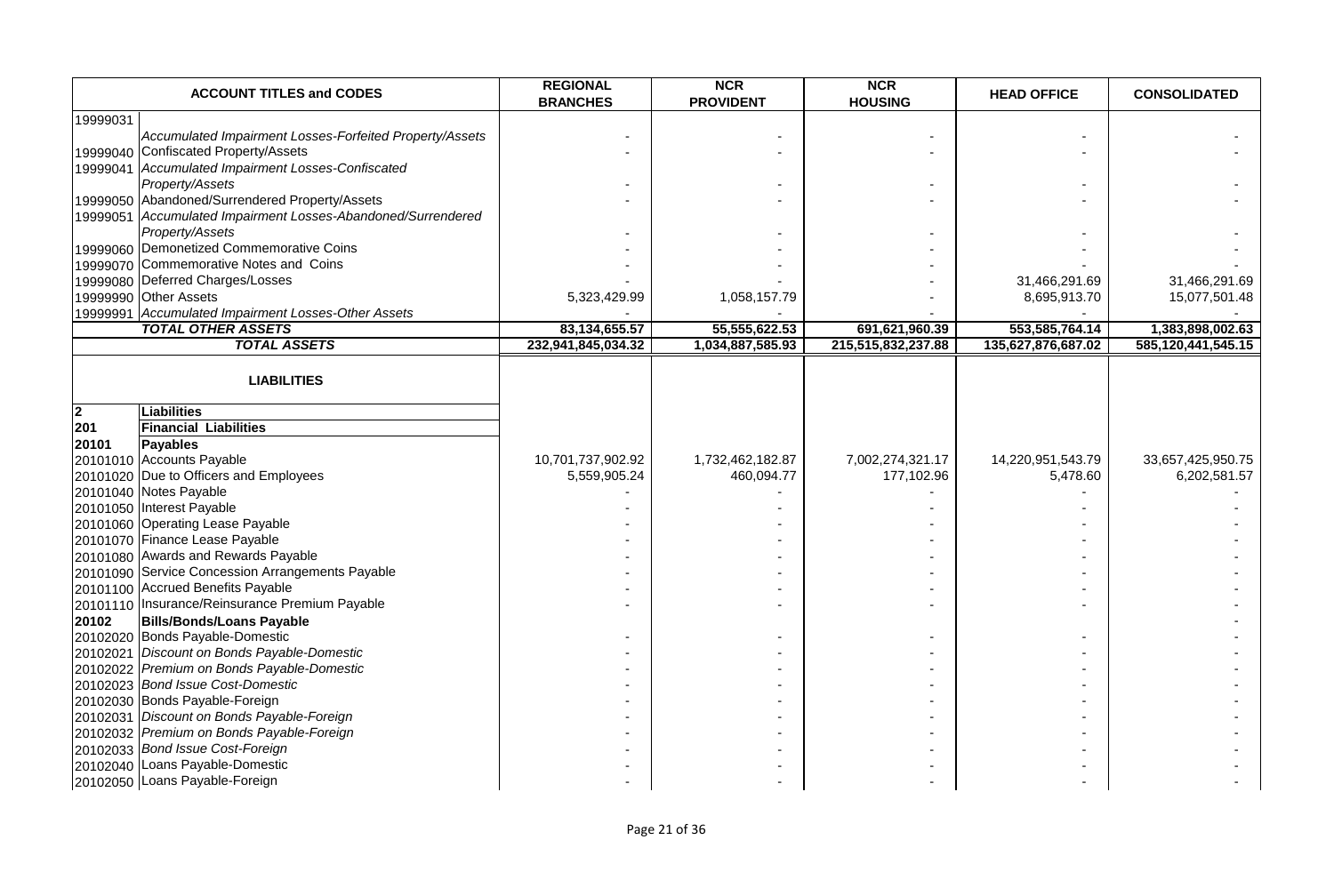| ACCOUNT TITLES and CODES | | REGIONAL BRANCHES | NCR PROVIDENT | NCR HOUSING | HEAD OFFICE | CONSOLIDATED |
|---|---|---|---|---|---|---|
| 19999031 | *Accumulated Impairment Losses-Forfeited Property/Assets* | - | - | - | - | - |
| 19999040 | Confiscated Property/Assets | - | - | - | - | - |
| 19999041 | *Accumulated Impairment Losses-Confiscated Property/Assets* | - | - | - | - | - |
| 19999050 | Abandoned/Surrendered Property/Assets | - | - | - | - | - |
| 19999051 | *Accumulated Impairment Losses-Abandoned/Surrendered Property/Assets* | - | - | - | - | - |
| 19999060 | Demonetized Commemorative Coins | - | - | - | - | - |
| 19999070 | Commemorative Notes and Coins | - | - | - | - | - |
| 19999080 | Deferred Charges/Losses | - | - | - | 31,466,291.69 | 31,466,291.69 |
| 19999990 | Other Assets | 5,323,429.99 | 1,058,157.79 | - | 8,695,913.70 | 15,077,501.48 |
| 19999991 | *Accumulated Impairment Losses-Other Assets* | - | - | - | - | - |
| | ***TOTAL OTHER ASSETS*** | **83,134,655.57** | **55,555,622.53** | **691,621,960.39** | **553,585,764.14** | **1,383,898,002.63** |
| | ***TOTAL ASSETS*** | **232,941,845,034.32** | **1,034,887,585.93** | **215,515,832,237.88** | **135,627,876,687.02** | **585,120,441,545.15** |
| | **LIABILITIES** | | | | | |
| **2** | **Liabilities** | | | | | |
| **201** | **Financial Liabilities** | | | | | |
| **20101** | **Payables** | | | | | |
| 20101010 | Accounts Payable | 10,701,737,902.92 | 1,732,462,182.87 | 7,002,274,321.17 | 14,220,951,543.79 | 33,657,425,950.75 |
| 20101020 | Due to Officers and Employees | 5,559,905.24 | 460,094.77 | 177,102.96 | 5,478.60 | 6,202,581.57 |
| 20101040 | Notes Payable | - | - | - | - | - |
| 20101050 | Interest Payable | - | - | - | - | - |
| 20101060 | Operating Lease Payable | - | - | - | - | - |
| 20101070 | Finance Lease Payable | - | - | - | - | - |
| 20101080 | Awards and Rewards Payable | - | - | - | - | - |
| 20101090 | Service Concession Arrangements Payable | - | - | - | - | - |
| 20101100 | Accrued Benefits Payable | - | - | - | - | - |
| 20101110 | Insurance/Reinsurance Premium Payable | - | - | - | - | - |
| **20102** | **Bills/Bonds/Loans Payable** | | | | | - |
| 20102020 | Bonds Payable-Domestic | - | - | - | - | - |
| 20102021 | *Discount on Bonds Payable-Domestic* | - | - | - | - | - |
| 20102022 | *Premium on Bonds Payable-Domestic* | - | - | - | - | - |
| 20102023 | *Bond Issue Cost-Domestic* | - | - | - | - | - |
| 20102030 | Bonds Payable-Foreign | - | - | - | - | - |
| 20102031 | *Discount on Bonds Payable-Foreign* | - | - | - | - | - |
| 20102032 | *Premium on Bonds Payable-Foreign* | - | - | - | - | - |
| 20102033 | *Bond Issue Cost-Foreign* | - | - | - | - | - |
| 20102040 | Loans Payable-Domestic | - | - | - | - | - |
| 20102050 | Loans Payable-Foreign | - | - | - | - | - |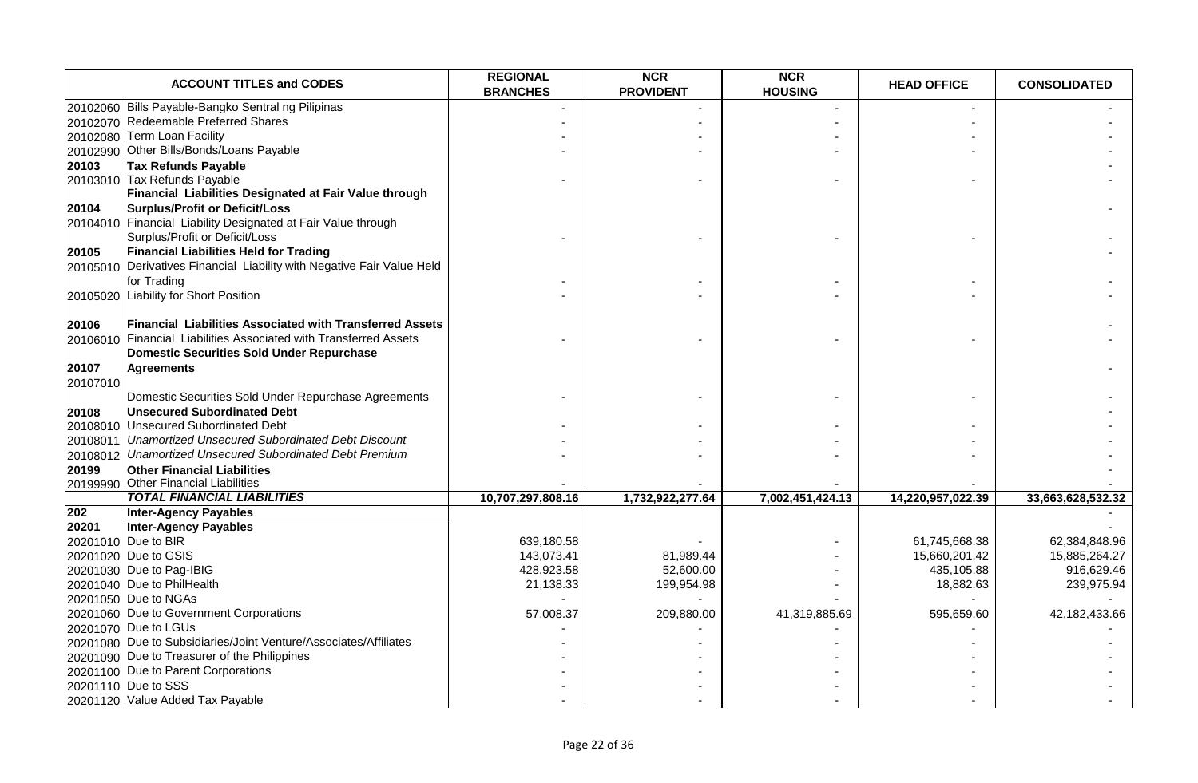| ACCOUNT TITLES and CODES | | REGIONAL BRANCHES | NCR PROVIDENT | NCR HOUSING | HEAD OFFICE | CONSOLIDATED |
|---|---|---|---|---|---|---|
| 20102060 | Bills Payable-Bangko Sentral ng Pilipinas | - | - | - | - | - |
| 20102070 | Redeemable Preferred Shares | - | - | - | - | - |
| 20102080 | Term Loan Facility | - | - | - | - | - |
| 20102990 | Other Bills/Bonds/Loans Payable | - | - | - | - | - |
| **20103** | **Tax Refunds Payable** | | | | | - |
| 20103010 | Tax Refunds Payable | - | - | - | - | - |
| **20104** | **Financial Liabilities Designated at Fair Value through Surplus/Profit or Deficit/Loss** | | | | | - |
| 20104010 | Financial Liability Designated at Fair Value through Surplus/Profit or Deficit/Loss | - | - | - | - | - |
| **20105** | **Financial Liabilities Held for Trading** | | | | | - |
| 20105010 | Derivatives Financial Liability with Negative Fair Value Held for Trading | - | - | - | - | - |
| 20105020 | Liability for Short Position | - | - | - | - | - |
| **20106** | **Financial Liabilities Associated with Transferred Assets** | | | | | - |
| 20106010 | Financial Liabilities Associated with Transferred Assets | - | - | - | - | - |
| **20107** | **Domestic Securities Sold Under Repurchase Agreements** | | | | | - |
| 20107010 | Domestic Securities Sold Under Repurchase Agreements | - | - | - | - | - |
| **20108** | **Unsecured Subordinated Debt** | | | | | - |
| 20108010 | Unsecured Subordinated Debt | - | - | - | - | - |
| 20108011 | *Unamortized Unsecured Subordinated Debt Discount* | - | - | - | - | - |
| 20108012 | *Unamortized Unsecured Subordinated Debt Premium* | - | - | - | - | - |
| **20199** | **Other Financial Liabilities** | | | | | - |
| 20199990 | Other Financial Liabilities | - | - | - | - | - |
| | ***TOTAL FINANCIAL LIABILITIES*** | **10,707,297,808.16** | **1,732,922,277.64** | **7,002,451,424.13** | **14,220,957,022.39** | **33,663,628,532.32** |
| **202** | **Inter-Agency Payables** | | | | | - |
| **20201** | **Inter-Agency Payables** | | | | | - |
| 20201010 | Due to BIR | 639,180.58 | - | - | 61,745,668.38 | 62,384,848.96 |
| 20201020 | Due to GSIS | 143,073.41 | 81,989.44 | - | 15,660,201.42 | 15,885,264.27 |
| 20201030 | Due to Pag-IBIG | 428,923.58 | 52,600.00 | - | 435,105.88 | 916,629.46 |
| 20201040 | Due to PhilHealth | 21,138.33 | 199,954.98 | - | 18,882.63 | 239,975.94 |
| 20201050 | Due to NGAs | - | - | - | - | - |
| 20201060 | Due to Government Corporations | 57,008.37 | 209,880.00 | 41,319,885.69 | 595,659.60 | 42,182,433.66 |
| 20201070 | Due to LGUs | - | - | - | - | - |
| 20201080 | Due to Subsidiaries/Joint Venture/Associates/Affiliates | - | - | - | - | - |
| 20201090 | Due to Treasurer of the Philippines | - | - | - | - | - |
| 20201100 | Due to Parent Corporations | - | - | - | - | - |
| 20201110 | Due to SSS | - | - | - | - | - |
| 20201120 | Value Added Tax Payable | - | - | - | - | - |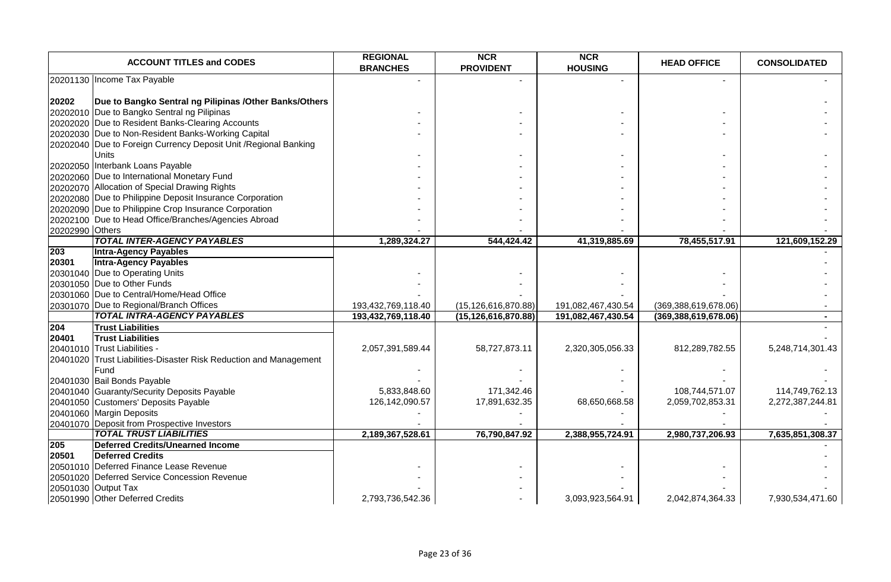| ACCOUNT TITLES and CODES | | REGIONAL BRANCHES | NCR PROVIDENT | NCR HOUSING | HEAD OFFICE | CONSOLIDATED |
|---|---|---|---|---|---|---|
| 20201130 | Income Tax Payable | - | - | - | - | - |
| 20202 | **Due to Bangko Sentral ng Pilipinas /Other Banks/Others** | | | | | - |
| 20202010 | Due to Bangko Sentral ng Pilipinas | - | - | - | - | - |
| 20202020 | Due to Resident Banks-Clearing Accounts | - | - | - | - | - |
| 20202030 | Due to Non-Resident Banks-Working Capital | - | - | - | - | - |
| 20202040 | Due to Foreign Currency Deposit Unit /Regional Banking Units | - | - | - | - | - |
| 20202050 | Interbank Loans Payable | - | - | - | - | - |
| 20202060 | Due to International Monetary Fund | - | - | - | - | - |
| 20202070 | Allocation of Special Drawing Rights | - | - | - | - | - |
| 20202080 | Due to Philippine Deposit Insurance Corporation | - | - | - | - | - |
| 20202090 | Due to Philippine Crop Insurance Corporation | - | - | - | - | - |
| 20202100 | Due to Head Office/Branches/Agencies Abroad | - | - | - | - | - |
| 20202990 | Others | - | - | - | - | - |
| | ***TOTAL INTER-AGENCY PAYABLES*** | **1,289,324.27** | **544,424.42** | **41,319,885.69** | **78,455,517.91** | **121,609,152.29** |
| **203** | **Intra-Agency Payables** | | | | | - |
| **20301** | **Intra-Agency Payables** | | | | | - |
| 20301040 | Due to Operating Units | - | - | - | - | - |
| 20301050 | Due to Other Funds | - | - | - | - | - |
| 20301060 | Due to Central/Home/Head Office | - | - | - | - | - |
| 20301070 | Due to Regional/Branch Offices | 193,432,769,118.40 | (15,126,616,870.88) | 191,082,467,430.54 | (369,388,619,678.06) | - |
| | ***TOTAL INTRA-AGENCY PAYABLES*** | **193,432,769,118.40** | **(15,126,616,870.88)** | **191,082,467,430.54** | **(369,388,619,678.06)** | **-** |
| **204** | **Trust Liabilities** | | | | | - |
| **20401** | **Trust Liabilities** | | | | | - |
| 20401010 | Trust Liabilities - | 2,057,391,589.44 | 58,727,873.11 | 2,320,305,056.33 | 812,289,782.55 | 5,248,714,301.43 |
| 20401020 | Trust Liabilities-Disaster Risk Reduction and Management Fund | - | - | - | - | - |
| 20401030 | Bail Bonds Payable | - | - | - | - | - |
| 20401040 | Guaranty/Security Deposits Payable | 5,833,848.60 | 171,342.46 | - | 108,744,571.07 | 114,749,762.13 |
| 20401050 | Customers' Deposits Payable | 126,142,090.57 | 17,891,632.35 | 68,650,668.58 | 2,059,702,853.31 | 2,272,387,244.81 |
| 20401060 | Margin Deposits | - | - | - | - | - |
| 20401070 | Deposit from Prospective Investors | - | - | - | - | - |
| | ***TOTAL TRUST LIABILITIES*** | **2,189,367,528.61** | **76,790,847.92** | **2,388,955,724.91** | **2,980,737,206.93** | **7,635,851,308.37** |
| **205** | **Deferred Credits/Unearned Income** | | | | | - |
| **20501** | **Deferred Credits** | | | | | - |
| 20501010 | Deferred Finance Lease Revenue | - | - | - | - | - |
| 20501020 | Deferred Service Concession Revenue | - | - | - | - | - |
| 20501030 | Output Tax | - | - | - | - | - |
| 20501990 | Other Deferred Credits | 2,793,736,542.36 | - | 3,093,923,564.91 | 2,042,874,364.33 | 7,930,534,471.60 |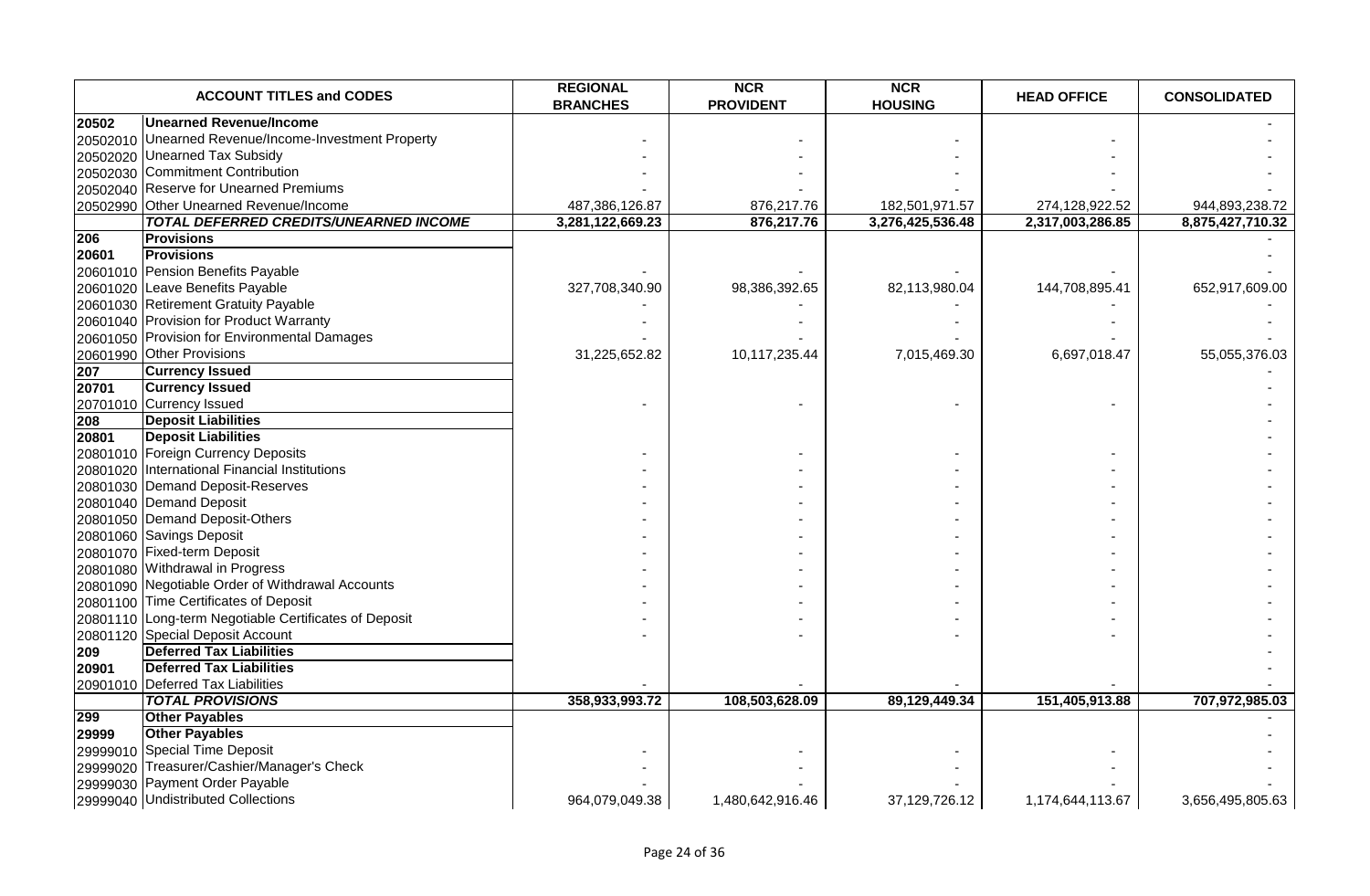| ACCOUNT TITLES and CODES | | REGIONAL BRANCHES | NCR PROVIDENT | NCR HOUSING | HEAD OFFICE | CONSOLIDATED |
|---|---|---|---|---|---|---|
| **20502** | **Unearned Revenue/Income** | | | | | - |
| 20502010 | Unearned Revenue/Income-Investment Property | - | - | - | - | - |
| 20502020 | Unearned Tax Subsidy | - | - | - | - | - |
| 20502030 | Commitment Contribution | - | - | - | - | - |
| 20502040 | Reserve for Unearned Premiums | - | - | - | - | - |
| 20502990 | Other Unearned Revenue/Income | 487,386,126.87 | 876,217.76 | 182,501,971.57 | 274,128,922.52 | 944,893,238.72 |
| | ***TOTAL DEFERRED CREDITS/UNEARNED INCOME*** | **3,281,122,669.23** | **876,217.76** | **3,276,425,536.48** | **2,317,003,286.85** | **8,875,427,710.32** |
| **206** | **Provisions** | | | | | - |
| **20601** | **Provisions** | | | | | - |
| 20601010 | Pension Benefits Payable | - | - | - | - | - |
| 20601020 | Leave Benefits Payable | 327,708,340.90 | 98,386,392.65 | 82,113,980.04 | 144,708,895.41 | 652,917,609.00 |
| 20601030 | Retirement Gratuity Payable | - | - | - | - | - |
| 20601040 | Provision for Product Warranty | - | - | - | - | - |
| 20601050 | Provision for Environmental Damages | - | - | - | - | - |
| 20601990 | Other Provisions | 31,225,652.82 | 10,117,235.44 | 7,015,469.30 | 6,697,018.47 | 55,055,376.03 |
| **207** | **Currency Issued** | | | | | - |
| **20701** | **Currency Issued** | | | | | - |
| 20701010 | Currency Issued | - | - | - | - | - |
| **208** | **Deposit Liabilities** | | | | | - |
| **20801** | **Deposit Liabilities** | | | | | - |
| 20801010 | Foreign Currency Deposits | - | - | - | - | - |
| 20801020 | International Financial Institutions | - | - | - | - | - |
| 20801030 | Demand Deposit-Reserves | - | - | - | - | - |
| 20801040 | Demand Deposit | - | - | - | - | - |
| 20801050 | Demand Deposit-Others | - | - | - | - | - |
| 20801060 | Savings Deposit | - | - | - | - | - |
| 20801070 | Fixed-term Deposit | - | - | - | - | - |
| 20801080 | Withdrawal in Progress | - | - | - | - | - |
| 20801090 | Negotiable Order of Withdrawal Accounts | - | - | - | - | - |
| 20801100 | Time Certificates of Deposit | - | - | - | - | - |
| 20801110 | Long-term Negotiable Certificates of Deposit | - | - | - | - | - |
| 20801120 | Special Deposit Account | - | - | - | - | - |
| **209** | **Deferred Tax Liabilities** | | | | | - |
| **20901** | **Deferred Tax Liabilities** | | | | | - |
| 20901010 | Deferred Tax Liabilities | - | - | - | - | - |
| | ***TOTAL PROVISIONS*** | **358,933,993.72** | **108,503,628.09** | **89,129,449.34** | **151,405,913.88** | **707,972,985.03** |
| **299** | **Other Payables** | | | | | - |
| **29999** | **Other Payables** | | | | | - |
| 29999010 | Special Time Deposit | - | - | - | - | - |
| 29999020 | Treasurer/Cashier/Manager's Check | - | - | - | - | - |
| 29999030 | Payment Order Payable | - | - | - | - | - |
| 29999040 | Undistributed Collections | 964,079,049.38 | 1,480,642,916.46 | 37,129,726.12 | 1,174,644,113.67 | 3,656,495,805.63 |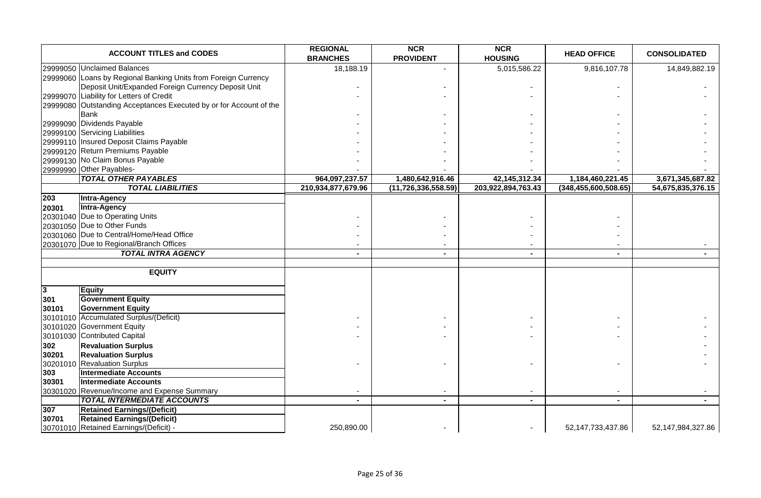| ACCOUNT TITLES and CODES | | REGIONAL BRANCHES | NCR PROVIDENT | NCR HOUSING | HEAD OFFICE | CONSOLIDATED |
|---|---|---|---|---|---|---|
| 29999050 | Unclaimed Balances | 18,188.19 | - | 5,015,586.22 | 9,816,107.78 | 14,849,882.19 |
| 29999060 | Loans by Regional Banking Units from Foreign Currency Deposit Unit/Expanded Foreign Currency Deposit Unit | - | - | - | - | - |
| 29999070 | Liability for Letters of Credit | - | - | - | - | - |
| 29999080 | Outstanding Acceptances Executed by or for Account of the Bank | - | - | - | - | - |
| 29999090 | Dividends Payable | - | - | - | - | - |
| 29999100 | Servicing Liabilities | - | - | - | - | - |
| 29999110 | Insured Deposit Claims Payable | - | - | - | - | - |
| 29999120 | Return Premiums Payable | - | - | - | - | - |
| 29999130 | No Claim Bonus Payable | - | - | - | - | - |
| 29999990 | Other Payables- | - | - | - | - | - |
| | ***TOTAL OTHER PAYABLES*** | **964,097,237.57** | **1,480,642,916.46** | **42,145,312.34** | **1,184,460,221.45** | **3,671,345,687.82** |
| | ***TOTAL LIABILITIES*** | **210,934,877,679.96** | **(11,726,336,558.59)** | **203,922,894,763.43** | **(348,455,600,508.65)** | **54,675,835,376.15** |
| **203** | **Intra-Agency** | | | | | |
| **20301** | **Intra-Agency** | | | | | |
| 20301040 | Due to Operating Units | - | - | - | - | |
| 20301050 | Due to Other Funds | - | - | - | - | |
| 20301060 | Due to Central/Home/Head Office | - | - | - | - | |
| 20301070 | Due to Regional/Branch Offices | - | - | - | - | - |
| | ***TOTAL INTRA AGENCY*** | **-** | **-** | **-** | **-** | **-** |
| | **EQUITY** | | | | | |
| **3** | **Equity** | | | | | |
| **301** | **Government Equity** | | | | | |
| **30101** | **Government Equity** | | | | | |
| 30101010 | Accumulated Surplus/(Deficit) | - | - | - | - | - |
| 30101020 | Government Equity | - | - | - | - | - |
| 30101030 | Contributed Capital | - | - | - | - | - |
| **302** | **Revaluation Surplus** | | | | | - |
| **30201** | **Revaluation Surplus** | | | | | - |
| 30201010 | Revaluation Surplus | - | - | - | - | - |
| **303** | **Intermediate Accounts** | | | | | |
| **30301** | **Intermediate Accounts** | | | | | |
| 30301020 | Revenue/Income and Expense Summary | - | - | - | - | - |
| | ***TOTAL INTERMEDIATE ACCOUNTS*** | **-** | **-** | **-** | **-** | **-** |
| **307** | **Retained Earnings/(Deficit)** | | | | | |
| **30701** | **Retained Earnings/(Deficit)** | | | | | |
| 30701010 | Retained Earnings/(Deficit) - | 250,890.00 | - | - | 52,147,733,437.86 | 52,147,984,327.86 |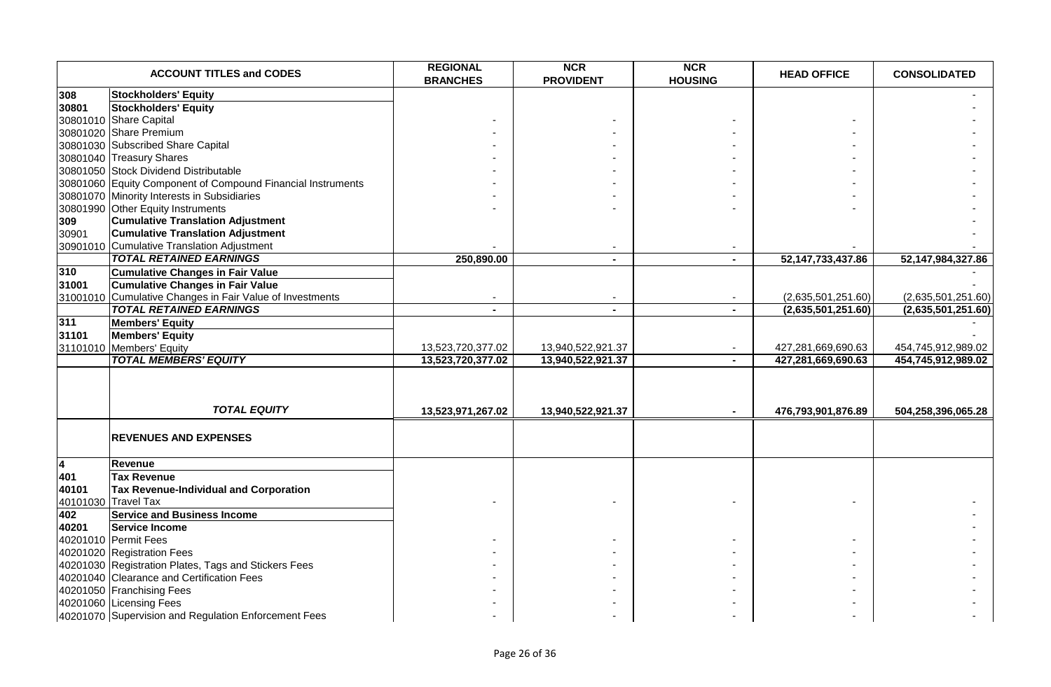| ACCOUNT TITLES and CODES | | REGIONAL BRANCHES | NCR PROVIDENT | NCR HOUSING | HEAD OFFICE | CONSOLIDATED |
|---|---|---|---|---|---|---|
| 308 | **Stockholders' Equity** | | | | | - |
| 30801 | **Stockholders' Equity** | | | | | - |
| 30801010 | Share Capital | - | - | - | - | - |
| 30801020 | Share Premium | - | - | - | - | - |
| 30801030 | Subscribed Share Capital | - | - | - | - | - |
| 30801040 | Treasury Shares | - | - | - | - | - |
| 30801050 | Stock Dividend Distributable | - | - | - | - | - |
| 30801060 | Equity Component of Compound Financial Instruments | - | - | - | - | - |
| 30801070 | Minority Interests in Subsidiaries | - | - | - | - | - |
| 30801990 | Other Equity Instruments | - | - | - | - | - |
| 309 | **Cumulative Translation Adjustment** | | | | | - |
| 30901 | **Cumulative Translation Adjustment** | | | | | - |
| 30901010 | Cumulative Translation Adjustment | - | - | - | - | - |
| | ***TOTAL RETAINED EARNINGS*** | **250,890.00** | **-** | **-** | **52,147,733,437.86** | **52,147,984,327.86** |
| 310 | **Cumulative Changes in Fair Value** | | | | | - |
| 31001 | **Cumulative Changes in Fair Value** | | | | | - |
| 31001010 | Cumulative Changes in Fair Value of Investments | - | - | - | (2,635,501,251.60) | (2,635,501,251.60) |
| | ***TOTAL RETAINED EARNINGS*** | **-** | **-** | **-** | **(2,635,501,251.60)** | **(2,635,501,251.60)** |
| 311 | **Members' Equity** | | | | | - |
| 31101 | **Members' Equity** | | | | | - |
| 31101010 | Members' Equity | 13,523,720,377.02 | 13,940,522,921.37 | - | 427,281,669,690.63 | 454,745,912,989.02 |
| | ***TOTAL MEMBERS' EQUITY*** | **13,523,720,377.02** | **13,940,522,921.37** | **-** | **427,281,669,690.63** | **454,745,912,989.02** |
| | ***TOTAL EQUITY*** | **13,523,971,267.02** | **13,940,522,921.37** | **-** | **476,793,901,876.89** | **504,258,396,065.28** |
| | **REVENUES AND EXPENSES** | | | | | |
| 4 | **Revenue** | | | | | |
| 401 | **Tax Revenue** | | | | | |
| 40101 | **Tax Revenue-Individual and Corporation** | | | | | |
| 40101030 | Travel Tax | - | - | - | - | - |
| 402 | **Service and Business Income** | | | | | - |
| 40201 | **Service Income** | | | | | - |
| 40201010 | Permit Fees | - | - | - | - | - |
| 40201020 | Registration Fees | - | - | - | - | - |
| 40201030 | Registration Plates, Tags and Stickers Fees | - | - | - | - | - |
| 40201040 | Clearance and Certification Fees | - | - | - | - | - |
| 40201050 | Franchising Fees | - | - | - | - | - |
| 40201060 | Licensing Fees | - | - | - | - | - |
| 40201070 | Supervision and Regulation Enforcement Fees | - | - | - | - | - |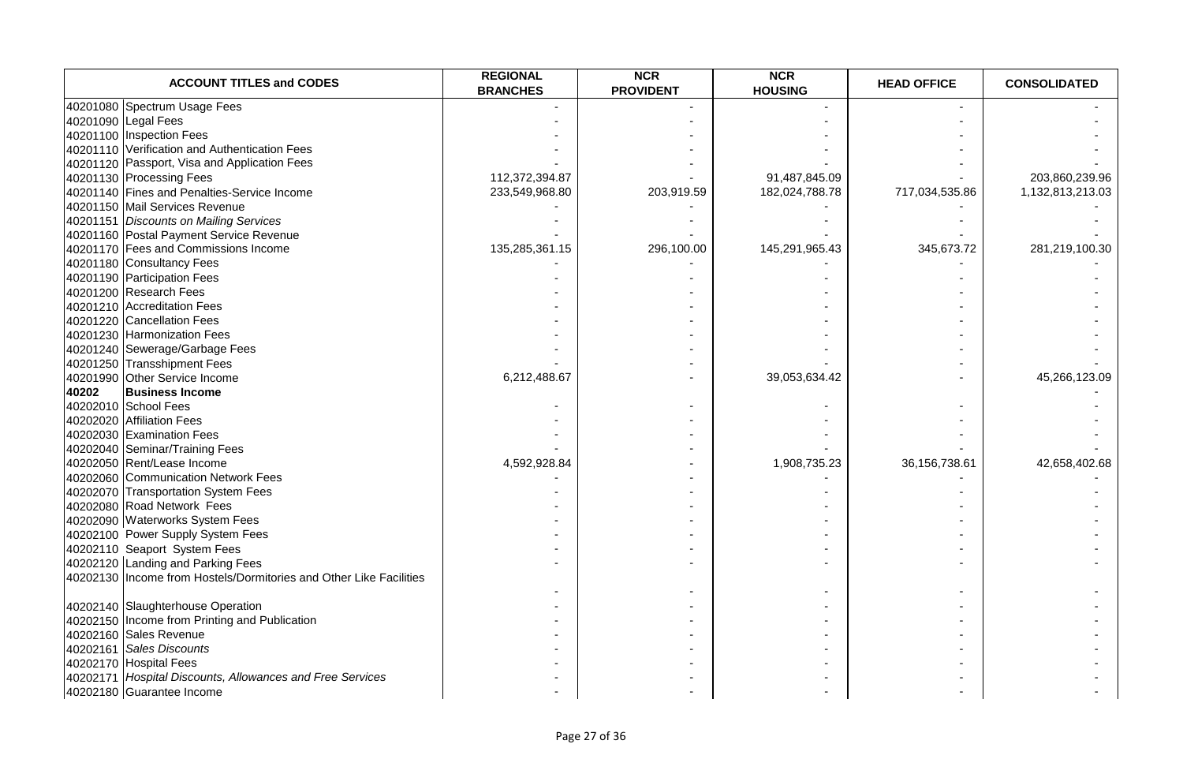| ACCOUNT TITLES and CODES | | REGIONAL BRANCHES | NCR PROVIDENT | NCR HOUSING | HEAD OFFICE | CONSOLIDATED |
|---|---|---|---|---|---|---|
| 40201080 | Spectrum Usage Fees | - | - | - | - | - |
| 40201090 | Legal Fees | - | - | - | - | - |
| 40201100 | Inspection Fees | - | - | - | - | - |
| 40201110 | Verification and Authentication Fees | - | - | - | - | - |
| 40201120 | Passport, Visa and Application Fees | - | - | - | - | - |
| 40201130 | Processing Fees | 112,372,394.87 | - | 91,487,845.09 | - | 203,860,239.96 |
| 40201140 | Fines and Penalties-Service Income | 233,549,968.80 | 203,919.59 | 182,024,788.78 | 717,034,535.86 | 1,132,813,213.03 |
| 40201150 | Mail Services Revenue | - | - | - | - | - |
| 40201151 | *Discounts on Mailing Services* | - | - | - | - | - |
| 40201160 | Postal Payment Service Revenue | - | - | - | - | - |
| 40201170 | Fees and Commissions Income | 135,285,361.15 | 296,100.00 | 145,291,965.43 | 345,673.72 | 281,219,100.30 |
| 40201180 | Consultancy Fees | - | - | - | - | - |
| 40201190 | Participation Fees | - | - | - | - | - |
| 40201200 | Research Fees | - | - | - | - | - |
| 40201210 | Accreditation Fees | - | - | - | - | - |
| 40201220 | Cancellation Fees | - | - | - | - | - |
| 40201230 | Harmonization Fees | - | - | - | - | - |
| 40201240 | Sewerage/Garbage Fees | - | - | - | - | - |
| 40201250 | Transshipment Fees | - | - | - | - | - |
| 40201990 | Other Service Income | 6,212,488.67 | - | 39,053,634.42 | - | 45,266,123.09 |
| **40202** | **Business Income** | | | | | - |
| 40202010 | School Fees | - | - | - | - | - |
| 40202020 | Affiliation Fees | - | - | - | - | - |
| 40202030 | Examination Fees | - | - | - | - | - |
| 40202040 | Seminar/Training Fees | - | - | - | - | - |
| 40202050 | Rent/Lease Income | 4,592,928.84 | - | 1,908,735.23 | 36,156,738.61 | 42,658,402.68 |
| 40202060 | Communication Network Fees | - | - | - | - | - |
| 40202070 | Transportation System Fees | - | - | - | - | - |
| 40202080 | Road Network Fees | - | - | - | - | - |
| 40202090 | Waterworks System Fees | - | - | - | - | - |
| 40202100 | Power Supply System Fees | - | - | - | - | - |
| 40202110 | Seaport System Fees | - | - | - | - | - |
| 40202120 | Landing and Parking Fees | - | - | - | - | - |
| 40202130 | Income from Hostels/Dormitories and Other Like Facilities | - | - | - | - | - |
| 40202140 | Slaughterhouse Operation | - | - | - | - | - |
| 40202150 | Income from Printing and Publication | - | - | - | - | - |
| 40202160 | Sales Revenue | - | - | - | - | - |
| 40202161 | *Sales Discounts* | - | - | - | - | - |
| 40202170 | Hospital Fees | - | - | - | - | - |
| 40202171 | *Hospital Discounts, Allowances and Free Services* | - | - | - | - | - |
| 40202180 | Guarantee Income | - | - | - | - | - |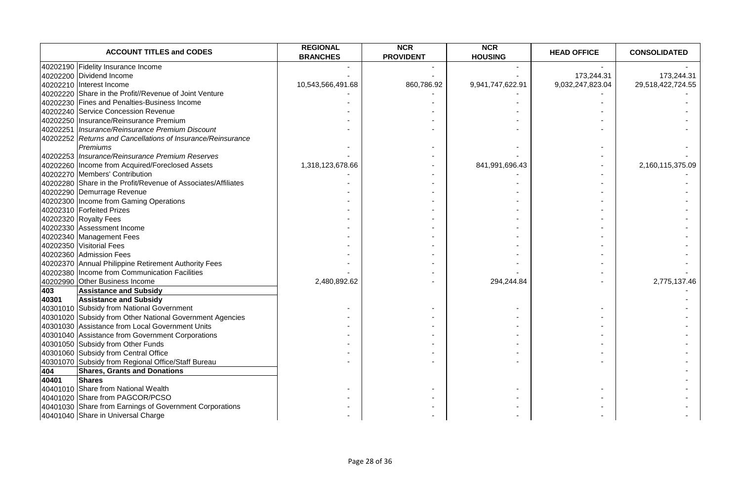| ACCOUNT TITLES and CODES | | REGIONAL BRANCHES | NCR PROVIDENT | NCR HOUSING | HEAD OFFICE | CONSOLIDATED |
|---|---|---|---|---|---|---|
| 40202190 | Fidelity Insurance Income | - | - | - | - | - |
| 40202200 | Dividend Income | - | - | - | 173,244.31 | 173,244.31 |
| 40202210 | Interest Income | 10,543,566,491.68 | 860,786.92 | 9,941,747,622.91 | 9,032,247,823.04 | 29,518,422,724.55 |
| 40202220 | Share in the Profit//Revenue of Joint Venture | - | - | - | - | - |
| 40202230 | Fines and Penalties-Business Income | - | - | - | - | - |
| 40202240 | Service Concession Revenue | - | - | - | - | - |
| 40202250 | Insurance/Reinsurance Premium | - | - | - | - | - |
| 40202251 | *Insurance/Reinsurance Premium Discount* | - | - | - | - | - |
| 40202252 | *Returns and Cancellations of Insurance/Reinsurance Premiums* | - | - | - | - | - |
| 40202253 | *Insurance/Reinsurance Premium Reserves* | - | - | - | - | - |
| 40202260 | Income from Acquired/Foreclosed Assets | 1,318,123,678.66 | - | 841,991,696.43 | - | 2,160,115,375.09 |
| 40202270 | Members' Contribution | - | - | - | - | - |
| 40202280 | Share in the Profit/Revenue of Associates/Affiliates | - | - | - | - | - |
| 40202290 | Demurrage Revenue | - | - | - | - | - |
| 40202300 | Income from Gaming Operations | - | - | - | - | - |
| 40202310 | Forfeited Prizes | - | - | - | - | - |
| 40202320 | Royalty Fees | - | - | - | - | - |
| 40202330 | Assessment Income | - | - | - | - | - |
| 40202340 | Management Fees | - | - | - | - | - |
| 40202350 | Visitorial Fees | - | - | - | - | - |
| 40202360 | Admission Fees | - | - | - | - | - |
| 40202370 | Annual Philippine Retirement Authority Fees | - | - | - | - | - |
| 40202380 | Income from Communication Facilities | - | - | - | - | - |
| 40202990 | Other Business Income | 2,480,892.62 | - | 294,244.84 | - | 2,775,137.46 |
| **403** | **Assistance and Subsidy** | | | | | - |
| **40301** | **Assistance and Subsidy** | | | | | - |
| 40301010 | Subsidy from National Government | - | - | - | - | - |
| 40301020 | Subsidy from Other National Government Agencies | - | - | - | - | - |
| 40301030 | Assistance from Local Government Units | - | - | - | - | - |
| 40301040 | Assistance from Government Corporations | - | - | - | - | - |
| 40301050 | Subsidy from Other Funds | - | - | - | - | - |
| 40301060 | Subsidy from Central Office | - | - | - | - | - |
| 40301070 | Subsidy from Regional Office/Staff Bureau | - | - | - | - | - |
| **404** | **Shares, Grants and Donations** | | | | | - |
| **40401** | **Shares** | | | | | - |
| 40401010 | Share from National Wealth | - | - | - | - | - |
| 40401020 | Share from PAGCOR/PCSO | - | - | - | - | - |
| 40401030 | Share from Earnings of Government Corporations | - | - | - | - | - |
| 40401040 | Share in Universal Charge | - | - | - | - | - |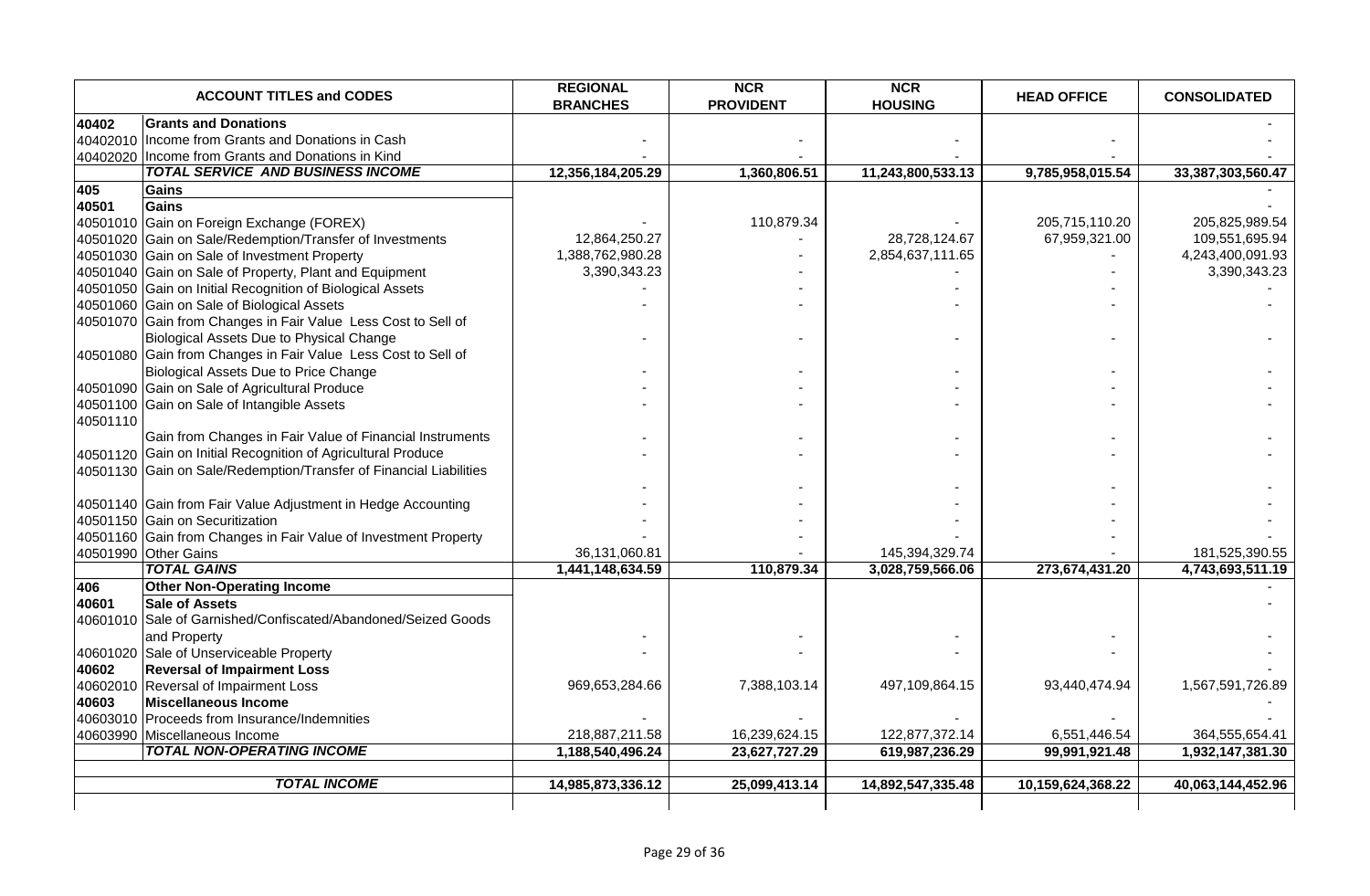| ACCOUNT TITLES and CODES | | REGIONAL BRANCHES | NCR PROVIDENT | NCR HOUSING | HEAD OFFICE | CONSOLIDATED |
|---|---|---|---|---|---|---|
| 40402 | **Grants and Donations** | | | | | - |
| 40402010 | Income from Grants and Donations in Cash | - | - | - | - | - |
| 40402020 | Income from Grants and Donations in Kind | - | - | - | - | - |
| | ***TOTAL SERVICE AND BUSINESS INCOME*** | **12,356,184,205.29** | **1,360,806.51** | **11,243,800,533.13** | **9,785,958,015.54** | **33,387,303,560.47** |
| 405 | **Gains** | | | | | - |
| 40501 | **Gains** | | | | | - |
| 40501010 | Gain on Foreign Exchange (FOREX) | - | 110,879.34 | - | 205,715,110.20 | 205,825,989.54 |
| 40501020 | Gain on Sale/Redemption/Transfer of Investments | 12,864,250.27 | - | 28,728,124.67 | 67,959,321.00 | 109,551,695.94 |
| 40501030 | Gain on Sale of Investment Property | 1,388,762,980.28 | - | 2,854,637,111.65 | - | 4,243,400,091.93 |
| 40501040 | Gain on Sale of Property, Plant and Equipment | 3,390,343.23 | - | - | - | 3,390,343.23 |
| 40501050 | Gain on Initial Recognition of Biological Assets | - | - | - | - | - |
| 40501060 | Gain on Sale of Biological Assets | - | - | - | - | - |
| 40501070 | Gain from Changes in Fair Value Less Cost to Sell of Biological Assets Due to Physical Change | - | - | - | - | - |
| 40501080 | Gain from Changes in Fair Value Less Cost to Sell of Biological Assets Due to Price Change | - | - | - | - | - |
| 40501090 | Gain on Sale of Agricultural Produce | - | - | - | - | - |
| 40501100 | Gain on Sale of Intangible Assets | - | - | - | - | - |
| 40501110 | Gain from Changes in Fair Value of Financial Instruments | - | - | - | - | - |
| 40501120 | Gain on Initial Recognition of Agricultural Produce | - | - | - | - | - |
| 40501130 | Gain on Sale/Redemption/Transfer of Financial Liabilities | - | - | - | - | - |
| 40501140 | Gain from Fair Value Adjustment in Hedge Accounting | - | - | - | - | - |
| 40501150 | Gain on Securitization | - | - | - | - | - |
| 40501160 | Gain from Changes in Fair Value of Investment Property | - | - | - | - | - |
| 40501990 | Other Gains | 36,131,060.81 | - | 145,394,329.74 | - | 181,525,390.55 |
| | ***TOTAL GAINS*** | **1,441,148,634.59** | **110,879.34** | **3,028,759,566.06** | **273,674,431.20** | **4,743,693,511.19** |
| 406 | **Other Non-Operating Income** | | | | | |
| 40601 | **Sale of Assets** | | | | | - |
| 40601010 | Sale of Garnished/Confiscated/Abandoned/Seized Goods and Property | - | - | - | - | - |
| 40601020 | Sale of Unserviceable Property | - | - | - | - | - |
| 40602 | **Reversal of Impairment Loss** | | | | | - |
| 40602010 | Reversal of Impairment Loss | 969,653,284.66 | 7,388,103.14 | 497,109,864.15 | 93,440,474.94 | 1,567,591,726.89 |
| 40603 | **Miscellaneous Income** | | | | | - |
| 40603010 | Proceeds from Insurance/Indemnities | - | - | - | - | - |
| 40603990 | Miscellaneous Income | 218,887,211.58 | 16,239,624.15 | 122,877,372.14 | 6,551,446.54 | 364,555,654.41 |
| | ***TOTAL NON-OPERATING INCOME*** | **1,188,540,496.24** | **23,627,727.29** | **619,987,236.29** | **99,991,921.48** | **1,932,147,381.30** |
| | ***TOTAL INCOME*** | **14,985,873,336.12** | **25,099,413.14** | **14,892,547,335.48** | **10,159,624,368.22** | **40,063,144,452.96** |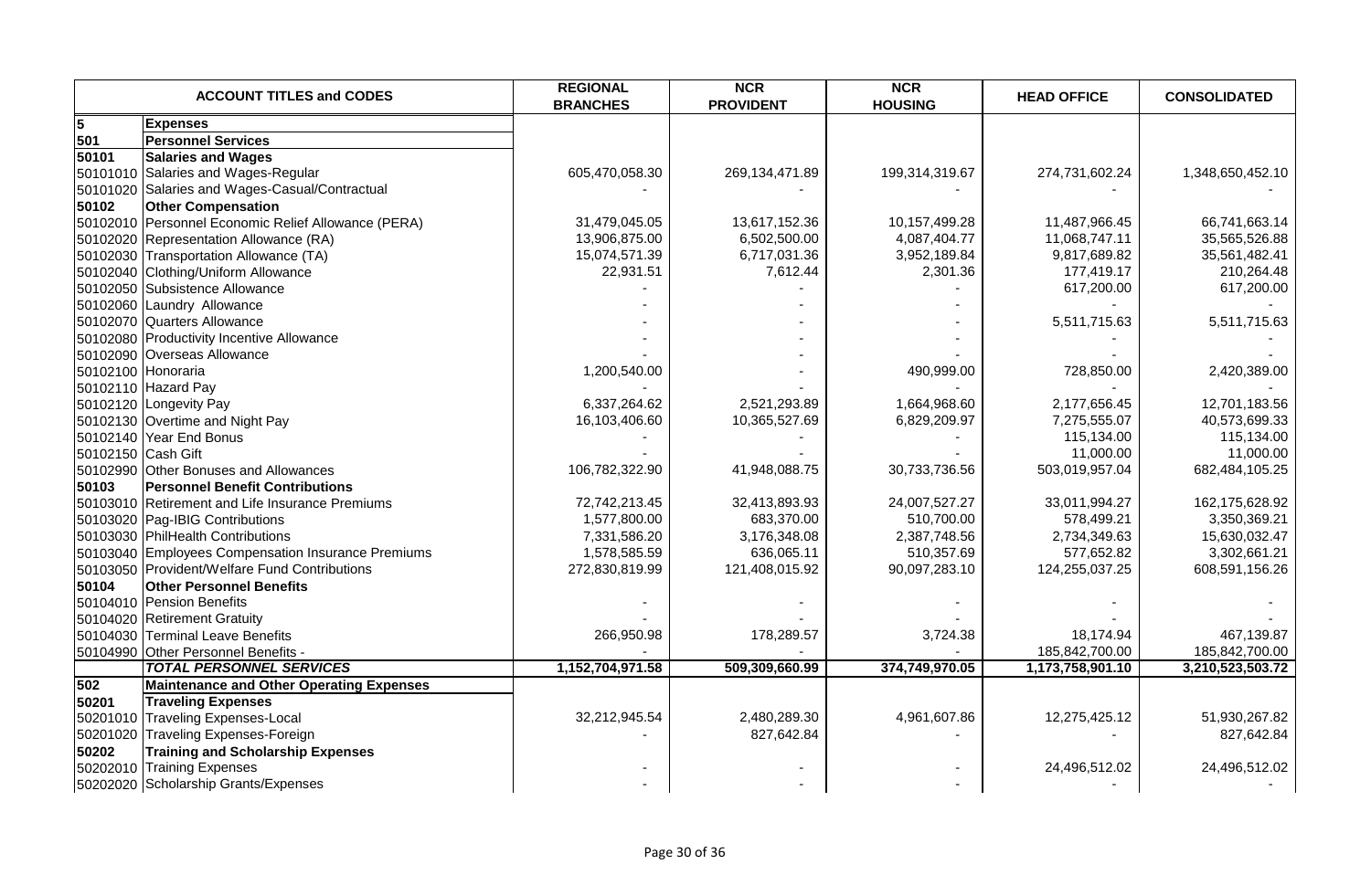| ACCOUNT TITLES and CODES | | REGIONAL BRANCHES | NCR PROVIDENT | NCR HOUSING | HEAD OFFICE | CONSOLIDATED |
|---|---|---|---|---|---|---|
| **5** | **Expenses** | | | | | |
| **501** | **Personnel Services** | | | | | |
| **50101** | **Salaries and Wages** | | | | | |
| 50101010 | Salaries and Wages-Regular | 605,470,058.30 | 269,134,471.89 | 199,314,319.67 | 274,731,602.24 | 1,348,650,452.10 |
| 50101020 | Salaries and Wages-Casual/Contractual | - | - | - | - | - |
| **50102** | **Other Compensation** | | | | | |
| 50102010 | Personnel Economic Relief Allowance (PERA) | 31,479,045.05 | 13,617,152.36 | 10,157,499.28 | 11,487,966.45 | 66,741,663.14 |
| 50102020 | Representation Allowance (RA) | 13,906,875.00 | 6,502,500.00 | 4,087,404.77 | 11,068,747.11 | 35,565,526.88 |
| 50102030 | Transportation Allowance (TA) | 15,074,571.39 | 6,717,031.36 | 3,952,189.84 | 9,817,689.82 | 35,561,482.41 |
| 50102040 | Clothing/Uniform Allowance | 22,931.51 | 7,612.44 | 2,301.36 | 177,419.17 | 210,264.48 |
| 50102050 | Subsistence Allowance | - | - | - | 617,200.00 | 617,200.00 |
| 50102060 | Laundry Allowance | - | - | - | - | - |
| 50102070 | Quarters Allowance | - | - | - | 5,511,715.63 | 5,511,715.63 |
| 50102080 | Productivity Incentive Allowance | - | - | - | - | - |
| 50102090 | Overseas Allowance | - | - | - | - | - |
| 50102100 | Honoraria | 1,200,540.00 | - | 490,999.00 | 728,850.00 | 2,420,389.00 |
| 50102110 | Hazard Pay | - | - | - | - | - |
| 50102120 | Longevity Pay | 6,337,264.62 | 2,521,293.89 | 1,664,968.60 | 2,177,656.45 | 12,701,183.56 |
| 50102130 | Overtime and Night Pay | 16,103,406.60 | 10,365,527.69 | 6,829,209.97 | 7,275,555.07 | 40,573,699.33 |
| 50102140 | Year End Bonus | - | - | - | 115,134.00 | 115,134.00 |
| 50102150 | Cash Gift | - | - | - | 11,000.00 | 11,000.00 |
| 50102990 | Other Bonuses and Allowances | 106,782,322.90 | 41,948,088.75 | 30,733,736.56 | 503,019,957.04 | 682,484,105.25 |
| **50103** | **Personnel Benefit Contributions** | | | | | |
| 50103010 | Retirement and Life Insurance Premiums | 72,742,213.45 | 32,413,893.93 | 24,007,527.27 | 33,011,994.27 | 162,175,628.92 |
| 50103020 | Pag-IBIG Contributions | 1,577,800.00 | 683,370.00 | 510,700.00 | 578,499.21 | 3,350,369.21 |
| 50103030 | PhilHealth Contributions | 7,331,586.20 | 3,176,348.08 | 2,387,748.56 | 2,734,349.63 | 15,630,032.47 |
| 50103040 | Employees Compensation Insurance Premiums | 1,578,585.59 | 636,065.11 | 510,357.69 | 577,652.82 | 3,302,661.21 |
| 50103050 | Provident/Welfare Fund Contributions | 272,830,819.99 | 121,408,015.92 | 90,097,283.10 | 124,255,037.25 | 608,591,156.26 |
| **50104** | **Other Personnel Benefits** | | | | | |
| 50104010 | Pension Benefits | - | - | - | - | - |
| 50104020 | Retirement Gratuity | - | - | - | - | - |
| 50104030 | Terminal Leave Benefits | 266,950.98 | 178,289.57 | 3,724.38 | 18,174.94 | 467,139.87 |
| 50104990 | Other Personnel Benefits - | - | - | - | 185,842,700.00 | 185,842,700.00 |
| | ***TOTAL PERSONNEL SERVICES*** | **1,152,704,971.58** | **509,309,660.99** | **374,749,970.05** | **1,173,758,901.10** | **3,210,523,503.72** |
| **502** | **Maintenance and Other Operating Expenses** | | | | | |
| **50201** | **Traveling Expenses** | | | | | |
| 50201010 | Traveling Expenses-Local | 32,212,945.54 | 2,480,289.30 | 4,961,607.86 | 12,275,425.12 | 51,930,267.82 |
| 50201020 | Traveling Expenses-Foreign | - | 827,642.84 | - | - | 827,642.84 |
| **50202** | **Training and Scholarship Expenses** | | | | | |
| 50202010 | Training Expenses | - | - | - | 24,496,512.02 | 24,496,512.02 |
| 50202020 | Scholarship Grants/Expenses | - | - | - | - | - |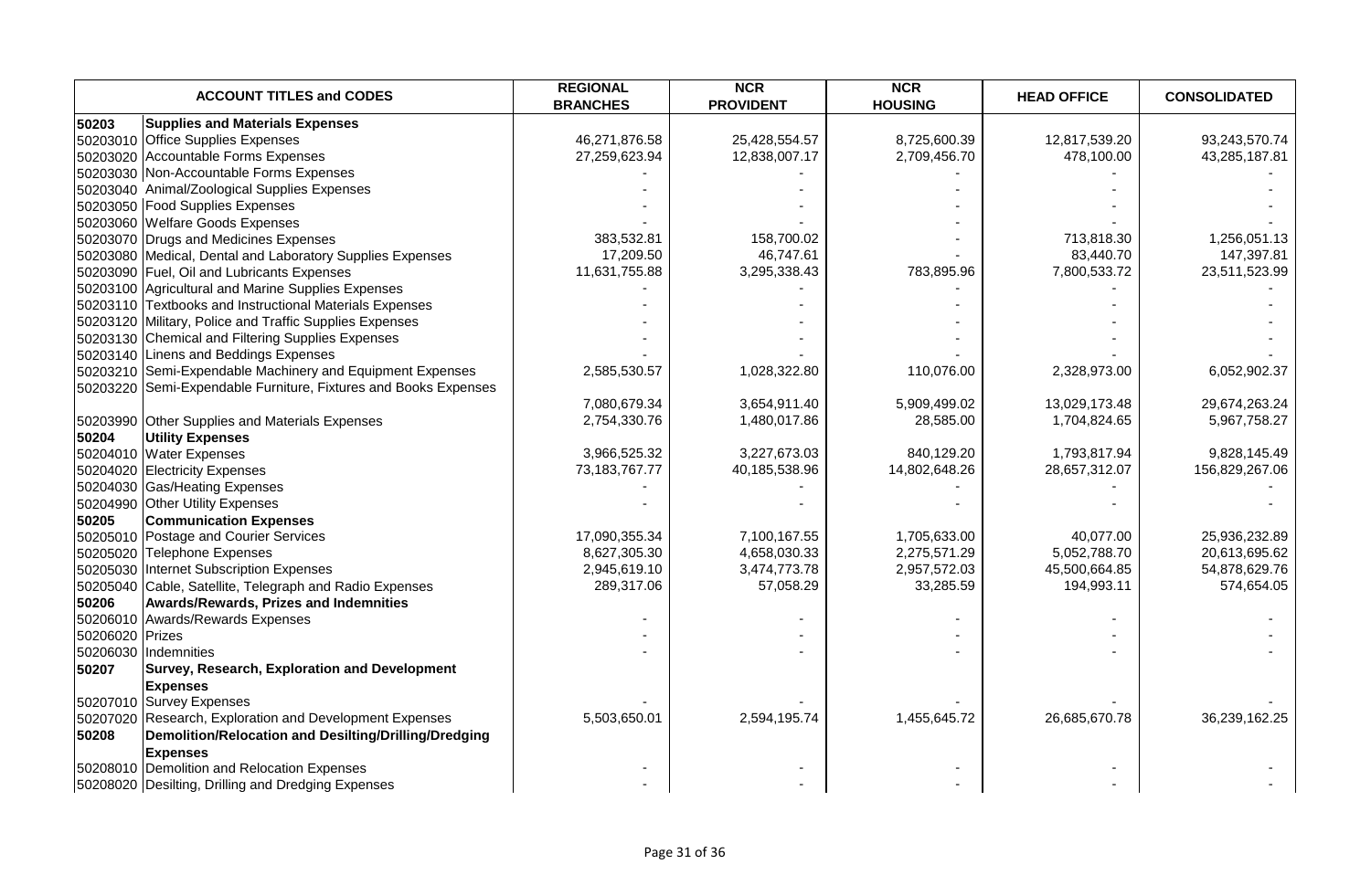| ACCOUNT TITLES and CODES | | REGIONAL BRANCHES | NCR PROVIDENT | NCR HOUSING | HEAD OFFICE | CONSOLIDATED |
|---|---|---|---|---|---|---|
| **50203** | **Supplies and Materials Expenses** | | | | | |
| 50203010 | Office Supplies Expenses | 46,271,876.58 | 25,428,554.57 | 8,725,600.39 | 12,817,539.20 | 93,243,570.74 |
| 50203020 | Accountable Forms Expenses | 27,259,623.94 | 12,838,007.17 | 2,709,456.70 | 478,100.00 | 43,285,187.81 |
| 50203030 | Non-Accountable Forms Expenses | - | - | - | - | - |
| 50203040 | Animal/Zoological Supplies Expenses | - | - | - | - | - |
| 50203050 | Food Supplies Expenses | - | - | - | - | - |
| 50203060 | Welfare Goods Expenses | - | - | - | - | - |
| 50203070 | Drugs and Medicines Expenses | 383,532.81 | 158,700.02 | - | 713,818.30 | 1,256,051.13 |
| 50203080 | Medical, Dental and Laboratory Supplies Expenses | 17,209.50 | 46,747.61 | - | 83,440.70 | 147,397.81 |
| 50203090 | Fuel, Oil and Lubricants Expenses | 11,631,755.88 | 3,295,338.43 | 783,895.96 | 7,800,533.72 | 23,511,523.99 |
| 50203100 | Agricultural and Marine Supplies Expenses | - | - | - | - | - |
| 50203110 | Textbooks and Instructional Materials Expenses | - | - | - | - | - |
| 50203120 | Military, Police and Traffic Supplies Expenses | - | - | - | - | - |
| 50203130 | Chemical and Filtering Supplies Expenses | - | - | - | - | - |
| 50203140 | Linens and Beddings Expenses | - | - | - | - | - |
| 50203210 | Semi-Expendable Machinery and Equipment Expenses | 2,585,530.57 | 1,028,322.80 | 110,076.00 | 2,328,973.00 | 6,052,902.37 |
| 50203220 | Semi-Expendable Furniture, Fixtures and Books Expenses | 7,080,679.34 | 3,654,911.40 | 5,909,499.02 | 13,029,173.48 | 29,674,263.24 |
| 50203990 | Other Supplies and Materials Expenses | 2,754,330.76 | 1,480,017.86 | 28,585.00 | 1,704,824.65 | 5,967,758.27 |
| **50204** | **Utility Expenses** | | | | | |
| 50204010 | Water Expenses | 3,966,525.32 | 3,227,673.03 | 840,129.20 | 1,793,817.94 | 9,828,145.49 |
| 50204020 | Electricity Expenses | 73,183,767.77 | 40,185,538.96 | 14,802,648.26 | 28,657,312.07 | 156,829,267.06 |
| 50204030 | Gas/Heating Expenses | - | - | - | - | - |
| 50204990 | Other Utility Expenses | - | - | - | - | - |
| **50205** | **Communication Expenses** | | | | | |
| 50205010 | Postage and Courier Services | 17,090,355.34 | 7,100,167.55 | 1,705,633.00 | 40,077.00 | 25,936,232.89 |
| 50205020 | Telephone Expenses | 8,627,305.30 | 4,658,030.33 | 2,275,571.29 | 5,052,788.70 | 20,613,695.62 |
| 50205030 | Internet Subscription Expenses | 2,945,619.10 | 3,474,773.78 | 2,957,572.03 | 45,500,664.85 | 54,878,629.76 |
| 50205040 | Cable, Satellite, Telegraph and Radio Expenses | 289,317.06 | 57,058.29 | 33,285.59 | 194,993.11 | 574,654.05 |
| **50206** | **Awards/Rewards, Prizes and Indemnities** | | | | | |
| 50206010 | Awards/Rewards Expenses | - | - | - | - | - |
| 50206020 | Prizes | - | - | - | - | - |
| 50206030 | Indemnities | - | - | - | - | - |
| **50207** | **Survey, Research, Exploration and Development Expenses** | | | | | |
| 50207010 | Survey Expenses | - | - | - | - | - |
| 50207020 | Research, Exploration and Development Expenses | 5,503,650.01 | 2,594,195.74 | 1,455,645.72 | 26,685,670.78 | 36,239,162.25 |
| **50208** | **Demolition/Relocation and Desilting/Drilling/Dredging Expenses** | | | | | |
| 50208010 | Demolition and Relocation Expenses | - | - | - | - | - |
| 50208020 | Desilting, Drilling and Dredging Expenses | - | - | - | - | - |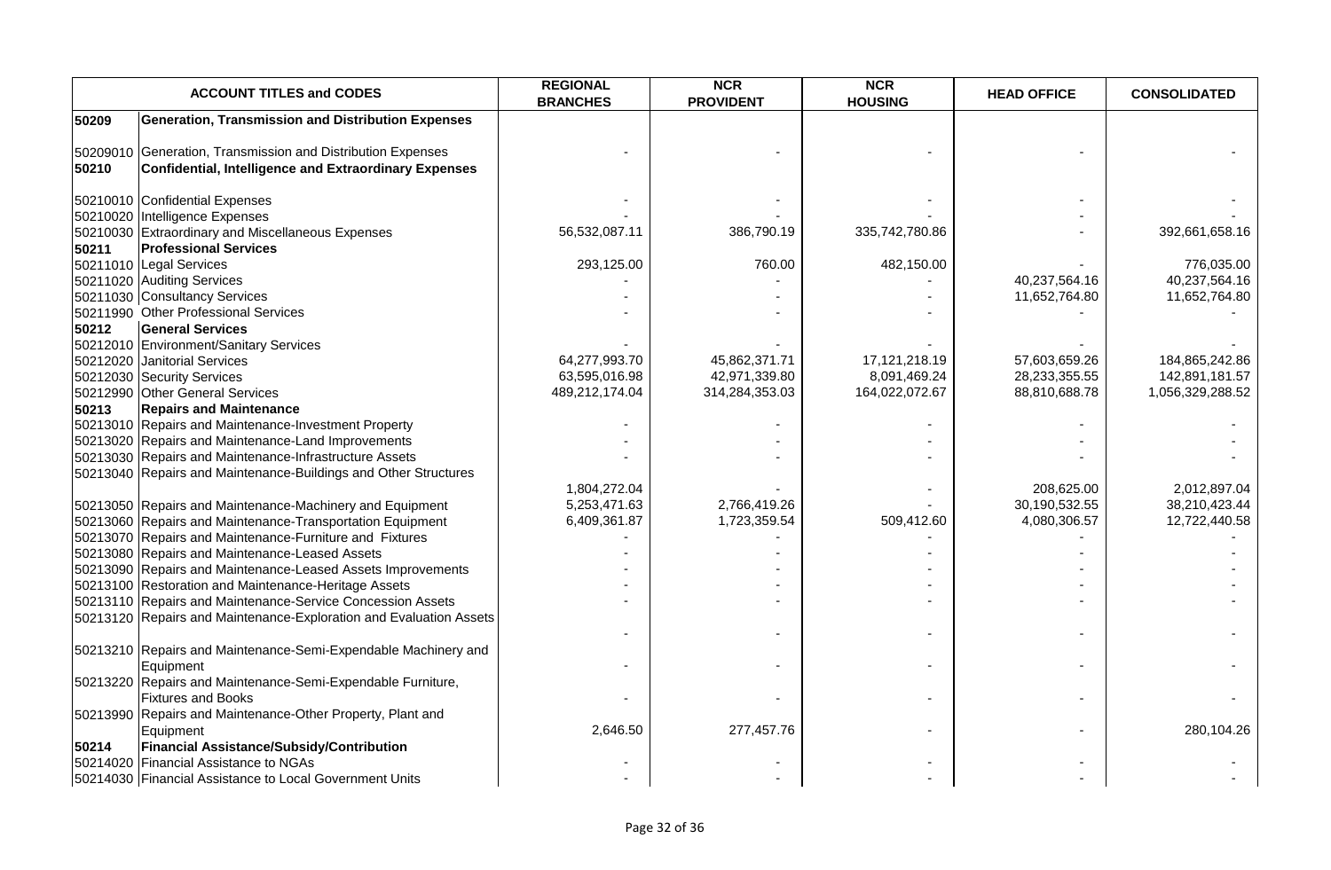| ACCOUNT TITLES and CODES | | REGIONAL BRANCHES | NCR PROVIDENT | NCR HOUSING | HEAD OFFICE | CONSOLIDATED |
|---|---|---|---|---|---|---|
| **50209** | **Generation, Transmission and Distribution Expenses** | | | | | |
| 50209010 | Generation, Transmission and Distribution Expenses | - | - | - | - | - |
| **50210** | **Confidential, Intelligence and Extraordinary Expenses** | | | | | |
| 50210010 | Confidential Expenses | - | - | - | - | - |
| 50210020 | Intelligence Expenses | - | - | - | - | - |
| 50210030 | Extraordinary and Miscellaneous Expenses | 56,532,087.11 | 386,790.19 | 335,742,780.86 | - | 392,661,658.16 |
| **50211** | **Professional Services** | | | | | |
| 50211010 | Legal Services | 293,125.00 | 760.00 | 482,150.00 | - | 776,035.00 |
| 50211020 | Auditing Services | - | - | - | 40,237,564.16 | 40,237,564.16 |
| 50211030 | Consultancy Services | - | - | - | 11,652,764.80 | 11,652,764.80 |
| 50211990 | Other Professional Services | - | - | - | - | - |
| **50212** | **General Services** | | | | | |
| 50212010 | Environment/Sanitary Services | - | - | - | - | - |
| 50212020 | Janitorial Services | 64,277,993.70 | 45,862,371.71 | 17,121,218.19 | 57,603,659.26 | 184,865,242.86 |
| 50212030 | Security Services | 63,595,016.98 | 42,971,339.80 | 8,091,469.24 | 28,233,355.55 | 142,891,181.57 |
| 50212990 | Other General Services | 489,212,174.04 | 314,284,353.03 | 164,022,072.67 | 88,810,688.78 | 1,056,329,288.52 |
| **50213** | **Repairs and Maintenance** | | | | | |
| 50213010 | Repairs and Maintenance-Investment Property | - | - | - | - | - |
| 50213020 | Repairs and Maintenance-Land Improvements | - | - | - | - | - |
| 50213030 | Repairs and Maintenance-Infrastructure Assets | - | - | - | - | - |
| 50213040 | Repairs and Maintenance-Buildings and Other Structures | 1,804,272.04 | - | - | 208,625.00 | 2,012,897.04 |
| 50213050 | Repairs and Maintenance-Machinery and Equipment | 5,253,471.63 | 2,766,419.26 | - | 30,190,532.55 | 38,210,423.44 |
| 50213060 | Repairs and Maintenance-Transportation Equipment | 6,409,361.87 | 1,723,359.54 | 509,412.60 | 4,080,306.57 | 12,722,440.58 |
| 50213070 | Repairs and Maintenance-Furniture and Fixtures | - | - | - | - | - |
| 50213080 | Repairs and Maintenance-Leased Assets | - | - | - | - | - |
| 50213090 | Repairs and Maintenance-Leased Assets Improvements | - | - | - | - | - |
| 50213100 | Restoration and Maintenance-Heritage Assets | - | - | - | - | - |
| 50213110 | Repairs and Maintenance-Service Concession Assets | - | - | - | - | - |
| 50213120 | Repairs and Maintenance-Exploration and Evaluation Assets | - | - | - | - | - |
| 50213210 | Repairs and Maintenance-Semi-Expendable Machinery and Equipment | - | - | - | - | - |
| 50213220 | Repairs and Maintenance-Semi-Expendable Furniture, Fixtures and Books | - | - | - | - | - |
| 50213990 | Repairs and Maintenance-Other Property, Plant and Equipment | 2,646.50 | 277,457.76 | - | - | 280,104.26 |
| **50214** | **Financial Assistance/Subsidy/Contribution** | | | | | |
| 50214020 | Financial Assistance to NGAs | - | - | - | - | - |
| 50214030 | Financial Assistance to Local Government Units | - | - | - | - | - |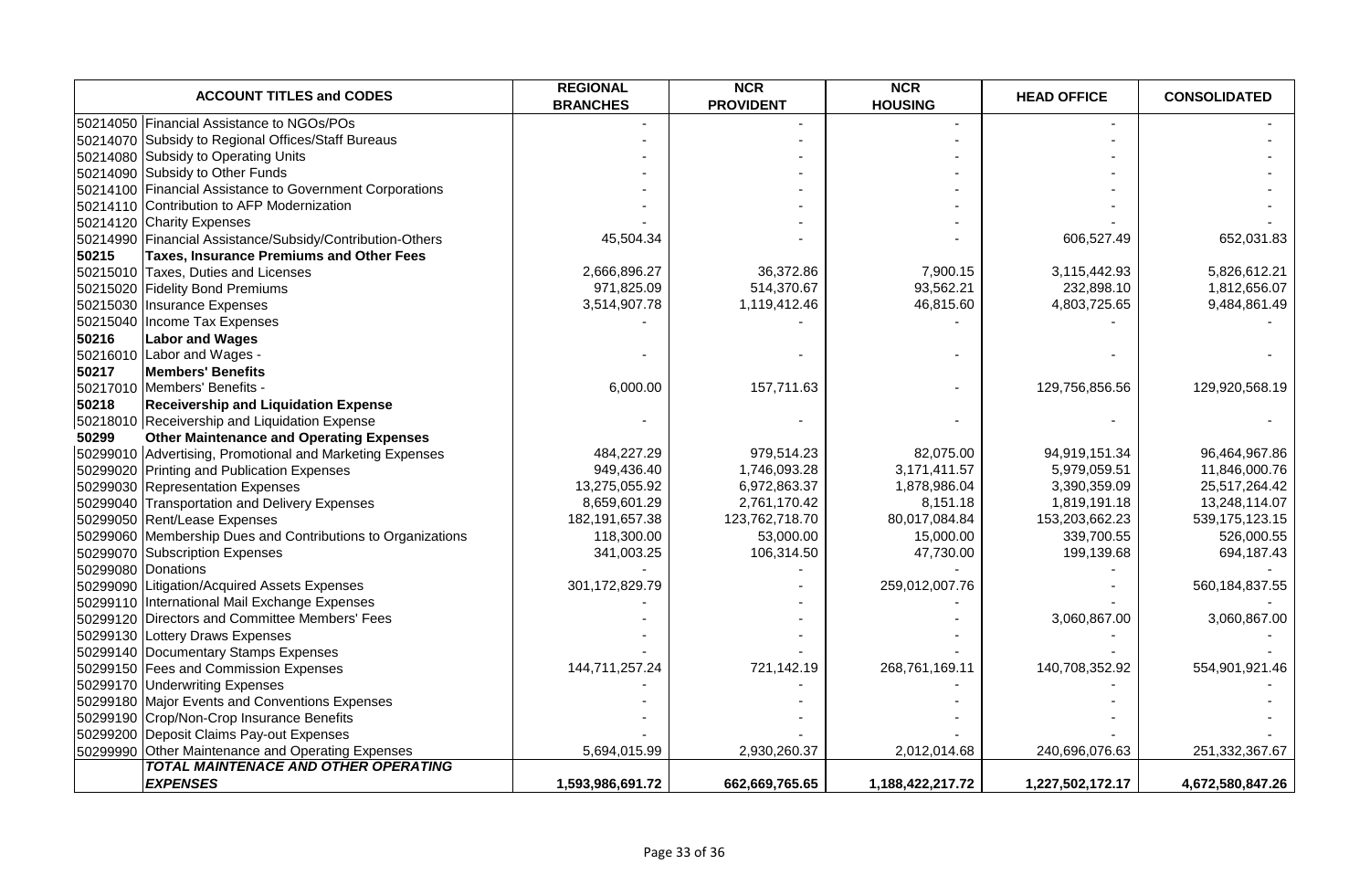| ACCOUNT TITLES and CODES | | REGIONAL BRANCHES | NCR PROVIDENT | NCR HOUSING | HEAD OFFICE | CONSOLIDATED |
|---|---|---|---|---|---|---|
| 50214050 | Financial Assistance to NGOs/POs | - | - | - | - | - |
| 50214070 | Subsidy to Regional Offices/Staff Bureaus | - | - | - | - | - |
| 50214080 | Subsidy to Operating Units | - | - | - | - | - |
| 50214090 | Subsidy to Other Funds | - | - | - | - | - |
| 50214100 | Financial Assistance to Government Corporations | - | - | - | - | - |
| 50214110 | Contribution to AFP Modernization | - | - | - | - | - |
| 50214120 | Charity Expenses | - | - | - | - | - |
| 50214990 | Financial Assistance/Subsidy/Contribution-Others | 45,504.34 | - | - | 606,527.49 | 652,031.83 |
| **50215** | **Taxes, Insurance Premiums and Other Fees** | | | | | |
| 50215010 | Taxes, Duties and Licenses | 2,666,896.27 | 36,372.86 | 7,900.15 | 3,115,442.93 | 5,826,612.21 |
| 50215020 | Fidelity Bond Premiums | 971,825.09 | 514,370.67 | 93,562.21 | 232,898.10 | 1,812,656.07 |
| 50215030 | Insurance Expenses | 3,514,907.78 | 1,119,412.46 | 46,815.60 | 4,803,725.65 | 9,484,861.49 |
| 50215040 | Income Tax Expenses | - | - | - | - | - |
| **50216** | **Labor and Wages** | | | | | |
| 50216010 | Labor and Wages - | - | - | - | - | - |
| **50217** | **Members' Benefits** | | | | | |
| 50217010 | Members' Benefits - | 6,000.00 | 157,711.63 | - | 129,756,856.56 | 129,920,568.19 |
| **50218** | **Receivership and Liquidation Expense** | | | | | |
| 50218010 | Receivership and Liquidation Expense | - | - | - | - | - |
| **50299** | **Other Maintenance and Operating Expenses** | | | | | |
| 50299010 | Advertising, Promotional and Marketing Expenses | 484,227.29 | 979,514.23 | 82,075.00 | 94,919,151.34 | 96,464,967.86 |
| 50299020 | Printing and Publication Expenses | 949,436.40 | 1,746,093.28 | 3,171,411.57 | 5,979,059.51 | 11,846,000.76 |
| 50299030 | Representation Expenses | 13,275,055.92 | 6,972,863.37 | 1,878,986.04 | 3,390,359.09 | 25,517,264.42 |
| 50299040 | Transportation and Delivery Expenses | 8,659,601.29 | 2,761,170.42 | 8,151.18 | 1,819,191.18 | 13,248,114.07 |
| 50299050 | Rent/Lease Expenses | 182,191,657.38 | 123,762,718.70 | 80,017,084.84 | 153,203,662.23 | 539,175,123.15 |
| 50299060 | Membership Dues and Contributions to Organizations | 118,300.00 | 53,000.00 | 15,000.00 | 339,700.55 | 526,000.55 |
| 50299070 | Subscription Expenses | 341,003.25 | 106,314.50 | 47,730.00 | 199,139.68 | 694,187.43 |
| 50299080 | Donations | - | - | - | - | - |
| 50299090 | Litigation/Acquired Assets Expenses | 301,172,829.79 | - | 259,012,007.76 | - | 560,184,837.55 |
| 50299110 | International Mail Exchange Expenses | - | - | - | - | - |
| 50299120 | Directors and Committee Members' Fees | - | - | - | 3,060,867.00 | 3,060,867.00 |
| 50299130 | Lottery Draws Expenses | - | - | - | - | - |
| 50299140 | Documentary Stamps Expenses | - | - | - | - | - |
| 50299150 | Fees and Commission Expenses | 144,711,257.24 | 721,142.19 | 268,761,169.11 | 140,708,352.92 | 554,901,921.46 |
| 50299170 | Underwriting Expenses | - | - | - | - | - |
| 50299180 | Major Events and Conventions Expenses | - | - | - | - | - |
| 50299190 | Crop/Non-Crop Insurance Benefits | - | - | - | - | - |
| 50299200 | Deposit Claims Pay-out Expenses | - | - | - | - | - |
| 50299990 | Other Maintenance and Operating Expenses | 5,694,015.99 | 2,930,260.37 | 2,012,014.68 | 240,696,076.63 | 251,332,367.67 |
| | ***TOTAL MAINTENACE AND OTHER OPERATING EXPENSES*** | **1,593,986,691.72** | **662,669,765.65** | **1,188,422,217.72** | **1,227,502,172.17** | **4,672,580,847.26** |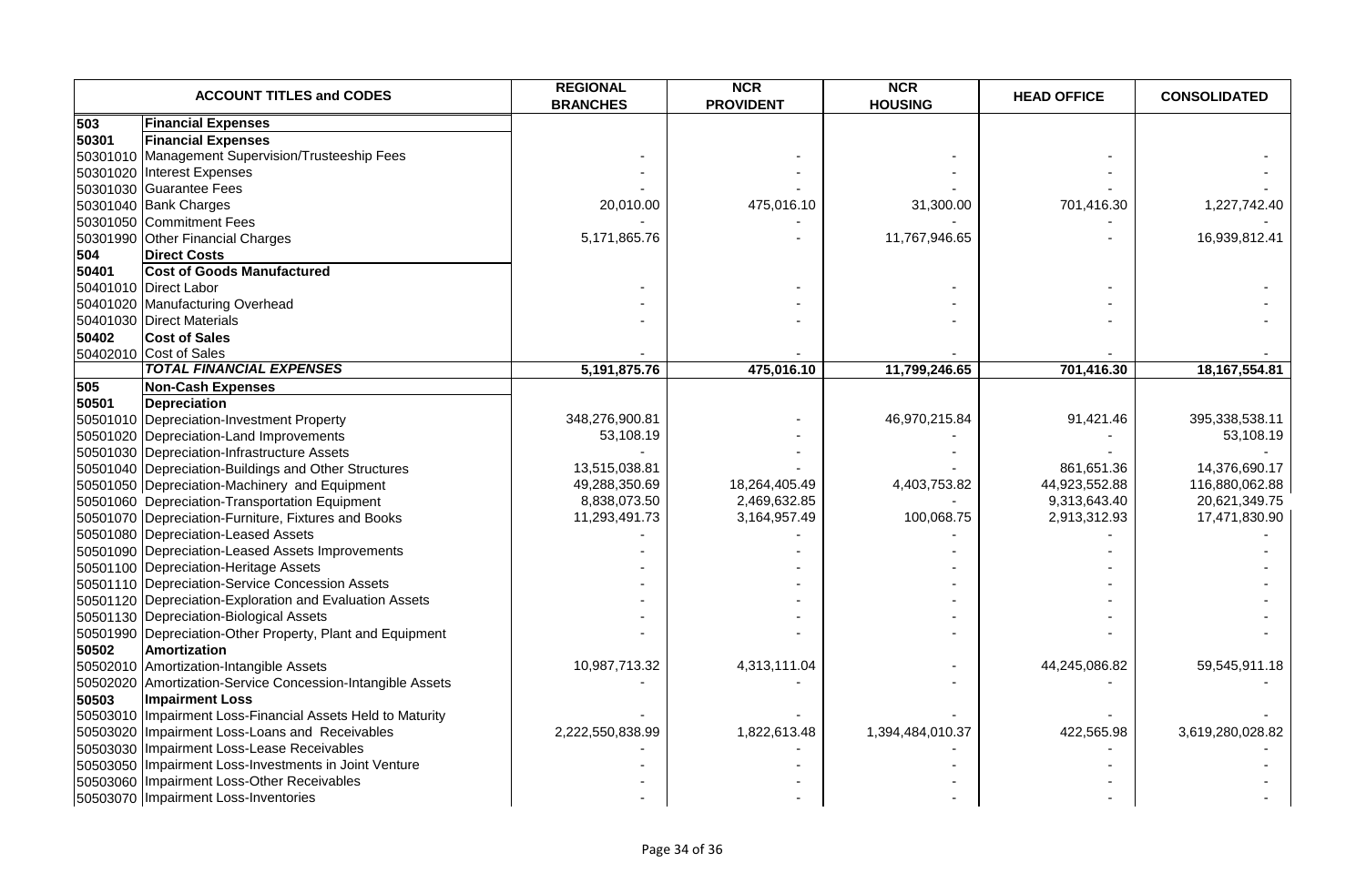| ACCOUNT TITLES and CODES | | REGIONAL BRANCHES | NCR PROVIDENT | NCR HOUSING | HEAD OFFICE | CONSOLIDATED |
|---|---|---|---|---|---|---|
| 503 | **Financial Expenses** | | | | | |
| 50301 | **Financial Expenses** | | | | | |
| 50301010 | Management Supervision/Trusteeship Fees | - | - | - | - | - |
| 50301020 | Interest Expenses | - | - | - | - | - |
| 50301030 | Guarantee Fees | - | - | - | - | - |
| 50301040 | Bank Charges | 20,010.00 | 475,016.10 | 31,300.00 | 701,416.30 | 1,227,742.40 |
| 50301050 | Commitment Fees | - | - | - | - | - |
| 50301990 | Other Financial Charges | 5,171,865.76 | - | 11,767,946.65 | - | 16,939,812.41 |
| 504 | **Direct Costs** | | | | | |
| 50401 | **Cost of Goods Manufactured** | | | | | |
| 50401010 | Direct Labor | - | - | - | - | - |
| 50401020 | Manufacturing Overhead | - | - | - | - | - |
| 50401030 | Direct Materials | - | - | - | - | - |
| 50402 | **Cost of Sales** | | | | | |
| 50402010 | Cost of Sales | - | - | - | - | - |
| | ***TOTAL FINANCIAL EXPENSES*** | **5,191,875.76** | **475,016.10** | **11,799,246.65** | **701,416.30** | **18,167,554.81** |
| 505 | **Non-Cash Expenses** | | | | | |
| 50501 | **Depreciation** | | | | | |
| 50501010 | Depreciation-Investment Property | 348,276,900.81 | - | 46,970,215.84 | 91,421.46 | 395,338,538.11 |
| 50501020 | Depreciation-Land Improvements | 53,108.19 | - | - | - | 53,108.19 |
| 50501030 | Depreciation-Infrastructure Assets | - | - | - | - | - |
| 50501040 | Depreciation-Buildings and Other Structures | 13,515,038.81 | - | - | 861,651.36 | 14,376,690.17 |
| 50501050 | Depreciation-Machinery and Equipment | 49,288,350.69 | 18,264,405.49 | 4,403,753.82 | 44,923,552.88 | 116,880,062.88 |
| 50501060 | Depreciation-Transportation Equipment | 8,838,073.50 | 2,469,632.85 | - | 9,313,643.40 | 20,621,349.75 |
| 50501070 | Depreciation-Furniture, Fixtures and Books | 11,293,491.73 | 3,164,957.49 | 100,068.75 | 2,913,312.93 | 17,471,830.90 |
| 50501080 | Depreciation-Leased Assets | - | - | - | - | - |
| 50501090 | Depreciation-Leased Assets Improvements | - | - | - | - | - |
| 50501100 | Depreciation-Heritage Assets | - | - | - | - | - |
| 50501110 | Depreciation-Service Concession Assets | - | - | - | - | - |
| 50501120 | Depreciation-Exploration and Evaluation Assets | - | - | - | - | - |
| 50501130 | Depreciation-Biological Assets | - | - | - | - | - |
| 50501990 | Depreciation-Other Property, Plant and Equipment | - | - | - | - | - |
| 50502 | **Amortization** | | | | | |
| 50502010 | Amortization-Intangible Assets | 10,987,713.32 | 4,313,111.04 | - | 44,245,086.82 | 59,545,911.18 |
| 50502020 | Amortization-Service Concession-Intangible Assets | - | - | - | - | - |
| 50503 | **Impairment Loss** | | | | | |
| 50503010 | Impairment Loss-Financial Assets Held to Maturity | - | - | - | - | - |
| 50503020 | Impairment Loss-Loans and Receivables | 2,222,550,838.99 | 1,822,613.48 | 1,394,484,010.37 | 422,565.98 | 3,619,280,028.82 |
| 50503030 | Impairment Loss-Lease Receivables | - | - | - | - | - |
| 50503050 | Impairment Loss-Investments in Joint Venture | - | - | - | - | - |
| 50503060 | Impairment Loss-Other Receivables | - | - | - | - | - |
| 50503070 | Impairment Loss-Inventories | - | - | - | - | - |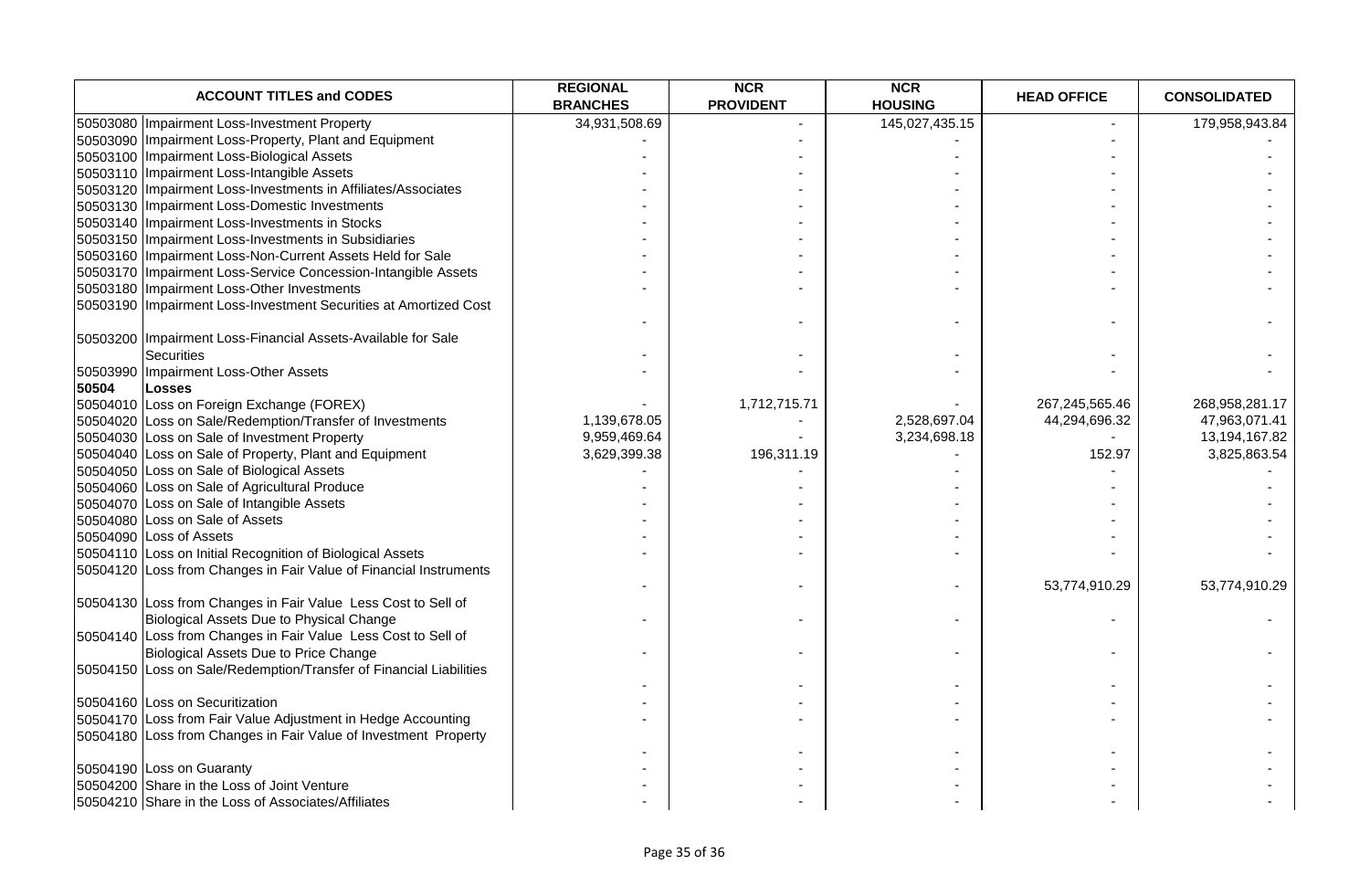| ACCOUNT TITLES and CODES | | REGIONAL BRANCHES | NCR PROVIDENT | NCR HOUSING | HEAD OFFICE | CONSOLIDATED |
|---|---|---|---|---|---|---|
| 50503080 | Impairment Loss-Investment Property | 34,931,508.69 | - | 145,027,435.15 | - | 179,958,943.84 |
| 50503090 | Impairment Loss-Property, Plant and Equipment | - | - | - | - | - |
| 50503100 | Impairment Loss-Biological Assets | - | - | - | - | - |
| 50503110 | Impairment Loss-Intangible Assets | - | - | - | - | - |
| 50503120 | Impairment Loss-Investments in Affiliates/Associates | - | - | - | - | - |
| 50503130 | Impairment Loss-Domestic Investments | - | - | - | - | - |
| 50503140 | Impairment Loss-Investments in Stocks | - | - | - | - | - |
| 50503150 | Impairment Loss-Investments in Subsidiaries | - | - | - | - | - |
| 50503160 | Impairment Loss-Non-Current Assets Held for Sale | - | - | - | - | - |
| 50503170 | Impairment Loss-Service Concession-Intangible Assets | - | - | - | - | - |
| 50503180 | Impairment Loss-Other Investments | - | - | - | - | - |
| 50503190 | Impairment Loss-Investment Securities at Amortized Cost | - | - | - | - | - |
| 50503200 | Impairment Loss-Financial Assets-Available for Sale Securities | - | - | - | - | - |
| 50503990 | Impairment Loss-Other Assets | - | - | - | - | - |
| **50504** | **Losses** | | | | | |
| 50504010 | Loss on Foreign Exchange (FOREX) | - | 1,712,715.71 | - | 267,245,565.46 | 268,958,281.17 |
| 50504020 | Loss on Sale/Redemption/Transfer of Investments | 1,139,678.05 | - | 2,528,697.04 | 44,294,696.32 | 47,963,071.41 |
| 50504030 | Loss on Sale of Investment Property | 9,959,469.64 | - | 3,234,698.18 | - | 13,194,167.82 |
| 50504040 | Loss on Sale of Property, Plant and Equipment | 3,629,399.38 | 196,311.19 | - | 152.97 | 3,825,863.54 |
| 50504050 | Loss on Sale of Biological Assets | - | - | - | - | - |
| 50504060 | Loss on Sale of Agricultural Produce | - | - | - | - | - |
| 50504070 | Loss on Sale of Intangible Assets | - | - | - | - | - |
| 50504080 | Loss on Sale of Assets | - | - | - | - | - |
| 50504090 | Loss of Assets | - | - | - | - | - |
| 50504110 | Loss on Initial Recognition of Biological Assets | - | - | - | - | - |
| 50504120 | Loss from Changes in Fair Value of Financial Instruments | - | - | - | 53,774,910.29 | 53,774,910.29 |
| 50504130 | Loss from Changes in Fair Value Less Cost to Sell of Biological Assets Due to Physical Change | - | - | - | - | - |
| 50504140 | Loss from Changes in Fair Value Less Cost to Sell of Biological Assets Due to Price Change | - | - | - | - | - |
| 50504150 | Loss on Sale/Redemption/Transfer of Financial Liabilities | - | - | - | - | - |
| 50504160 | Loss on Securitization | - | - | - | - | - |
| 50504170 | Loss from Fair Value Adjustment in Hedge Accounting | - | - | - | - | - |
| 50504180 | Loss from Changes in Fair Value of Investment Property | - | - | - | - | - |
| 50504190 | Loss on Guaranty | - | - | - | - | - |
| 50504200 | Share in the Loss of Joint Venture | - | - | - | - | - |
| 50504210 | Share in the Loss of Associates/Affiliates | - | - | - | - | - |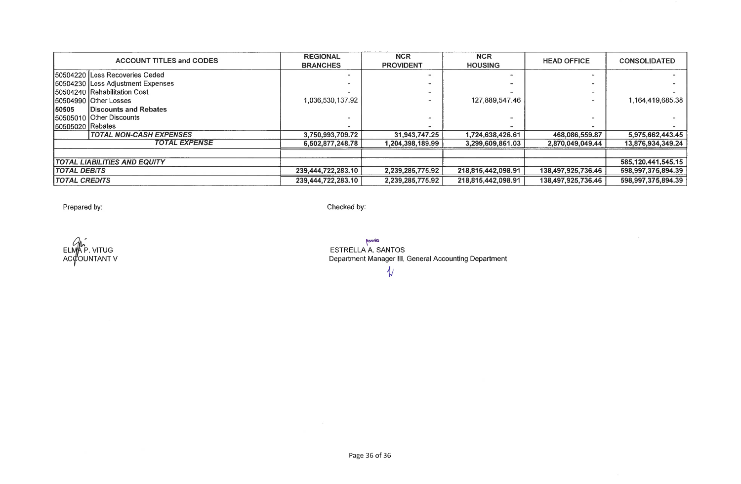| ACCOUNT TITLES and CODES | | REGIONAL BRANCHES | NCR PROVIDENT | NCR HOUSING | HEAD OFFICE | CONSOLIDATED |
|---|---|---|---|---|---|---|
| 50504220 | Loss Recoveries Ceded | - | - | - | - | - |
| 50504230 | Loss Adjustment Expenses | - | - | - | - | - |
| 50504240 | Rehabilitation Cost | - | - | - | - | - |
| 50504990 | Other Losses | 1,036,530,137.92 | - | 127,889,547.46 | - | 1,164,419,685.38 |
| **50505** | **Discounts and Rebates** | | | | | |
| 50505010 | Other Discounts | - | - | - | - | - |
| 50505020 | Rebates | - | - | - | - | - |
| | ***TOTAL NON-CASH EXPENSES*** | **3,750,993,709.72** | **31,943,747.25** | **1,724,638,426.61** | **468,086,559.87** | **5,975,662,443.45** |
| | ***TOTAL EXPENSE*** | **6,502,877,248.78** | **1,204,398,189.99** | **3,299,609,861.03** | **2,870,049,049.44** | **13,876,934,349.24** |
| | | | | | | |
| ***TOTAL LIABILITIES AND EQUITY*** | | | | | | **585,120,441,545.15** |
| ***TOTAL DEBITS*** | | **239,444,722,283.10** | **2,239,285,775.92** | **218,815,442,098.91** | **138,497,925,736.46** | **598,997,375,894.39** |
| ***TOTAL CREDITS*** | | **239,444,722,283.10** | **2,239,285,775.92** | **218,815,442,098.91** | **138,497,925,736.46** | **598,997,375,894.39** |

Prepared by:

ELMA P. VITUG
ACCOUNTANT V

Checked by:

ESTRELLA A. SANTOS
Department Manager III, General Accounting Department